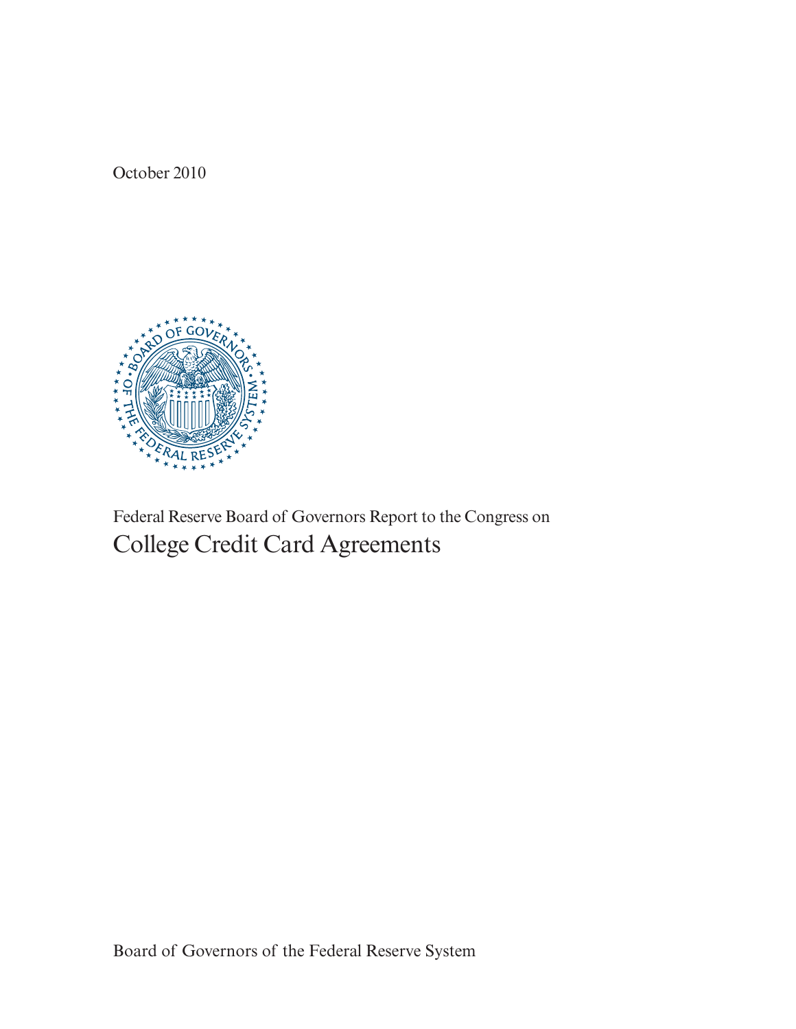October 2010

Federal Reserve Board of Governors Report to the Congress on

# College Credit Card Agreements

Board of Governors of the Federal Reserve System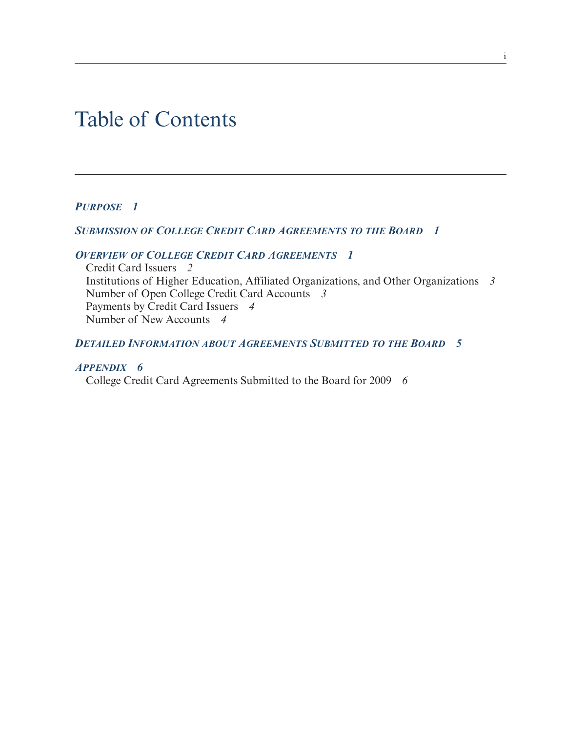# Table of Contents

***Purpose*** *1*

***Submission of College Credit Card Agreements to the Board*** *1*

***Overview of College Credit Card Agreements*** *1*

- Credit Card Issuers *2*
- Institutions of Higher Education, Affiliated Organizations, and Other Organizations *3*
- Number of Open College Credit Card Accounts *3*
- Payments by Credit Card Issuers *4*
- Number of New Accounts *4*

***Detailed Information about Agreements Submitted to the Board*** *5*

***Appendix*** *6*

- College Credit Card Agreements Submitted to the Board for 2009 *6*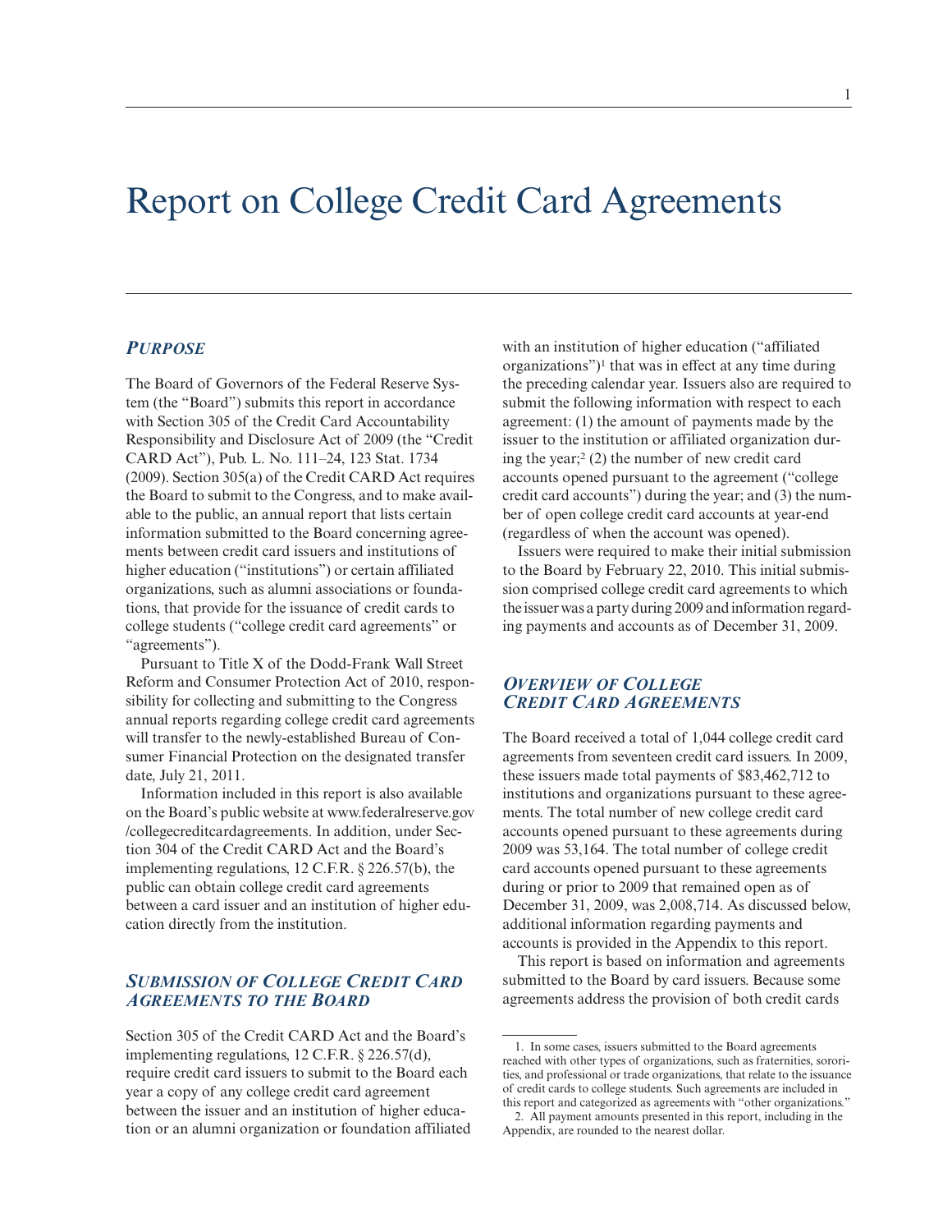# Report on College Credit Card Agreements

## *Purpose*

The Board of Governors of the Federal Reserve System (the "Board") submits this report in accordance with Section 305 of the Credit Card Accountability Responsibility and Disclosure Act of 2009 (the "Credit CARD Act"), Pub. L. No. 111–24, 123 Stat. 1734 (2009). Section 305(a) of the Credit CARD Act requires the Board to submit to the Congress, and to make available to the public, an annual report that lists certain information submitted to the Board concerning agreements between credit card issuers and institutions of higher education ("institutions") or certain affiliated organizations, such as alumni associations or foundations, that provide for the issuance of credit cards to college students ("college credit card agreements" or "agreements").

Pursuant to Title X of the Dodd-Frank Wall Street Reform and Consumer Protection Act of 2010, responsibility for collecting and submitting to the Congress annual reports regarding college credit card agreements will transfer to the newly-established Bureau of Consumer Financial Protection on the designated transfer date, July 21, 2011.

Information included in this report is also available on the Board's public website at www.federalreserve.gov/collegecreditcardagreements. In addition, under Section 304 of the Credit CARD Act and the Board's implementing regulations, 12 C.F.R. § 226.57(b), the public can obtain college credit card agreements between a card issuer and an institution of higher education directly from the institution.

## *Submission of College Credit Card Agreements to the Board*

Section 305 of the Credit CARD Act and the Board's implementing regulations, 12 C.F.R. § 226.57(d), require credit card issuers to submit to the Board each year a copy of any college credit card agreement between the issuer and an institution of higher education or an alumni organization or foundation affiliated with an institution of higher education ("affiliated organizations")[1] that was in effect at any time during the preceding calendar year. Issuers also are required to submit the following information with respect to each agreement: (1) the amount of payments made by the issuer to the institution or affiliated organization during the year;[2] (2) the number of new credit card accounts opened pursuant to the agreement ("college credit card accounts") during the year; and (3) the number of open college credit card accounts at year-end (regardless of when the account was opened).

Issuers were required to make their initial submission to the Board by February 22, 2010. This initial submission comprised college credit card agreements to which the issuer was a party during 2009 and information regarding payments and accounts as of December 31, 2009.

## *Overview of College Credit Card Agreements*

The Board received a total of 1,044 college credit card agreements from seventeen credit card issuers. In 2009, these issuers made total payments of $83,462,712 to institutions and organizations pursuant to these agreements. The total number of new college credit card accounts opened pursuant to these agreements during 2009 was 53,164. The total number of college credit card accounts opened pursuant to these agreements during or prior to 2009 that remained open as of December 31, 2009, was 2,008,714. As discussed below, additional information regarding payments and accounts is provided in the Appendix to this report.

This report is based on information and agreements submitted to the Board by card issuers. Because some agreements address the provision of both credit cards

---

1. In some cases, issuers submitted to the Board agreements reached with other types of organizations, such as fraternities, sororities, and professional or trade organizations, that relate to the issuance of credit cards to college students. Such agreements are included in this report and categorized as agreements with "other organizations."

2. All payment amounts presented in this report, including in the Appendix, are rounded to the nearest dollar.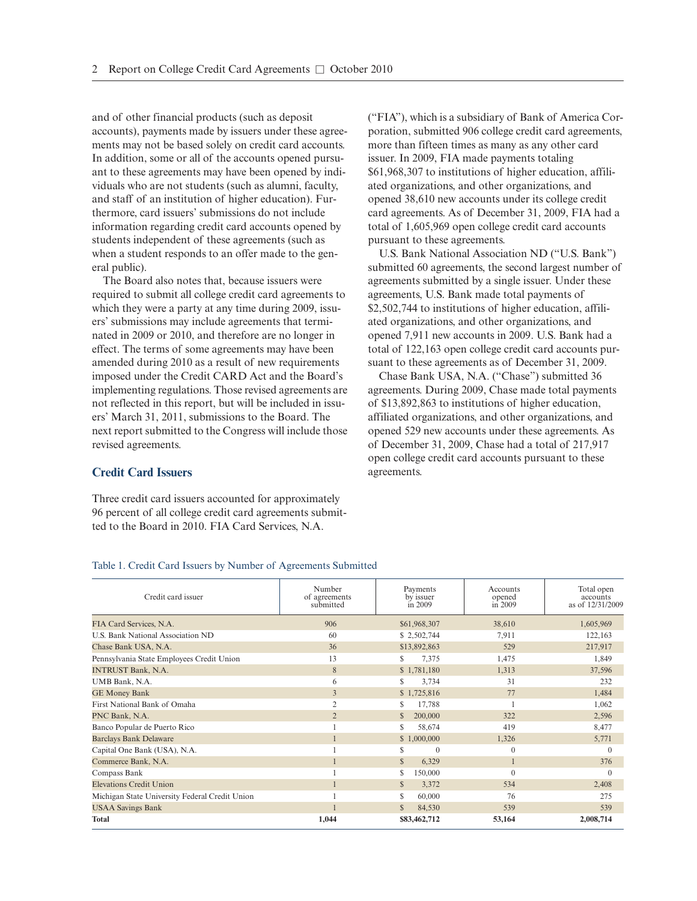and of other financial products (such as deposit accounts), payments made by issuers under these agreements may not be based solely on credit card accounts. In addition, some or all of the accounts opened pursuant to these agreements may have been opened by individuals who are not students (such as alumni, faculty, and staff of an institution of higher education). Furthermore, card issuers' submissions do not include information regarding credit card accounts opened by students independent of these agreements (such as when a student responds to an offer made to the general public).

The Board also notes that, because issuers were required to submit all college credit card agreements to which they were a party at any time during 2009, issuers' submissions may include agreements that terminated in 2009 or 2010, and therefore are no longer in effect. The terms of some agreements may have been amended during 2010 as a result of new requirements imposed under the Credit CARD Act and the Board's implementing regulations. Those revised agreements are not reflected in this report, but will be included in issuers' March 31, 2011, submissions to the Board. The next report submitted to the Congress will include those revised agreements.

## Credit Card Issuers

Three credit card issuers accounted for approximately 96 percent of all college credit card agreements submitted to the Board in 2010. FIA Card Services, N.A. ("FIA"), which is a subsidiary of Bank of America Corporation, submitted 906 college credit card agreements, more than fifteen times as many as any other card issuer. In 2009, FIA made payments totaling $61,968,307 to institutions of higher education, affiliated organizations, and other organizations, and opened 38,610 new accounts under its college credit card agreements. As of December 31, 2009, FIA had a total of 1,605,969 open college credit card accounts pursuant to these agreements.

U.S. Bank National Association ND ("U.S. Bank") submitted 60 agreements, the second largest number of agreements submitted by a single issuer. Under these agreements, U.S. Bank made total payments of $2,502,744 to institutions of higher education, affiliated organizations, and other organizations, and opened 7,911 new accounts in 2009. U.S. Bank had a total of 122,163 open college credit card accounts pursuant to these agreements as of December 31, 2009.

Chase Bank USA, N.A. ("Chase") submitted 36 agreements. During 2009, Chase made total payments of $13,892,863 to institutions of higher education, affiliated organizations, and other organizations, and opened 529 new accounts under these agreements. As of December 31, 2009, Chase had a total of 217,917 open college credit card accounts pursuant to these agreements.

Table 1. Credit Card Issuers by Number of Agreements Submitted

| Credit card issuer | Number of agreements submitted | Payments by issuer in 2009 | Accounts opened in 2009 | Total open accounts as of 12/31/2009 |
|---|---|---|---|---|
| FIA Card Services, N.A. | 906 | $61,968,307 | 38,610 | 1,605,969 |
| U.S. Bank National Association ND | 60 | $ 2,502,744 | 7,911 | 122,163 |
| Chase Bank USA, N.A. | 36 | $13,892,863 | 529 | 217,917 |
| Pennsylvania State Employees Credit Union | 13 | $ 7,375 | 1,475 | 1,849 |
| INTRUST Bank, N.A. | 8 | $ 1,781,180 | 1,313 | 37,596 |
| UMB Bank, N.A. | 6 | $ 3,734 | 31 | 232 |
| GE Money Bank | 3 | $ 1,725,816 | 77 | 1,484 |
| First National Bank of Omaha | 2 | $ 17,788 | 1 | 1,062 |
| PNC Bank, N.A. | 2 | $ 200,000 | 322 | 2,596 |
| Banco Popular de Puerto Rico | 1 | $ 58,674 | 419 | 8,477 |
| Barclays Bank Delaware | 1 | $ 1,000,000 | 1,326 | 5,771 |
| Capital One Bank (USA), N.A. | 1 | $ 0 | 0 | 0 |
| Commerce Bank, N.A. | 1 | $ 6,329 | 1 | 376 |
| Compass Bank | 1 | $ 150,000 | 0 | 0 |
| Elevations Credit Union | 1 | $ 3,372 | 534 | 2,408 |
| Michigan State University Federal Credit Union | 1 | $ 60,000 | 76 | 275 |
| USAA Savings Bank | 1 | $ 84,530 | 539 | 539 |
| **Total** | **1,044** | **$83,462,712** | **53,164** | **2,008,714** |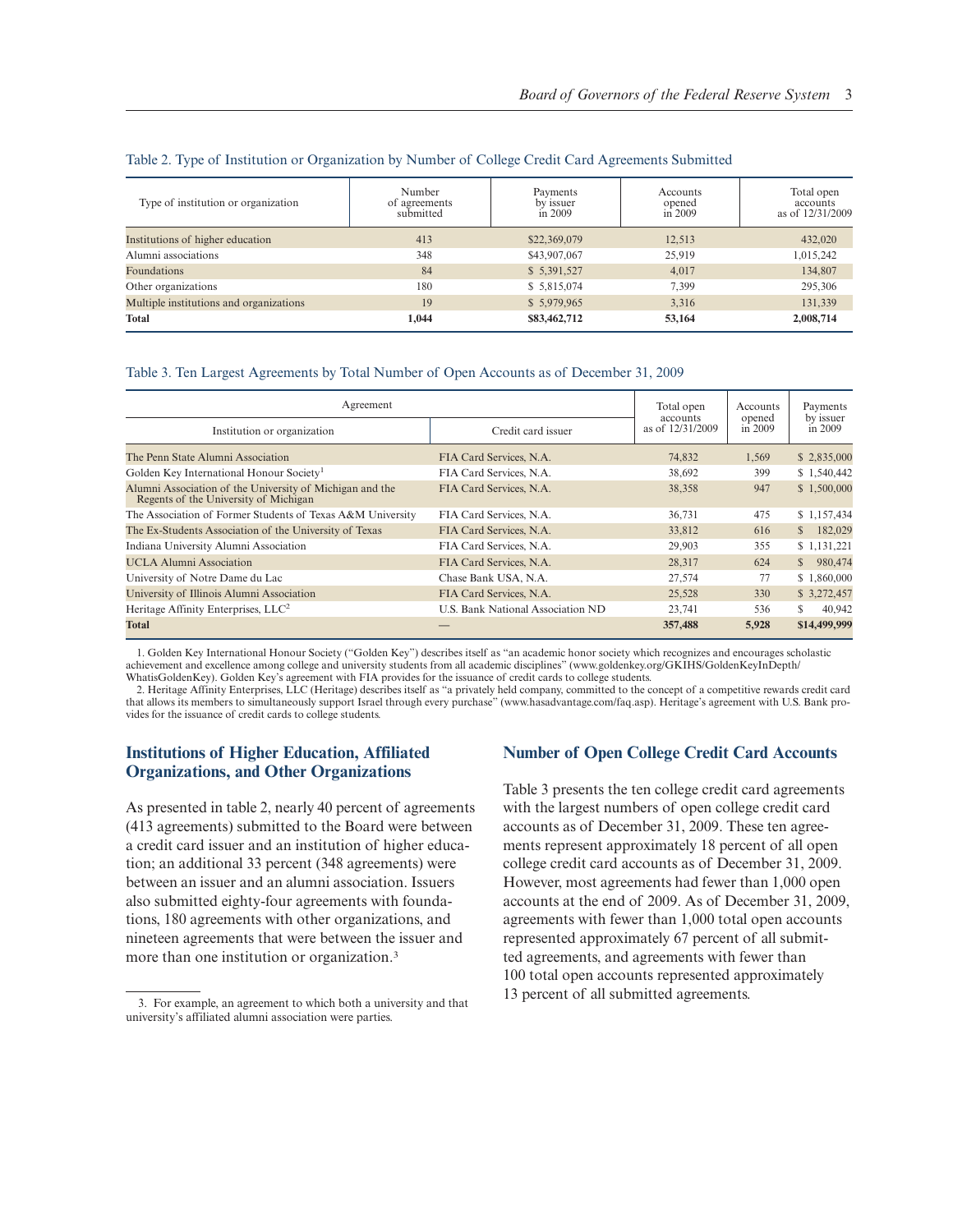Table 2. Type of Institution or Organization by Number of College Credit Card Agreements Submitted

| Type of institution or organization | Number of agreements submitted | Payments by issuer in 2009 | Accounts opened in 2009 | Total open accounts as of 12/31/2009 |
|---|---|---|---|---|
| Institutions of higher education | 413 | $22,369,079 | 12,513 | 432,020 |
| Alumni associations | 348 | $43,907,067 | 25,919 | 1,015,242 |
| Foundations | 84 | $ 5,391,527 | 4,017 | 134,807 |
| Other organizations | 180 | $ 5,815,074 | 7,399 | 295,306 |
| Multiple institutions and organizations | 19 | $ 5,979,965 | 3,316 | 131,339 |
| **Total** | **1,044** | **$83,462,712** | **53,164** | **2,008,714** |

Table 3. Ten Largest Agreements by Total Number of Open Accounts as of December 31, 2009

| Agreement | | Total open accounts as of 12/31/2009 | Accounts opened in 2009 | Payments by issuer in 2009 |
|---|---|---|---|---|
| Institution or organization | Credit card issuer | | | |
| The Penn State Alumni Association | FIA Card Services, N.A. | 74,832 | 1,569 | $ 2,835,000 |
| Golden Key International Honour Society[1] | FIA Card Services, N.A. | 38,692 | 399 | $ 1,540,442 |
| Alumni Association of the University of Michigan and the Regents of the University of Michigan | FIA Card Services, N.A. | 38,358 | 947 | $ 1,500,000 |
| The Association of Former Students of Texas A&M University | FIA Card Services, N.A. | 36,731 | 475 | $ 1,157,434 |
| The Ex-Students Association of the University of Texas | FIA Card Services, N.A. | 33,812 | 616 | $ 182,029 |
| Indiana University Alumni Association | FIA Card Services, N.A. | 29,903 | 355 | $ 1,131,221 |
| UCLA Alumni Association | FIA Card Services, N.A. | 28,317 | 624 | $ 980,474 |
| University of Notre Dame du Lac | Chase Bank USA, N.A. | 27,574 | 77 | $ 1,860,000 |
| University of Illinois Alumni Association | FIA Card Services, N.A. | 25,528 | 330 | $ 3,272,457 |
| Heritage Affinity Enterprises, LLC[2] | U.S. Bank National Association ND | 23,741 | 536 | $ 40,942 |
| **Total** | — | **357,488** | **5,928** | **$14,499,999** |

1. Golden Key International Honour Society ("Golden Key") describes itself as "an academic honor society which recognizes and encourages scholastic achievement and excellence among college and university students from all academic disciplines" (www.goldenkey.org/GKIHS/GoldenKeyInDepth/WhatisGoldenKey). Golden Key's agreement with FIA provides for the issuance of credit cards to college students.

2. Heritage Affinity Enterprises, LLC (Heritage) describes itself as "a privately held company, committed to the concept of a competitive rewards credit card that allows its members to simultaneously support Israel through every purchase" (www.hasadvantage.com/faq.asp). Heritage's agreement with U.S. Bank provides for the issuance of credit cards to college students.

## Institutions of Higher Education, Affiliated Organizations, and Other Organizations

As presented in table 2, nearly 40 percent of agreements (413 agreements) submitted to the Board were between a credit card issuer and an institution of higher education; an additional 33 percent (348 agreements) were between an issuer and an alumni association. Issuers also submitted eighty-four agreements with foundations, 180 agreements with other organizations, and nineteen agreements that were between the issuer and more than one institution or organization.[3]

3. For example, an agreement to which both a university and that university's affiliated alumni association were parties.

## Number of Open College Credit Card Accounts

Table 3 presents the ten college credit card agreements with the largest numbers of open college credit card accounts as of December 31, 2009. These ten agreements represent approximately 18 percent of all open college credit card accounts as of December 31, 2009. However, most agreements had fewer than 1,000 open accounts at the end of 2009. As of December 31, 2009, agreements with fewer than 1,000 total open accounts represented approximately 67 percent of all submitted agreements, and agreements with fewer than 100 total open accounts represented approximately 13 percent of all submitted agreements.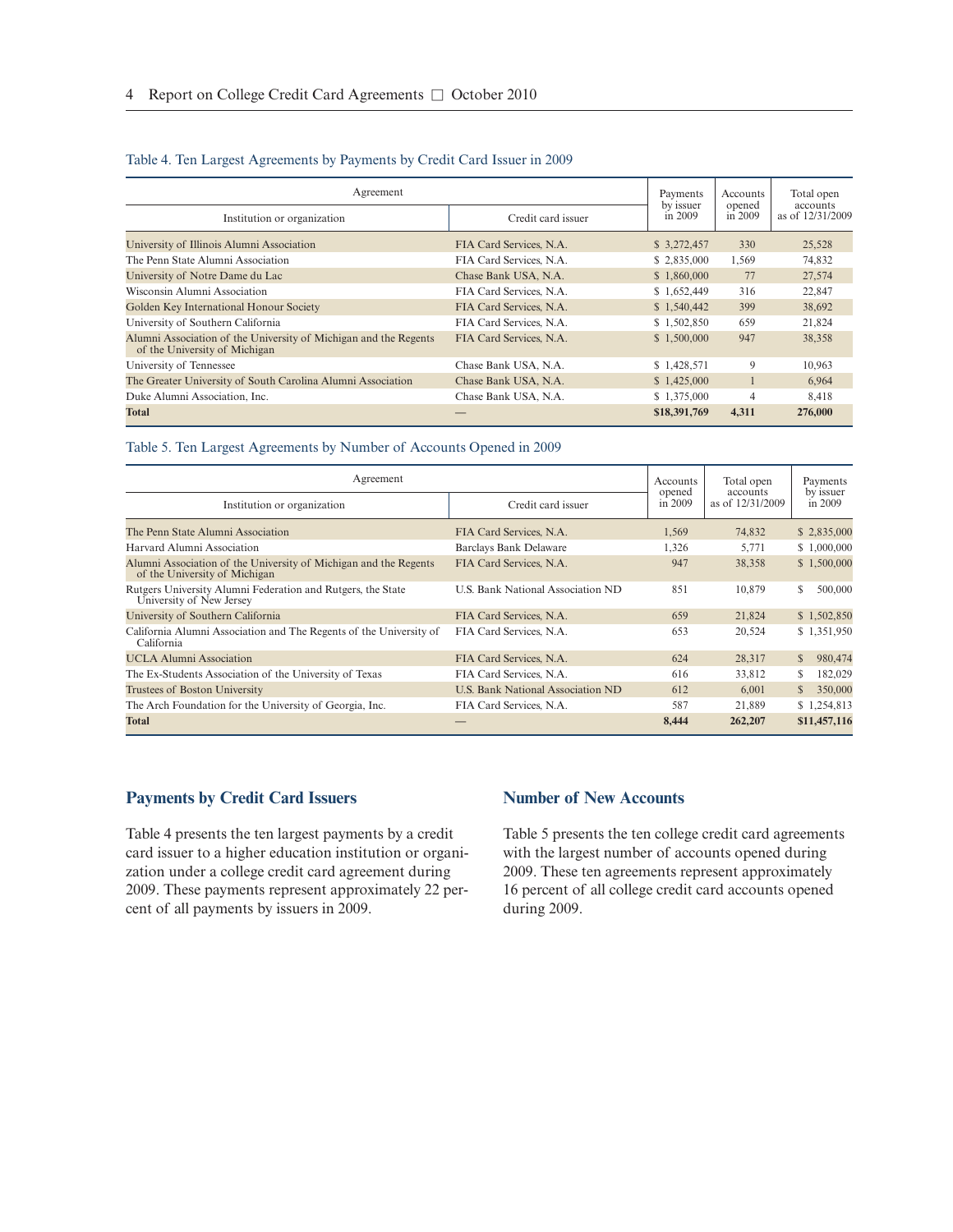Table 4. Ten Largest Agreements by Payments by Credit Card Issuer in 2009

| Agreement | | Payments by issuer in 2009 | Accounts opened in 2009 | Total open accounts as of 12/31/2009 |
|---|---|---|---|---|
| Institution or organization | Credit card issuer | | | |
| University of Illinois Alumni Association | FIA Card Services, N.A. | $ 3,272,457 | 330 | 25,528 |
| The Penn State Alumni Association | FIA Card Services, N.A. | $ 2,835,000 | 1,569 | 74,832 |
| University of Notre Dame du Lac | Chase Bank USA, N.A. | $ 1,860,000 | 77 | 27,574 |
| Wisconsin Alumni Association | FIA Card Services, N.A. | $ 1,652,449 | 316 | 22,847 |
| Golden Key International Honour Society | FIA Card Services, N.A. | $ 1,540,442 | 399 | 38,692 |
| University of Southern California | FIA Card Services, N.A. | $ 1,502,850 | 659 | 21,824 |
| Alumni Association of the University of Michigan and the Regents of the University of Michigan | FIA Card Services, N.A. | $ 1,500,000 | 947 | 38,358 |
| University of Tennessee | Chase Bank USA, N.A. | $ 1,428,571 | 9 | 10,963 |
| The Greater University of South Carolina Alumni Association | Chase Bank USA, N.A. | $ 1,425,000 | 1 | 6,964 |
| Duke Alumni Association, Inc. | Chase Bank USA, N.A. | $ 1,375,000 | 4 | 8,418 |
| **Total** | — | **$18,391,769** | **4,311** | **276,000** |

Table 5. Ten Largest Agreements by Number of Accounts Opened in 2009

| Agreement | | Accounts opened in 2009 | Total open accounts as of 12/31/2009 | Payments by issuer in 2009 |
|---|---|---|---|---|
| Institution or organization | Credit card issuer | | | |
| The Penn State Alumni Association | FIA Card Services, N.A. | 1,569 | 74,832 | $ 2,835,000 |
| Harvard Alumni Association | Barclays Bank Delaware | 1,326 | 5,771 | $ 1,000,000 |
| Alumni Association of the University of Michigan and the Regents of the University of Michigan | FIA Card Services, N.A. | 947 | 38,358 | $ 1,500,000 |
| Rutgers University Alumni Federation and Rutgers, the State University of New Jersey | U.S. Bank National Association ND | 851 | 10,879 | $ 500,000 |
| University of Southern California | FIA Card Services, N.A. | 659 | 21,824 | $ 1,502,850 |
| California Alumni Association and The Regents of the University of California | FIA Card Services, N.A. | 653 | 20,524 | $ 1,351,950 |
| UCLA Alumni Association | FIA Card Services, N.A. | 624 | 28,317 | $ 980,474 |
| The Ex-Students Association of the University of Texas | FIA Card Services, N.A. | 616 | 33,812 | $ 182,029 |
| Trustees of Boston University | U.S. Bank National Association ND | 612 | 6,001 | $ 350,000 |
| The Arch Foundation for the University of Georgia, Inc. | FIA Card Services, N.A. | 587 | 21,889 | $ 1,254,813 |
| **Total** | — | **8,444** | **262,207** | **$11,457,116** |

## Payments by Credit Card Issuers

Table 4 presents the ten largest payments by a credit card issuer to a higher education institution or organization under a college credit card agreement during 2009. These payments represent approximately 22 percent of all payments by issuers in 2009.

## Number of New Accounts

Table 5 presents the ten college credit card agreements with the largest number of accounts opened during 2009. These ten agreements represent approximately 16 percent of all college credit card accounts opened during 2009.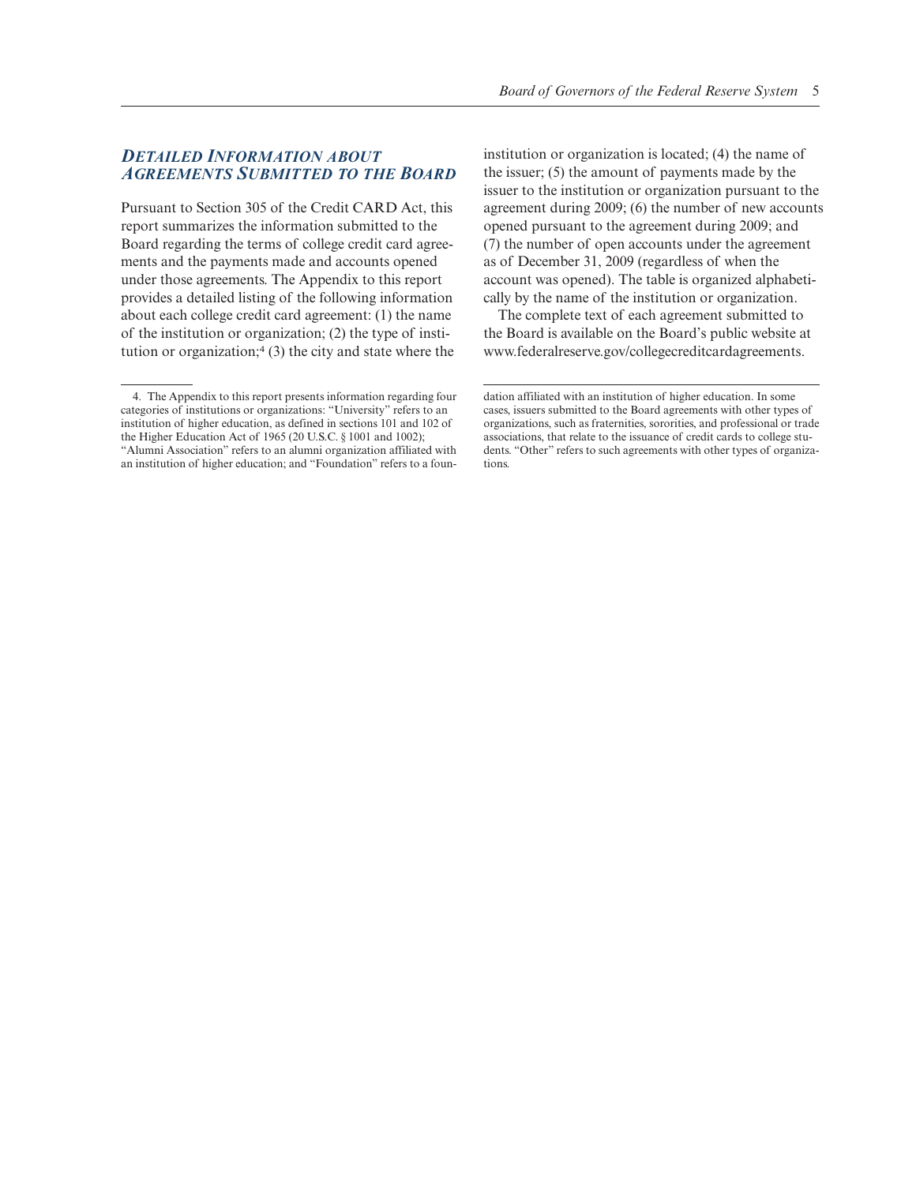## *Detailed Information about Agreements Submitted to the Board*

Pursuant to Section 305 of the Credit CARD Act, this report summarizes the information submitted to the Board regarding the terms of college credit card agreements and the payments made and accounts opened under those agreements. The Appendix to this report provides a detailed listing of the following information about each college credit card agreement: (1) the name of the institution or organization; (2) the type of institution or organization;[4] (3) the city and state where the institution or organization is located; (4) the name of the issuer; (5) the amount of payments made by the issuer to the institution or organization pursuant to the agreement during 2009; (6) the number of new accounts opened pursuant to the agreement during 2009; and (7) the number of open accounts under the agreement as of December 31, 2009 (regardless of when the account was opened). The table is organized alphabetically by the name of the institution or organization.

The complete text of each agreement submitted to the Board is available on the Board's public website at www.federalreserve.gov/collegecreditcardagreements.

---

4. The Appendix to this report presents information regarding four categories of institutions or organizations: "University" refers to an institution of higher education, as defined in sections 101 and 102 of the Higher Education Act of 1965 (20 U.S.C. § 1001 and 1002); "Alumni Association" refers to an alumni organization affiliated with an institution of higher education; and "Foundation" refers to a foundation affiliated with an institution of higher education. In some cases, issuers submitted to the Board agreements with other types of organizations, such as fraternities, sororities, and professional or trade associations, that relate to the issuance of credit cards to college students. "Other" refers to such agreements with other types of organizations.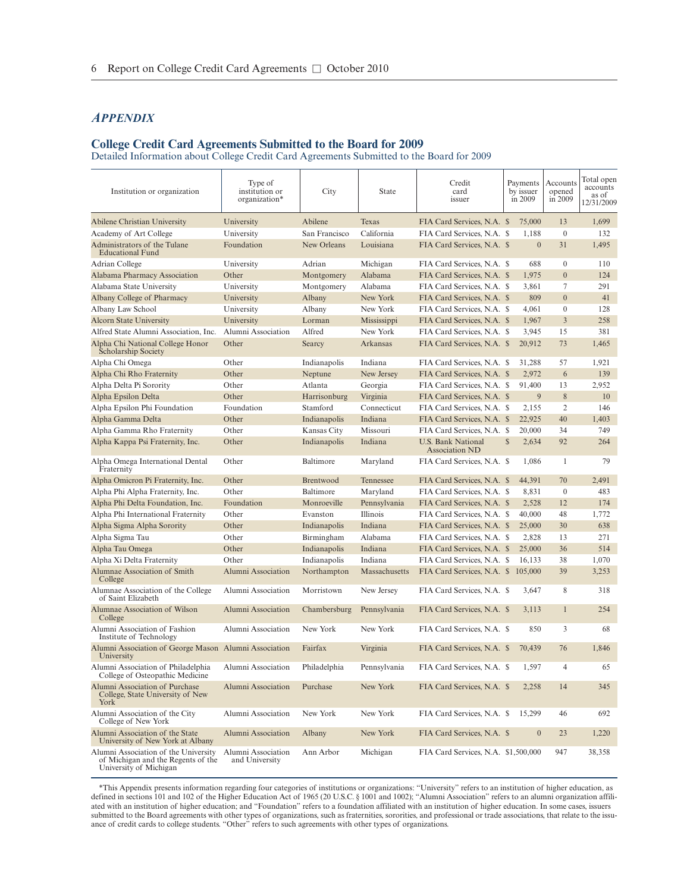## *Appendix*

### College Credit Card Agreements Submitted to the Board for 2009

Detailed Information about College Credit Card Agreements Submitted to the Board for 2009

| Institution or organization | Type of institution or organization* | City | State | Credit card issuer | Payments by issuer in 2009 | Accounts opened in 2009 | Total open accounts as of 12/31/2009 |
|---|---|---|---|---|---|---|---|
| Abilene Christian University | University | Abilene | Texas | FIA Card Services, N.A. | $ 75,000 | 13 | 1,699 |
| Academy of Art College | University | San Francisco | California | FIA Card Services, N.A. | $ 1,188 | 0 | 132 |
| Administrators of the Tulane Educational Fund | Foundation | New Orleans | Louisiana | FIA Card Services, N.A. | $ 0 | 31 | 1,495 |
| Adrian College | University | Adrian | Michigan | FIA Card Services, N.A. | $ 688 | 0 | 110 |
| Alabama Pharmacy Association | Other | Montgomery | Alabama | FIA Card Services, N.A. | $ 1,975 | 0 | 124 |
| Alabama State University | University | Montgomery | Alabama | FIA Card Services, N.A. | $ 3,861 | 7 | 291 |
| Albany College of Pharmacy | University | Albany | New York | FIA Card Services, N.A. | $ 809 | 0 | 41 |
| Albany Law School | University | Albany | New York | FIA Card Services, N.A. | $ 4,061 | 0 | 128 |
| Alcorn State University | University | Lorman | Mississippi | FIA Card Services, N.A. | $ 1,967 | 3 | 258 |
| Alfred State Alumni Association, Inc. | Alumni Association | Alfred | New York | FIA Card Services, N.A. | $ 3,945 | 15 | 381 |
| Alpha Chi National College Honor Scholarship Society | Other | Searcy | Arkansas | FIA Card Services, N.A. | $ 20,912 | 73 | 1,465 |
| Alpha Chi Omega | Other | Indianapolis | Indiana | FIA Card Services, N.A. | $ 31,288 | 57 | 1,921 |
| Alpha Chi Rho Fraternity | Other | Neptune | New Jersey | FIA Card Services, N.A. | $ 2,972 | 6 | 139 |
| Alpha Delta Pi Sorority | Other | Atlanta | Georgia | FIA Card Services, N.A. | $ 91,400 | 13 | 2,952 |
| Alpha Epsilon Delta | Other | Harrisonburg | Virginia | FIA Card Services, N.A. | $ 9 | 8 | 10 |
| Alpha Epsilon Phi Foundation | Foundation | Stamford | Connecticut | FIA Card Services, N.A. | $ 2,155 | 2 | 146 |
| Alpha Gamma Delta | Other | Indianapolis | Indiana | FIA Card Services, N.A. | $ 22,925 | 40 | 1,403 |
| Alpha Gamma Rho Fraternity | Other | Kansas City | Missouri | FIA Card Services, N.A. | $ 20,000 | 34 | 749 |
| Alpha Kappa Psi Fraternity, Inc. | Other | Indianapolis | Indiana | U.S. Bank National Association ND | $ 2,634 | 92 | 264 |
| Alpha Omega International Dental Fraternity | Other | Baltimore | Maryland | FIA Card Services, N.A. | $ 1,086 | 1 | 79 |
| Alpha Omicron Pi Fraternity, Inc. | Other | Brentwood | Tennessee | FIA Card Services, N.A. | $ 44,391 | 70 | 2,491 |
| Alpha Phi Alpha Fraternity, Inc. | Other | Baltimore | Maryland | FIA Card Services, N.A. | $ 8,831 | 0 | 483 |
| Alpha Phi Delta Foundation, Inc. | Foundation | Monroeville | Pennsylvania | FIA Card Services, N.A. | $ 2,528 | 12 | 174 |
| Alpha Phi International Fraternity | Other | Evanston | Illinois | FIA Card Services, N.A. | $ 40,000 | 48 | 1,772 |
| Alpha Sigma Alpha Sorority | Other | Indianapolis | Indiana | FIA Card Services, N.A. | $ 25,000 | 30 | 638 |
| Alpha Sigma Tau | Other | Birmingham | Alabama | FIA Card Services, N.A. | $ 2,828 | 13 | 271 |
| Alpha Tau Omega | Other | Indianapolis | Indiana | FIA Card Services, N.A. | $ 25,000 | 36 | 514 |
| Alpha Xi Delta Fraternity | Other | Indianapolis | Indiana | FIA Card Services, N.A. | $ 16,133 | 38 | 1,070 |
| Alumnae Association of Smith College | Alumni Association | Northampton | Massachusetts | FIA Card Services, N.A. | $ 105,000 | 39 | 3,253 |
| Alumnae Association of the College of Saint Elizabeth | Alumni Association | Morristown | New Jersey | FIA Card Services, N.A. | $ 3,647 | 8 | 318 |
| Alumnae Association of Wilson College | Alumni Association | Chambersburg | Pennsylvania | FIA Card Services, N.A. | $ 3,113 | 1 | 254 |
| Alumni Association of Fashion Institute of Technology | Alumni Association | New York | New York | FIA Card Services, N.A. | $ 850 | 3 | 68 |
| Alumni Association of George Mason University | Alumni Association | Fairfax | Virginia | FIA Card Services, N.A. | $ 70,439 | 76 | 1,846 |
| Alumni Association of Philadelphia College of Osteopathic Medicine | Alumni Association | Philadelphia | Pennsylvania | FIA Card Services, N.A. | $ 1,597 | 4 | 65 |
| Alumni Association of Purchase College, State University of New York | Alumni Association | Purchase | New York | FIA Card Services, N.A. | $ 2,258 | 14 | 345 |
| Alumni Association of the City College of New York | Alumni Association | New York | New York | FIA Card Services, N.A. | $ 15,299 | 46 | 692 |
| Alumni Association of the State University of New York at Albany | Alumni Association | Albany | New York | FIA Card Services, N.A. | $ 0 | 23 | 1,220 |
| Alumni Association of the University of Michigan and the Regents of the University of Michigan | Alumni Association and University | Ann Arbor | Michigan | FIA Card Services, N.A. | $1,500,000 | 947 | 38,358 |

*This Appendix presents information regarding four categories of institutions or organizations: "University" refers to an institution of higher education, as defined in sections 101 and 102 of the Higher Education Act of 1965 (20 U.S.C. § 1001 and 1002); "Alumni Association" refers to an alumni organization affiliated with an institution of higher education; and "Foundation" refers to a foundation affiliated with an institution of higher education. In some cases, issuers submitted to the Board agreements with other types of organizations, such as fraternities, sororities, and professional or trade associations, that relate to the issuance of credit cards to college students. "Other" refers to such agreements with other types of organizations.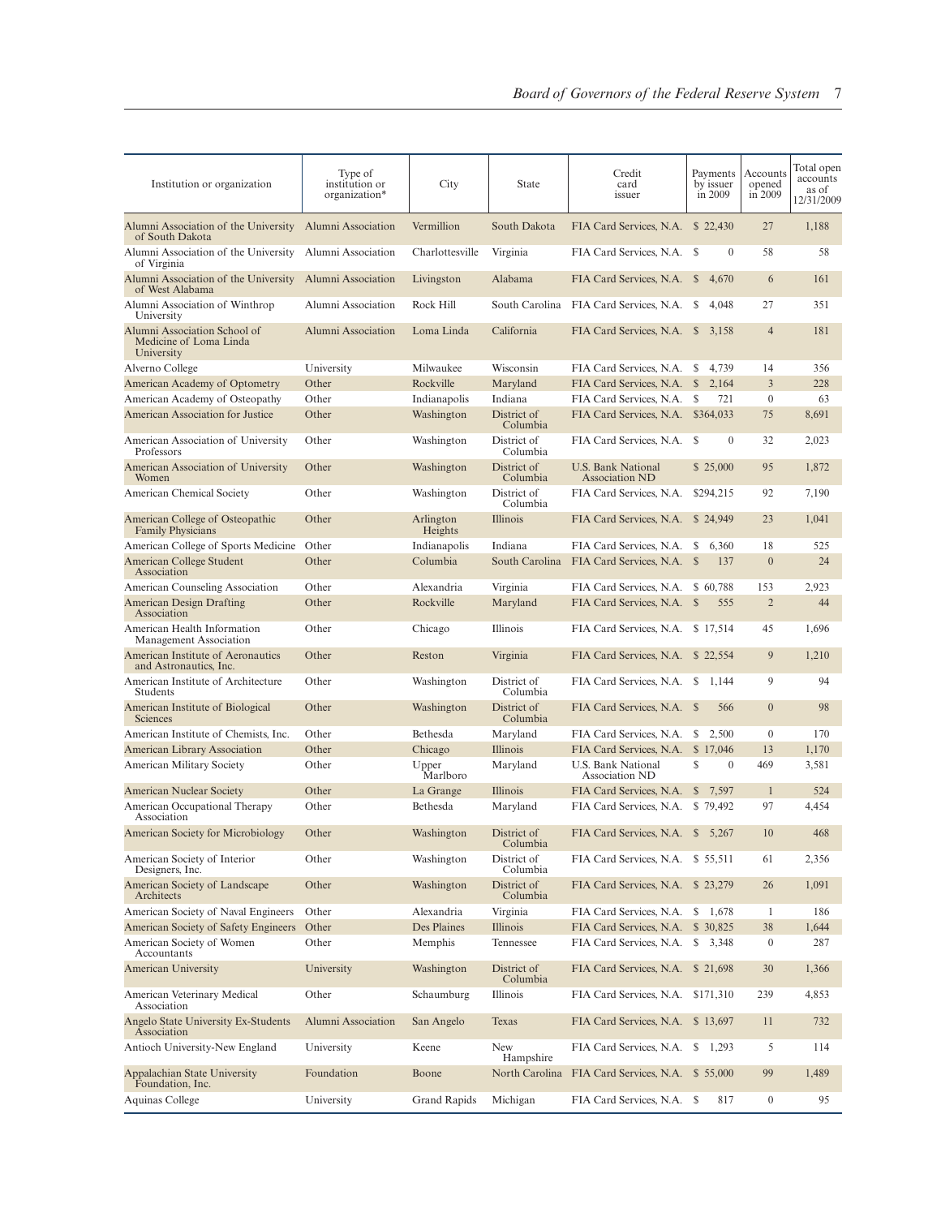| Institution or organization | Type of institution or organization* | City | State | Credit card issuer | Payments by issuer in 2009 | Accounts opened in 2009 | Total open accounts as of 12/31/2009 |
|---|---|---|---|---|---|---|---|
| Alumni Association of the University of South Dakota | Alumni Association | Vermillion | South Dakota | FIA Card Services, N.A. | $ 22,430 | 27 | 1,188 |
| Alumni Association of the University of Virginia | Alumni Association | Charlottesville | Virginia | FIA Card Services, N.A. | $ 0 | 58 | 58 |
| Alumni Association of the University of West Alabama | Alumni Association | Livingston | Alabama | FIA Card Services, N.A. | $ 4,670 | 6 | 161 |
| Alumni Association of Winthrop University | Alumni Association | Rock Hill | South Carolina | FIA Card Services, N.A. | $ 4,048 | 27 | 351 |
| Alumni Association School of Medicine of Loma Linda University | Alumni Association | Loma Linda | California | FIA Card Services, N.A. | $ 3,158 | 4 | 181 |
| Alverno College | University | Milwaukee | Wisconsin | FIA Card Services, N.A. | $ 4,739 | 14 | 356 |
| American Academy of Optometry | Other | Rockville | Maryland | FIA Card Services, N.A. | $ 2,164 | 3 | 228 |
| American Academy of Osteopathy | Other | Indianapolis | Indiana | FIA Card Services, N.A. | $ 721 | 0 | 63 |
| American Association for Justice | Other | Washington | District of Columbia | FIA Card Services, N.A. | $364,033 | 75 | 8,691 |
| American Association of University Professors | Other | Washington | District of Columbia | FIA Card Services, N.A. | $ 0 | 32 | 2,023 |
| American Association of University Women | Other | Washington | District of Columbia | U.S. Bank National Association ND | $ 25,000 | 95 | 1,872 |
| American Chemical Society | Other | Washington | District of Columbia | FIA Card Services, N.A. | $294,215 | 92 | 7,190 |
| American College of Osteopathic Family Physicians | Other | Arlington Heights | Illinois | FIA Card Services, N.A. | $ 24,949 | 23 | 1,041 |
| American College of Sports Medicine | Other | Indianapolis | Indiana | FIA Card Services, N.A. | $ 6,360 | 18 | 525 |
| American College Student Association | Other | Columbia | South Carolina | FIA Card Services, N.A. | $ 137 | 0 | 24 |
| American Counseling Association | Other | Alexandria | Virginia | FIA Card Services, N.A. | $ 60,788 | 153 | 2,923 |
| American Design Drafting Association | Other | Rockville | Maryland | FIA Card Services, N.A. | $ 555 | 2 | 44 |
| American Health Information Management Association | Other | Chicago | Illinois | FIA Card Services, N.A. | $ 17,514 | 45 | 1,696 |
| American Institute of Aeronautics and Astronautics, Inc. | Other | Reston | Virginia | FIA Card Services, N.A. | $ 22,554 | 9 | 1,210 |
| American Institute of Architecture Students | Other | Washington | District of Columbia | FIA Card Services, N.A. | $ 1,144 | 9 | 94 |
| American Institute of Biological Sciences | Other | Washington | District of Columbia | FIA Card Services, N.A. | $ 566 | 0 | 98 |
| American Institute of Chemists, Inc. | Other | Bethesda | Maryland | FIA Card Services, N.A. | $ 2,500 | 0 | 170 |
| American Library Association | Other | Chicago | Illinois | FIA Card Services, N.A. | $ 17,046 | 13 | 1,170 |
| American Military Society | Other | Upper Marlboro | Maryland | U.S. Bank National Association ND | $ 0 | 469 | 3,581 |
| American Nuclear Society | Other | La Grange | Illinois | FIA Card Services, N.A. | $ 7,597 | 1 | 524 |
| American Occupational Therapy Association | Other | Bethesda | Maryland | FIA Card Services, N.A. | $ 79,492 | 97 | 4,454 |
| American Society for Microbiology | Other | Washington | District of Columbia | FIA Card Services, N.A. | $ 5,267 | 10 | 468 |
| American Society of Interior Designers, Inc. | Other | Washington | District of Columbia | FIA Card Services, N.A. | $ 55,511 | 61 | 2,356 |
| American Society of Landscape Architects | Other | Washington | District of Columbia | FIA Card Services, N.A. | $ 23,279 | 26 | 1,091 |
| American Society of Naval Engineers | Other | Alexandria | Virginia | FIA Card Services, N.A. | $ 1,678 | 1 | 186 |
| American Society of Safety Engineers | Other | Des Plaines | Illinois | FIA Card Services, N.A. | $ 30,825 | 38 | 1,644 |
| American Society of Women Accountants | Other | Memphis | Tennessee | FIA Card Services, N.A. | $ 3,348 | 0 | 287 |
| American University | University | Washington | District of Columbia | FIA Card Services, N.A. | $ 21,698 | 30 | 1,366 |
| American Veterinary Medical Association | Other | Schaumburg | Illinois | FIA Card Services, N.A. | $171,310 | 239 | 4,853 |
| Angelo State University Ex-Students Association | Alumni Association | San Angelo | Texas | FIA Card Services, N.A. | $ 13,697 | 11 | 732 |
| Antioch University-New England | University | Keene | New Hampshire | FIA Card Services, N.A. | $ 1,293 | 5 | 114 |
| Appalachian State University Foundation, Inc. | Foundation | Boone | North Carolina | FIA Card Services, N.A. | $ 55,000 | 99 | 1,489 |
| Aquinas College | University | Grand Rapids | Michigan | FIA Card Services, N.A. | $ 817 | 0 | 95 |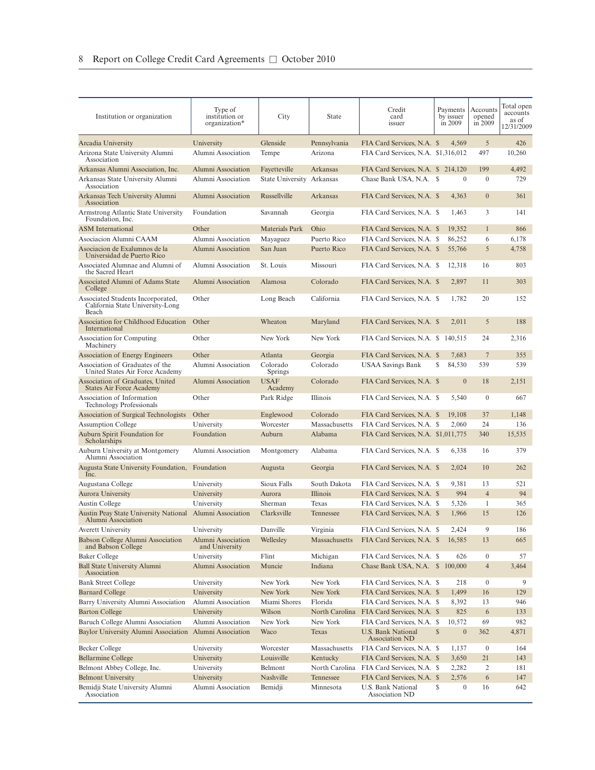| Institution or organization | Type of institution or organization* | City | State | Credit card issuer | Payments by issuer in 2009 | Accounts opened in 2009 | Total open accounts as of 12/31/2009 |
|---|---|---|---|---|---|---|---|
| Arcadia University | University | Glenside | Pennsylvania | FIA Card Services, N.A. | $ 4,569 | 5 | 426 |
| Arizona State University Alumni Association | Alumni Association | Tempe | Arizona | FIA Card Services, N.A. | $1,316,012 | 497 | 10,260 |
| Arkansas Alumni Association, Inc. | Alumni Association | Fayetteville | Arkansas | FIA Card Services, N.A. | $ 214,120 | 199 | 4,492 |
| Arkansas State University Alumni Association | Alumni Association | State University | Arkansas | Chase Bank USA, N.A. | $ 0 | 0 | 729 |
| Arkansas Tech University Alumni Association | Alumni Association | Russellville | Arkansas | FIA Card Services, N.A. | $ 4,363 | 0 | 361 |
| Armstrong Atlantic State University Foundation, Inc. | Foundation | Savannah | Georgia | FIA Card Services, N.A. | $ 1,463 | 3 | 141 |
| ASM International | Other | Materials Park | Ohio | FIA Card Services, N.A. | $ 19,352 | 1 | 866 |
| Asociacion Alumni CAAM | Alumni Association | Mayaguez | Puerto Rico | FIA Card Services, N.A. | $ 86,252 | 6 | 6,178 |
| Asociacion de Exalumnos de la Universidad de Puerto Rico | Alumni Association | San Juan | Puerto Rico | FIA Card Services, N.A. | $ 55,766 | 5 | 4,758 |
| Associated Alumnae and Alumni of the Sacred Heart | Alumni Association | St. Louis | Missouri | FIA Card Services, N.A. | $ 12,318 | 16 | 803 |
| Associated Alumni of Adams State College | Alumni Association | Alamosa | Colorado | FIA Card Services, N.A. | $ 2,897 | 11 | 303 |
| Associated Students Incorporated, California State University-Long Beach | Other | Long Beach | California | FIA Card Services, N.A. | $ 1,782 | 20 | 152 |
| Association for Childhood Education International | Other | Wheaton | Maryland | FIA Card Services, N.A. | $ 2,011 | 5 | 188 |
| Association for Computing Machinery | Other | New York | New York | FIA Card Services, N.A. | $ 140,515 | 24 | 2,316 |
| Association of Energy Engineers | Other | Atlanta | Georgia | FIA Card Services, N.A. | $ 7,683 | 7 | 355 |
| Association of Graduates of the United States Air Force Academy | Alumni Association | Colorado Springs | Colorado | USAA Savings Bank | $ 84,530 | 539 | 539 |
| Association of Graduates, United States Air Force Academy | Alumni Association | USAF Academy | Colorado | FIA Card Services, N.A. | $ 0 | 18 | 2,151 |
| Association of Information Technology Professionals | Other | Park Ridge | Illinois | FIA Card Services, N.A. | $ 5,540 | 0 | 667 |
| Association of Surgical Technologists | Other | Englewood | Colorado | FIA Card Services, N.A. | $ 19,108 | 37 | 1,148 |
| Assumption College | University | Worcester | Massachusetts | FIA Card Services, N.A. | $ 2,060 | 24 | 136 |
| Auburn Spirit Foundation for Scholarships | Foundation | Auburn | Alabama | FIA Card Services, N.A. | $1,011,775 | 340 | 15,535 |
| Auburn University at Montgomery Alumni Association | Alumni Association | Montgomery | Alabama | FIA Card Services, N.A. | $ 6,338 | 16 | 379 |
| Augusta State University Foundation, Inc. | Foundation | Augusta | Georgia | FIA Card Services, N.A. | $ 2,024 | 10 | 262 |
| Augustana College | University | Sioux Falls | South Dakota | FIA Card Services, N.A. | $ 9,381 | 13 | 521 |
| Aurora University | University | Aurora | Illinois | FIA Card Services, N.A. | $ 994 | 4 | 94 |
| Austin College | University | Sherman | Texas | FIA Card Services, N.A. | $ 5,326 | 1 | 365 |
| Austin Peay State University National Alumni Association | Alumni Association | Clarksville | Tennessee | FIA Card Services, N.A. | $ 1,966 | 15 | 126 |
| Averett University | University | Danville | Virginia | FIA Card Services, N.A. | $ 2,424 | 9 | 186 |
| Babson College Alumni Association and Babson College | Alumni Association and University | Wellesley | Massachusetts | FIA Card Services, N.A. | $ 16,585 | 13 | 665 |
| Baker College | University | Flint | Michigan | FIA Card Services, N.A. | $ 626 | 0 | 57 |
| Ball State University Alumni Association | Alumni Association | Muncie | Indiana | Chase Bank USA, N.A. | $ 100,000 | 4 | 3,464 |
| Bank Street College | University | New York | New York | FIA Card Services, N.A. | $ 218 | 0 | 9 |
| Barnard College | University | New York | New York | FIA Card Services, N.A. | $ 1,499 | 16 | 129 |
| Barry University Alumni Association | Alumni Association | Miami Shores | Florida | FIA Card Services, N.A. | $ 8,392 | 13 | 946 |
| Barton College | University | Wilson | North Carolina | FIA Card Services, N.A. | $ 825 | 6 | 133 |
| Baruch College Alumni Association | Alumni Association | New York | New York | FIA Card Services, N.A. | $ 10,572 | 69 | 982 |
| Baylor University Alumni Association | Alumni Association | Waco | Texas | U.S. Bank National Association ND | $ 0 | 362 | 4,871 |
| Becker College | University | Worcester | Massachusetts | FIA Card Services, N.A. | $ 1,137 | 0 | 164 |
| Bellarmine College | University | Louisville | Kentucky | FIA Card Services, N.A. | $ 3,650 | 21 | 143 |
| Belmont Abbey College, Inc. | University | Belmont | North Carolina | FIA Card Services, N.A. | $ 2,282 | 2 | 181 |
| Belmont University | University | Nashville | Tennessee | FIA Card Services, N.A. | $ 2,576 | 6 | 147 |
| Bemidji State University Alumni Association | Alumni Association | Bemidji | Minnesota | U.S. Bank National Association ND | $ 0 | 16 | 642 |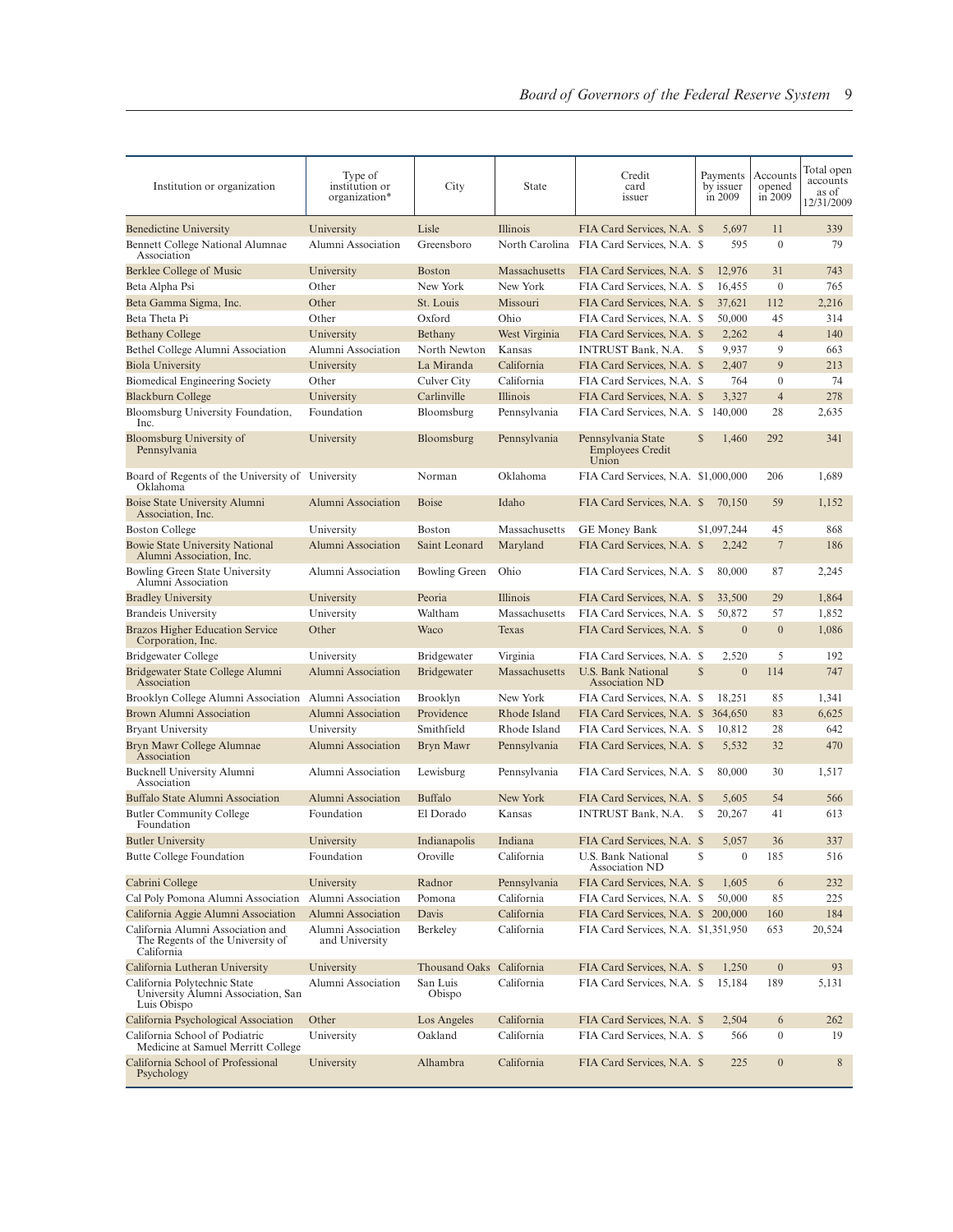| Institution or organization | Type of institution or organization* | City | State | Credit card issuer | Payments by issuer in 2009 | Accounts opened in 2009 | Total open accounts as of 12/31/2009 |
|---|---|---|---|---|---|---|---|
| Benedictine University | University | Lisle | Illinois | FIA Card Services, N.A. | $ 5,697 | 11 | 339 |
| Bennett College National Alumnae Association | Alumni Association | Greensboro | North Carolina | FIA Card Services, N.A. | $ 595 | 0 | 79 |
| Berklee College of Music | University | Boston | Massachusetts | FIA Card Services, N.A. | $ 12,976 | 31 | 743 |
| Beta Alpha Psi | Other | New York | New York | FIA Card Services, N.A. | $ 16,455 | 0 | 765 |
| Beta Gamma Sigma, Inc. | Other | St. Louis | Missouri | FIA Card Services, N.A. | $ 37,621 | 112 | 2,216 |
| Beta Theta Pi | Other | Oxford | Ohio | FIA Card Services, N.A. | $ 50,000 | 45 | 314 |
| Bethany College | University | Bethany | West Virginia | FIA Card Services, N.A. | $ 2,262 | 4 | 140 |
| Bethel College Alumni Association | Alumni Association | North Newton | Kansas | INTRUST Bank, N.A. | $ 9,937 | 9 | 663 |
| Biola University | University | La Miranda | California | FIA Card Services, N.A. | $ 2,407 | 9 | 213 |
| Biomedical Engineering Society | Other | Culver City | California | FIA Card Services, N.A. | $ 764 | 0 | 74 |
| Blackburn College | University | Carlinville | Illinois | FIA Card Services, N.A. | $ 3,327 | 4 | 278 |
| Bloomsburg University Foundation, Inc. | Foundation | Bloomsburg | Pennsylvania | FIA Card Services, N.A. | $ 140,000 | 28 | 2,635 |
| Bloomsburg University of Pennsylvania | University | Bloomsburg | Pennsylvania | Pennsylvania State Employees Credit Union | $ 1,460 | 292 | 341 |
| Board of Regents of the University of Oklahoma | University | Norman | Oklahoma | FIA Card Services, N.A. | $1,000,000 | 206 | 1,689 |
| Boise State University Alumni Association, Inc. | Alumni Association | Boise | Idaho | FIA Card Services, N.A. | $ 70,150 | 59 | 1,152 |
| Boston College | University | Boston | Massachusetts | GE Money Bank | $1,097,244 | 45 | 868 |
| Bowie State University National Alumni Association, Inc. | Alumni Association | Saint Leonard | Maryland | FIA Card Services, N.A. | $ 2,242 | 7 | 186 |
| Bowling Green State University Alumni Association | Alumni Association | Bowling Green | Ohio | FIA Card Services, N.A. | $ 80,000 | 87 | 2,245 |
| Bradley University | University | Peoria | Illinois | FIA Card Services, N.A. | $ 33,500 | 29 | 1,864 |
| Brandeis University | University | Waltham | Massachusetts | FIA Card Services, N.A. | $ 50,872 | 57 | 1,852 |
| Brazos Higher Education Service Corporation, Inc. | Other | Waco | Texas | FIA Card Services, N.A. | $ 0 | 0 | 1,086 |
| Bridgewater College | University | Bridgewater | Virginia | FIA Card Services, N.A. | $ 2,520 | 5 | 192 |
| Bridgewater State College Alumni Association | Alumni Association | Bridgewater | Massachusetts | U.S. Bank National Association ND | $ 0 | 114 | 747 |
| Brooklyn College Alumni Association | Alumni Association | Brooklyn | New York | FIA Card Services, N.A. | $ 18,251 | 85 | 1,341 |
| Brown Alumni Association | Alumni Association | Providence | Rhode Island | FIA Card Services, N.A. | $ 364,650 | 83 | 6,625 |
| Bryant University | University | Smithfield | Rhode Island | FIA Card Services, N.A. | $ 10,812 | 28 | 642 |
| Bryn Mawr College Alumnae Association | Alumni Association | Bryn Mawr | Pennsylvania | FIA Card Services, N.A. | $ 5,532 | 32 | 470 |
| Bucknell University Alumni Association | Alumni Association | Lewisburg | Pennsylvania | FIA Card Services, N.A. | $ 80,000 | 30 | 1,517 |
| Buffalo State Alumni Association | Alumni Association | Buffalo | New York | FIA Card Services, N.A. | $ 5,605 | 54 | 566 |
| Butler Community College Foundation | Foundation | El Dorado | Kansas | INTRUST Bank, N.A. | $ 20,267 | 41 | 613 |
| Butler University | University | Indianapolis | Indiana | FIA Card Services, N.A. | $ 5,057 | 36 | 337 |
| Butte College Foundation | Foundation | Oroville | California | U.S. Bank National Association ND | $ 0 | 185 | 516 |
| Cabrini College | University | Radnor | Pennsylvania | FIA Card Services, N.A. | $ 1,605 | 6 | 232 |
| Cal Poly Pomona Alumni Association | Alumni Association | Pomona | California | FIA Card Services, N.A. | $ 50,000 | 85 | 225 |
| California Aggie Alumni Association | Alumni Association | Davis | California | FIA Card Services, N.A. | $ 200,000 | 160 | 184 |
| California Alumni Association and The Regents of the University of California | Alumni Association and University | Berkeley | California | FIA Card Services, N.A. | $1,351,950 | 653 | 20,524 |
| California Lutheran University | University | Thousand Oaks | California | FIA Card Services, N.A. | $ 1,250 | 0 | 93 |
| California Polytechnic State University Alumni Association, San Luis Obispo | Alumni Association | San Luis Obispo | California | FIA Card Services, N.A. | $ 15,184 | 189 | 5,131 |
| California Psychological Association | Other | Los Angeles | California | FIA Card Services, N.A. | $ 2,504 | 6 | 262 |
| California School of Podiatric Medicine at Samuel Merritt College | University | Oakland | California | FIA Card Services, N.A. | $ 566 | 0 | 19 |
| California School of Professional Psychology | University | Alhambra | California | FIA Card Services, N.A. | $ 225 | 0 | 8 |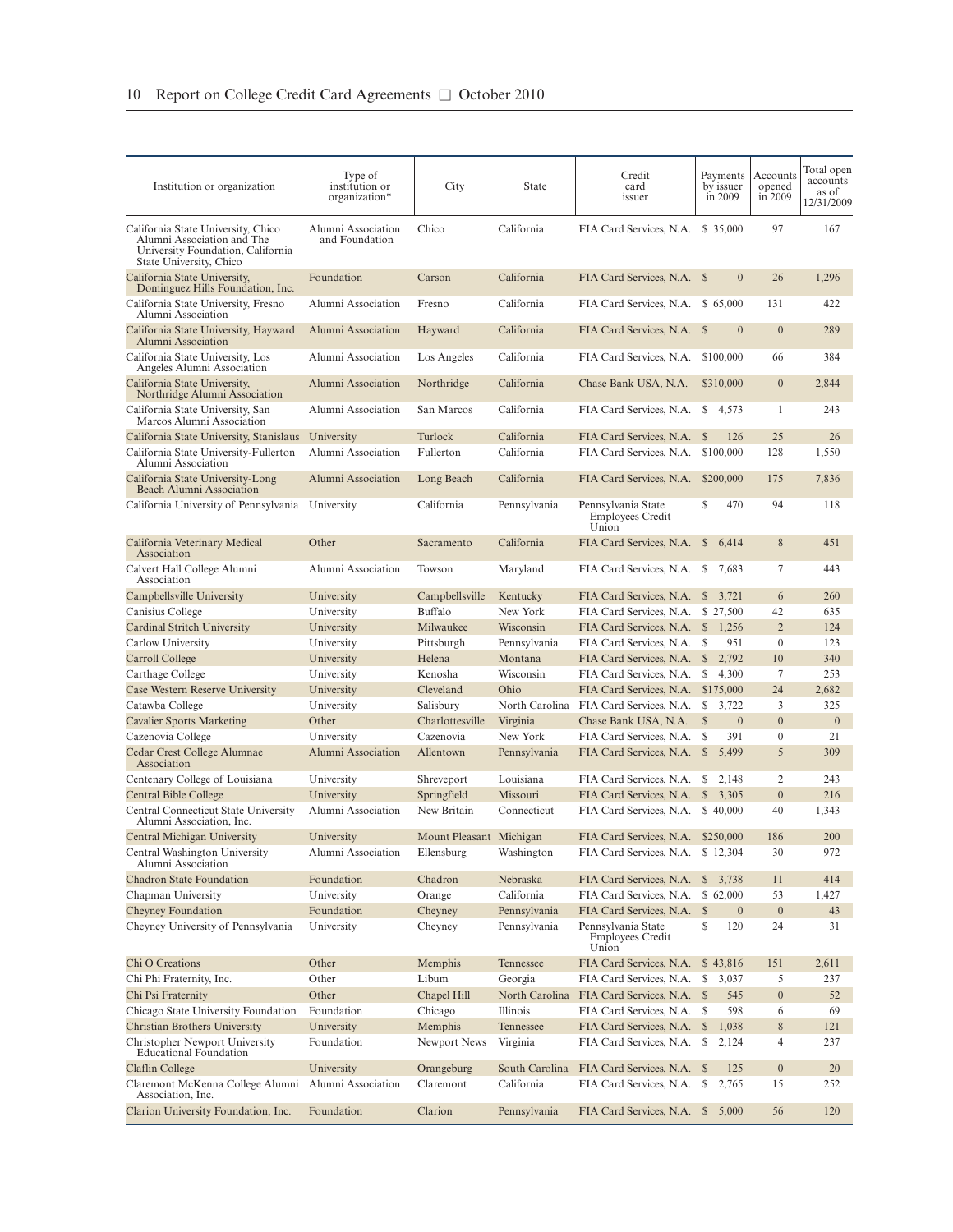| Institution or organization | Type of institution or organization* | City | State | Credit card issuer | Payments by issuer in 2009 | Accounts opened in 2009 | Total open accounts as of 12/31/2009 |
|---|---|---|---|---|---|---|---|
| California State University, Chico Alumni Association and The University Foundation, California State University, Chico | Alumni Association and Foundation | Chico | California | FIA Card Services, N.A. | $ 35,000 | 97 | 167 |
| California State University, Dominguez Hills Foundation, Inc. | Foundation | Carson | California | FIA Card Services, N.A. | $ 0 | 26 | 1,296 |
| California State University, Fresno Alumni Association | Alumni Association | Fresno | California | FIA Card Services, N.A. | $ 65,000 | 131 | 422 |
| California State University, Hayward Alumni Association | Alumni Association | Hayward | California | FIA Card Services, N.A. | $ 0 | 0 | 289 |
| California State University, Los Angeles Alumni Association | Alumni Association | Los Angeles | California | FIA Card Services, N.A. | $100,000 | 66 | 384 |
| California State University, Northridge Alumni Association | Alumni Association | Northridge | California | Chase Bank USA, N.A. | $310,000 | 0 | 2,844 |
| California State University, San Marcos Alumni Association | Alumni Association | San Marcos | California | FIA Card Services, N.A. | $ 4,573 | 1 | 243 |
| California State University, Stanislaus | University | Turlock | California | FIA Card Services, N.A. | $ 126 | 25 | 26 |
| California State University-Fullerton Alumni Association | Alumni Association | Fullerton | California | FIA Card Services, N.A. | $100,000 | 128 | 1,550 |
| California State University-Long Beach Alumni Association | Alumni Association | Long Beach | California | FIA Card Services, N.A. | $200,000 | 175 | 7,836 |
| California University of Pennsylvania | University | California | Pennsylvania | Pennsylvania State Employees Credit Union | $ 470 | 94 | 118 |
| California Veterinary Medical Association | Other | Sacramento | California | FIA Card Services, N.A. | $ 6,414 | 8 | 451 |
| Calvert Hall College Alumni Association | Alumni Association | Towson | Maryland | FIA Card Services, N.A. | $ 7,683 | 7 | 443 |
| Campbellsville University | University | Campbellsville | Kentucky | FIA Card Services, N.A. | $ 3,721 | 6 | 260 |
| Canisius College | University | Buffalo | New York | FIA Card Services, N.A. | $ 27,500 | 42 | 635 |
| Cardinal Stritch University | University | Milwaukee | Wisconsin | FIA Card Services, N.A. | $ 1,256 | 2 | 124 |
| Carlow University | University | Pittsburgh | Pennsylvania | FIA Card Services, N.A. | $ 951 | 0 | 123 |
| Carroll College | University | Helena | Montana | FIA Card Services, N.A. | $ 2,792 | 10 | 340 |
| Carthage College | University | Kenosha | Wisconsin | FIA Card Services, N.A. | $ 4,300 | 7 | 253 |
| Case Western Reserve University | University | Cleveland | Ohio | FIA Card Services, N.A. | $175,000 | 24 | 2,682 |
| Catawba College | University | Salisbury | North Carolina | FIA Card Services, N.A. | $ 3,722 | 3 | 325 |
| Cavalier Sports Marketing | Other | Charlottesville | Virginia | Chase Bank USA, N.A. | $ 0 | 0 | 0 |
| Cazenovia College | University | Cazenovia | New York | FIA Card Services, N.A. | $ 391 | 0 | 21 |
| Cedar Crest College Alumnae Association | Alumni Association | Allentown | Pennsylvania | FIA Card Services, N.A. | $ 5,499 | 5 | 309 |
| Centenary College of Louisiana | University | Shreveport | Louisiana | FIA Card Services, N.A. | $ 2,148 | 2 | 243 |
| Central Bible College | University | Springfield | Missouri | FIA Card Services, N.A. | $ 3,305 | 0 | 216 |
| Central Connecticut State University Alumni Association, Inc. | Alumni Association | New Britain | Connecticut | FIA Card Services, N.A. | $ 40,000 | 40 | 1,343 |
| Central Michigan University | University | Mount Pleasant | Michigan | FIA Card Services, N.A. | $250,000 | 186 | 200 |
| Central Washington University Alumni Association | Alumni Association | Ellensburg | Washington | FIA Card Services, N.A. | $ 12,304 | 30 | 972 |
| Chadron State Foundation | Foundation | Chadron | Nebraska | FIA Card Services, N.A. | $ 3,738 | 11 | 414 |
| Chapman University | University | Orange | California | FIA Card Services, N.A. | $ 62,000 | 53 | 1,427 |
| Cheyney Foundation | Foundation | Cheyney | Pennsylvania | FIA Card Services, N.A. | $ 0 | 0 | 43 |
| Cheyney University of Pennsylvania | University | Cheyney | Pennsylvania | Pennsylvania State Employees Credit Union | $ 120 | 24 | 31 |
| Chi O Creations | Other | Memphis | Tennessee | FIA Card Services, N.A. | $ 43,816 | 151 | 2,611 |
| Chi Phi Fraternity, Inc. | Other | Libum | Georgia | FIA Card Services, N.A. | $ 3,037 | 5 | 237 |
| Chi Psi Fraternity | Other | Chapel Hill | North Carolina | FIA Card Services, N.A. | $ 545 | 0 | 52 |
| Chicago State University Foundation | Foundation | Chicago | Illinois | FIA Card Services, N.A. | $ 598 | 6 | 69 |
| Christian Brothers University | University | Memphis | Tennessee | FIA Card Services, N.A. | $ 1,038 | 8 | 121 |
| Christopher Newport University Educational Foundation | Foundation | Newport News | Virginia | FIA Card Services, N.A. | $ 2,124 | 4 | 237 |
| Claflin College | University | Orangeburg | South Carolina | FIA Card Services, N.A. | $ 125 | 0 | 20 |
| Claremont McKenna College Alumni Association, Inc. | Alumni Association | Claremont | California | FIA Card Services, N.A. | $ 2,765 | 15 | 252 |
| Clarion University Foundation, Inc. | Foundation | Clarion | Pennsylvania | FIA Card Services, N.A. | $ 5,000 | 56 | 120 |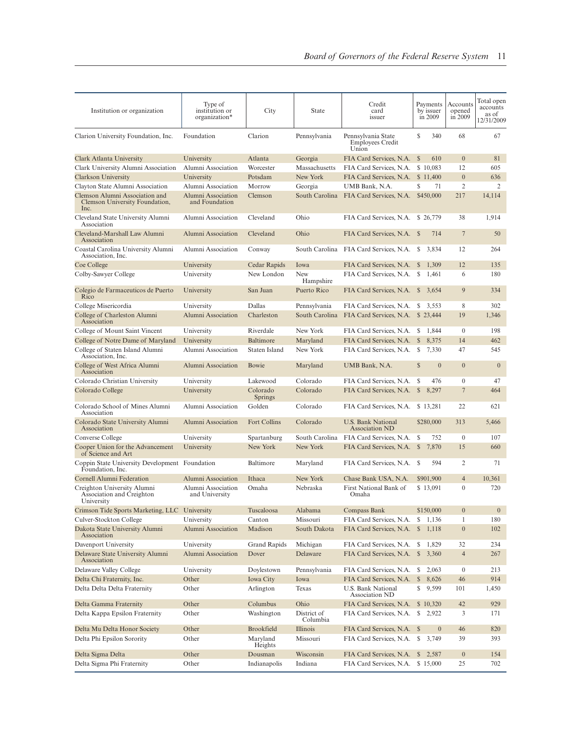| Institution or organization | Type of institution or organization* | City | State | Credit card issuer | Payments by issuer in 2009 | Accounts opened in 2009 | Total open accounts as of 12/31/2009 |
|---|---|---|---|---|---|---|---|
| Clarion University Foundation, Inc. | Foundation | Clarion | Pennsylvania | Pennsylvania State Employees Credit Union | $ 340 | 68 | 67 |
| Clark Atlanta University | University | Atlanta | Georgia | FIA Card Services, N.A. | $ 610 | 0 | 81 |
| Clark University Alumni Association | Alumni Association | Worcester | Massachusetts | FIA Card Services, N.A. | $ 10,083 | 12 | 605 |
| Clarkson University | University | Potsdam | New York | FIA Card Services, N.A. | $ 11,400 | 0 | 636 |
| Clayton State Alumni Association | Alumni Association | Morrow | Georgia | UMB Bank, N.A. | $ 71 | 2 | 2 |
| Clemson Alumni Association and Clemson University Foundation, Inc. | Alumni Association and Foundation | Clemson | South Carolina | FIA Card Services, N.A. | $450,000 | 217 | 14,114 |
| Cleveland State University Alumni Association | Alumni Association | Cleveland | Ohio | FIA Card Services, N.A. | $ 26,779 | 38 | 1,914 |
| Cleveland-Marshall Law Alumni Association | Alumni Association | Cleveland | Ohio | FIA Card Services, N.A. | $ 714 | 7 | 50 |
| Coastal Carolina University Alumni Association, Inc. | Alumni Association | Conway | South Carolina | FIA Card Services, N.A. | $ 3,834 | 12 | 264 |
| Coe College | University | Cedar Rapids | Iowa | FIA Card Services, N.A. | $ 1,309 | 12 | 135 |
| Colby-Sawyer College | University | New London | New Hampshire | FIA Card Services, N.A. | $ 1,461 | 6 | 180 |
| Colegio de Farmaceuticos de Puerto Rico | University | San Juan | Puerto Rico | FIA Card Services, N.A. | $ 3,654 | 9 | 334 |
| College Misericordia | University | Dallas | Pennsylvania | FIA Card Services, N.A. | $ 3,553 | 8 | 302 |
| College of Charleston Alumni Association | Alumni Association | Charleston | South Carolina | FIA Card Services, N.A. | $ 23,444 | 19 | 1,346 |
| College of Mount Saint Vincent | University | Riverdale | New York | FIA Card Services, N.A. | $ 1,844 | 0 | 198 |
| College of Notre Dame of Maryland | University | Baltimore | Maryland | FIA Card Services, N.A. | $ 8,375 | 14 | 462 |
| College of Staten Island Alumni Association, Inc. | Alumni Association | Staten Island | New York | FIA Card Services, N.A. | $ 7,330 | 47 | 545 |
| College of West Africa Alumni Association | Alumni Association | Bowie | Maryland | UMB Bank, N.A. | $ 0 | 0 | 0 |
| Colorado Christian University | University | Lakewood | Colorado | FIA Card Services, N.A. | $ 476 | 0 | 47 |
| Colorado College | University | Colorado Springs | Colorado | FIA Card Services, N.A. | $ 8,297 | 7 | 464 |
| Colorado School of Mines Alumni Association | Alumni Association | Golden | Colorado | FIA Card Services, N.A. | $ 13,281 | 22 | 621 |
| Colorado State University Alumni Association | Alumni Association | Fort Collins | Colorado | U.S. Bank National Association ND | $280,000 | 313 | 5,466 |
| Converse College | University | Spartanburg | South Carolina | FIA Card Services, N.A. | $ 752 | 0 | 107 |
| Cooper Union for the Advancement of Science and Art | University | New York | New York | FIA Card Services, N.A. | $ 7,870 | 15 | 660 |
| Coppin State University Development Foundation, Inc. | Foundation | Baltimore | Maryland | FIA Card Services, N.A. | $ 594 | 2 | 71 |
| Cornell Alumni Federation | Alumni Association | Ithaca | New York | Chase Bank USA, N.A. | $901,900 | 4 | 10,361 |
| Creighton University Alumni Association and Creighton University | Alumni Association and University | Omaha | Nebraska | First National Bank of Omaha | $ 13,091 | 0 | 720 |
| Crimson Tide Sports Marketing, LLC | University | Tuscaloosa | Alabama | Compass Bank | $150,000 | 0 | 0 |
| Culver-Stockton College | University | Canton | Missouri | FIA Card Services, N.A. | $ 1,136 | 1 | 180 |
| Dakota State University Alumni Association | Alumni Association | Madison | South Dakota | FIA Card Services, N.A. | $ 1,118 | 0 | 102 |
| Davenport University | University | Grand Rapids | Michigan | FIA Card Services, N.A. | $ 1,829 | 32 | 234 |
| Delaware State University Alumni Association | Alumni Association | Dover | Delaware | FIA Card Services, N.A. | $ 3,360 | 4 | 267 |
| Delaware Valley College | University | Doylestown | Pennsylvania | FIA Card Services, N.A. | $ 2,063 | 0 | 213 |
| Delta Chi Fraternity, Inc. | Other | Iowa City | Iowa | FIA Card Services, N.A. | $ 8,626 | 46 | 914 |
| Delta Delta Delta Fraternity | Other | Arlington | Texas | U.S. Bank National Association ND | $ 9,599 | 101 | 1,450 |
| Delta Gamma Fraternity | Other | Columbus | Ohio | FIA Card Services, N.A. | $ 10,320 | 42 | 929 |
| Delta Kappa Epsilon Fraternity | Other | Washington | District of Columbia | FIA Card Services, N.A. | $ 2,922 | 3 | 171 |
| Delta Mu Delta Honor Society | Other | Brookfield | Illinois | FIA Card Services, N.A. | $ 0 | 46 | 820 |
| Delta Phi Epsilon Sorority | Other | Maryland Heights | Missouri | FIA Card Services, N.A. | $ 3,749 | 39 | 393 |
| Delta Sigma Delta | Other | Dousman | Wisconsin | FIA Card Services, N.A. | $ 2,587 | 0 | 154 |
| Delta Sigma Phi Fraternity | Other | Indianapolis | Indiana | FIA Card Services, N.A. | $ 15,000 | 25 | 702 |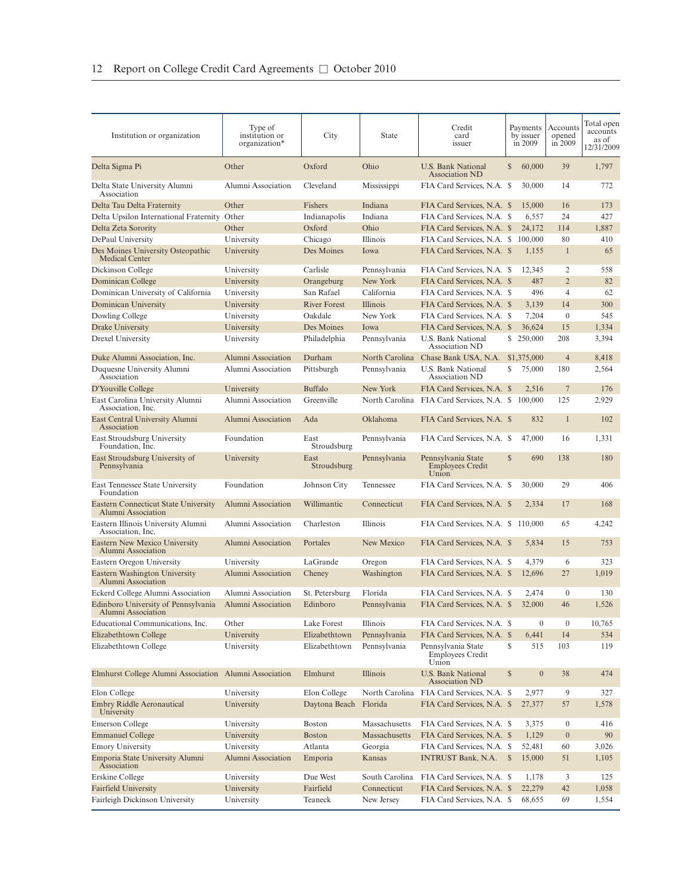| Institution or organization | Type of institution or organization* | City | State | Credit card issuer | Payments by issuer in 2009 | Accounts opened in 2009 | Total open accounts as of 12/31/2009 |
|---|---|---|---|---|---|---|---|
| Delta Sigma Pi | Other | Oxford | Ohio | U.S. Bank National Association ND | $ 60,000 | 39 | 1,797 |
| Delta State University Alumni Association | Alumni Association | Cleveland | Mississippi | FIA Card Services, N.A. | $ 30,000 | 14 | 772 |
| Delta Tau Delta Fraternity | Other | Fishers | Indiana | FIA Card Services, N.A. | $ 15,000 | 16 | 173 |
| Delta Upsilon International Fraternity | Other | Indianapolis | Indiana | FIA Card Services, N.A. | $ 6,557 | 24 | 427 |
| Delta Zeta Sorority | Other | Oxford | Ohio | FIA Card Services, N.A. | $ 24,172 | 114 | 1,887 |
| DePaul University | University | Chicago | Illinois | FIA Card Services, N.A. | $ 100,000 | 80 | 410 |
| Des Moines University Osteopathic Medical Center | University | Des Moines | Iowa | FIA Card Services, N.A. | $ 1,155 | 1 | 65 |
| Dickinson College | University | Carlisle | Pennsylvania | FIA Card Services, N.A. | $ 12,345 | 2 | 558 |
| Dominican College | University | Orangeburg | New York | FIA Card Services, N.A. | $ 487 | 2 | 82 |
| Dominican University of California | University | San Rafael | California | FIA Card Services, N.A. | $ 496 | 4 | 62 |
| Dominican University | University | River Forest | Illinois | FIA Card Services, N.A. | $ 3,139 | 14 | 300 |
| Dowling College | University | Oakdale | New York | FIA Card Services, N.A. | $ 7,204 | 0 | 545 |
| Drake University | University | Des Moines | Iowa | FIA Card Services, N.A. | $ 36,624 | 15 | 1,334 |
| Drexel University | University | Philadelphia | Pennsylvania | U.S. Bank National Association ND | $ 250,000 | 208 | 3,394 |
| Duke Alumni Association, Inc. | Alumni Association | Durham | North Carolina | Chase Bank USA, N.A. | $1,375,000 | 4 | 8,418 |
| Duquesne University Alumni Association | Alumni Association | Pittsburgh | Pennsylvania | U.S. Bank National Association ND | $ 75,000 | 180 | 2,564 |
| D'Youville College | University | Buffalo | New York | FIA Card Services, N.A. | $ 2,516 | 7 | 176 |
| East Carolina University Alumni Association, Inc. | Alumni Association | Greenville | North Carolina | FIA Card Services, N.A. | $ 100,000 | 125 | 2,929 |
| East Central University Alumni Association | Alumni Association | Ada | Oklahoma | FIA Card Services, N.A. | $ 832 | 1 | 102 |
| East Stroudsburg University Foundation, Inc. | Foundation | East Stroudsburg | Pennsylvania | FIA Card Services, N.A. | $ 47,000 | 16 | 1,331 |
| East Stroudsburg University of Pennsylvania | University | East Stroudsburg | Pennsylvania | Pennsylvania State Employees Credit Union | $ 690 | 138 | 180 |
| East Tennessee State University Foundation | Foundation | Johnson City | Tennessee | FIA Card Services, N.A. | $ 30,000 | 29 | 406 |
| Eastern Connecticut State University Alumni Association | Alumni Association | Willimantic | Connecticut | FIA Card Services, N.A. | $ 2,334 | 17 | 168 |
| Eastern Illinois University Alumni Association, Inc. | Alumni Association | Charleston | Illinois | FIA Card Services, N.A. | $ 110,000 | 65 | 4,242 |
| Eastern New Mexico University Alumni Association | Alumni Association | Portales | New Mexico | FIA Card Services, N.A. | $ 5,834 | 15 | 753 |
| Eastern Oregon University | University | LaGrande | Oregon | FIA Card Services, N.A. | $ 4,379 | 6 | 323 |
| Eastern Washington University Alumni Association | Alumni Association | Cheney | Washington | FIA Card Services, N.A. | $ 12,696 | 27 | 1,019 |
| Eckerd College Alumni Association | Alumni Association | St. Petersburg | Florida | FIA Card Services, N.A. | $ 2,474 | 0 | 130 |
| Edinboro University of Pennsylvania Alumni Association | Alumni Association | Edinboro | Pennsylvania | FIA Card Services, N.A. | $ 32,000 | 46 | 1,526 |
| Educational Communications, Inc. | Other | Lake Forest | Illinois | FIA Card Services, N.A. | $ 0 | 0 | 10,765 |
| Elizabethtown College | University | Elizabethtown | Pennsylvania | FIA Card Services, N.A. | $ 6,441 | 14 | 534 |
| Elizabethtown College | University | Elizabethtown | Pennsylvania | Pennsylvania State Employees Credit Union | $ 515 | 103 | 119 |
| Elmhurst College Alumni Association | Alumni Association | Elmhurst | Illinois | U.S. Bank National Association ND | $ 0 | 38 | 474 |
| Elon College | University | Elon College | North Carolina | FIA Card Services, N.A. | $ 2,977 | 9 | 327 |
| Embry Riddle Aeronautical University | University | Daytona Beach | Florida | FIA Card Services, N.A. | $ 27,377 | 57 | 1,578 |
| Emerson College | University | Boston | Massachusetts | FIA Card Services, N.A. | $ 3,375 | 0 | 416 |
| Emmanuel College | University | Boston | Massachusetts | FIA Card Services, N.A. | $ 1,129 | 0 | 90 |
| Emory University | University | Atlanta | Georgia | FIA Card Services, N.A. | $ 52,481 | 60 | 3,026 |
| Emporia State University Alumni Association | Alumni Association | Emporia | Kansas | INTRUST Bank, N.A. | $ 15,000 | 51 | 1,105 |
| Erskine College | University | Due West | South Carolina | FIA Card Services, N.A. | $ 1,178 | 3 | 125 |
| Fairfield University | University | Fairfield | Connecticut | FIA Card Services, N.A. | $ 22,279 | 42 | 1,058 |
| Fairleigh Dickinson University | University | Teaneck | New Jersey | FIA Card Services, N.A. | $ 68,655 | 69 | 1,554 |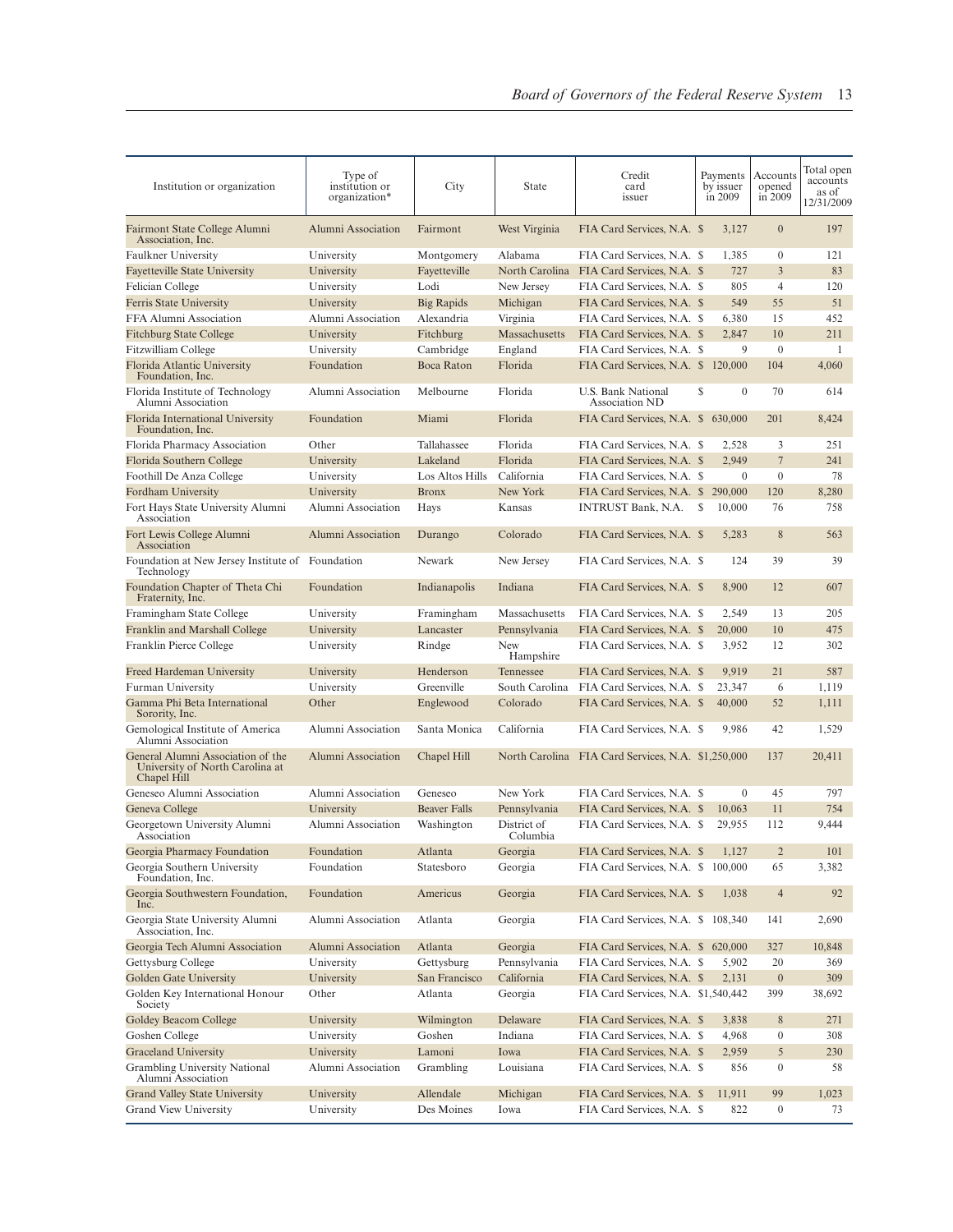| Institution or organization | Type of institution or organization* | City | State | Credit card issuer | Payments by issuer in 2009 | Accounts opened in 2009 | Total open accounts as of 12/31/2009 |
|---|---|---|---|---|---|---|---|
| Fairmont State College Alumni Association, Inc. | Alumni Association | Fairmont | West Virginia | FIA Card Services, N.A. | $ 3,127 | 0 | 197 |
| Faulkner University | University | Montgomery | Alabama | FIA Card Services, N.A. | $ 1,385 | 0 | 121 |
| Fayetteville State University | University | Fayetteville | North Carolina | FIA Card Services, N.A. | $ 727 | 3 | 83 |
| Felician College | University | Lodi | New Jersey | FIA Card Services, N.A. | $ 805 | 4 | 120 |
| Ferris State University | University | Big Rapids | Michigan | FIA Card Services, N.A. | $ 549 | 55 | 51 |
| FFA Alumni Association | Alumni Association | Alexandria | Virginia | FIA Card Services, N.A. | $ 6,380 | 15 | 452 |
| Fitchburg State College | University | Fitchburg | Massachusetts | FIA Card Services, N.A. | $ 2,847 | 10 | 211 |
| Fitzwilliam College | University | Cambridge | England | FIA Card Services, N.A. | $ 9 | 0 | 1 |
| Florida Atlantic University Foundation, Inc. | Foundation | Boca Raton | Florida | FIA Card Services, N.A. | $ 120,000 | 104 | 4,060 |
| Florida Institute of Technology Alumni Association | Alumni Association | Melbourne | Florida | U.S. Bank National Association ND | $ 0 | 70 | 614 |
| Florida International University Foundation, Inc. | Foundation | Miami | Florida | FIA Card Services, N.A. | $ 630,000 | 201 | 8,424 |
| Florida Pharmacy Association | Other | Tallahassee | Florida | FIA Card Services, N.A. | $ 2,528 | 3 | 251 |
| Florida Southern College | University | Lakeland | Florida | FIA Card Services, N.A. | $ 2,949 | 7 | 241 |
| Foothill De Anza College | University | Los Altos Hills | California | FIA Card Services, N.A. | $ 0 | 0 | 78 |
| Fordham University | University | Bronx | New York | FIA Card Services, N.A. | $ 290,000 | 120 | 8,280 |
| Fort Hays State University Alumni Association | Alumni Association | Hays | Kansas | INTRUST Bank, N.A. | $ 10,000 | 76 | 758 |
| Fort Lewis College Alumni Association | Alumni Association | Durango | Colorado | FIA Card Services, N.A. | $ 5,283 | 8 | 563 |
| Foundation at New Jersey Institute of Technology | Foundation | Newark | New Jersey | FIA Card Services, N.A. | $ 124 | 39 | 39 |
| Foundation Chapter of Theta Chi Fraternity, Inc. | Foundation | Indianapolis | Indiana | FIA Card Services, N.A. | $ 8,900 | 12 | 607 |
| Framingham State College | University | Framingham | Massachusetts | FIA Card Services, N.A. | $ 2,549 | 13 | 205 |
| Franklin and Marshall College | University | Lancaster | Pennsylvania | FIA Card Services, N.A. | $ 20,000 | 10 | 475 |
| Franklin Pierce College | University | Rindge | New Hampshire | FIA Card Services, N.A. | $ 3,952 | 12 | 302 |
| Freed Hardeman University | University | Henderson | Tennessee | FIA Card Services, N.A. | $ 9,919 | 21 | 587 |
| Furman University | University | Greenville | South Carolina | FIA Card Services, N.A. | $ 23,347 | 6 | 1,119 |
| Gamma Phi Beta International Sorority, Inc. | Other | Englewood | Colorado | FIA Card Services, N.A. | $ 40,000 | 52 | 1,111 |
| Gemological Institute of America Alumni Association | Alumni Association | Santa Monica | California | FIA Card Services, N.A. | $ 9,986 | 42 | 1,529 |
| General Alumni Association of the University of North Carolina at Chapel Hill | Alumni Association | Chapel Hill | North Carolina | FIA Card Services, N.A. | $1,250,000 | 137 | 20,411 |
| Geneseo Alumni Association | Alumni Association | Geneseo | New York | FIA Card Services, N.A. | $ 0 | 45 | 797 |
| Geneva College | University | Beaver Falls | Pennsylvania | FIA Card Services, N.A. | $ 10,063 | 11 | 754 |
| Georgetown University Alumni Association | Alumni Association | Washington | District of Columbia | FIA Card Services, N.A. | $ 29,955 | 112 | 9,444 |
| Georgia Pharmacy Foundation | Foundation | Atlanta | Georgia | FIA Card Services, N.A. | $ 1,127 | 2 | 101 |
| Georgia Southern University Foundation, Inc. | Foundation | Statesboro | Georgia | FIA Card Services, N.A. | $ 100,000 | 65 | 3,382 |
| Georgia Southwestern Foundation, Inc. | Foundation | Americus | Georgia | FIA Card Services, N.A. | $ 1,038 | 4 | 92 |
| Georgia State University Alumni Association, Inc. | Alumni Association | Atlanta | Georgia | FIA Card Services, N.A. | $ 108,340 | 141 | 2,690 |
| Georgia Tech Alumni Association | Alumni Association | Atlanta | Georgia | FIA Card Services, N.A. | $ 620,000 | 327 | 10,848 |
| Gettysburg College | University | Gettysburg | Pennsylvania | FIA Card Services, N.A. | $ 5,902 | 20 | 369 |
| Golden Gate University | University | San Francisco | California | FIA Card Services, N.A. | $ 2,131 | 0 | 309 |
| Golden Key International Honour Society | Other | Atlanta | Georgia | FIA Card Services, N.A. | $1,540,442 | 399 | 38,692 |
| Goldey Beacom College | University | Wilmington | Delaware | FIA Card Services, N.A. | $ 3,838 | 8 | 271 |
| Goshen College | University | Goshen | Indiana | FIA Card Services, N.A. | $ 4,968 | 0 | 308 |
| Graceland University | University | Lamoni | Iowa | FIA Card Services, N.A. | $ 2,959 | 5 | 230 |
| Grambling University National Alumni Association | Alumni Association | Grambling | Louisiana | FIA Card Services, N.A. | $ 856 | 0 | 58 |
| Grand Valley State University | University | Allendale | Michigan | FIA Card Services, N.A. | $ 11,911 | 99 | 1,023 |
| Grand View University | University | Des Moines | Iowa | FIA Card Services, N.A. | $ 822 | 0 | 73 |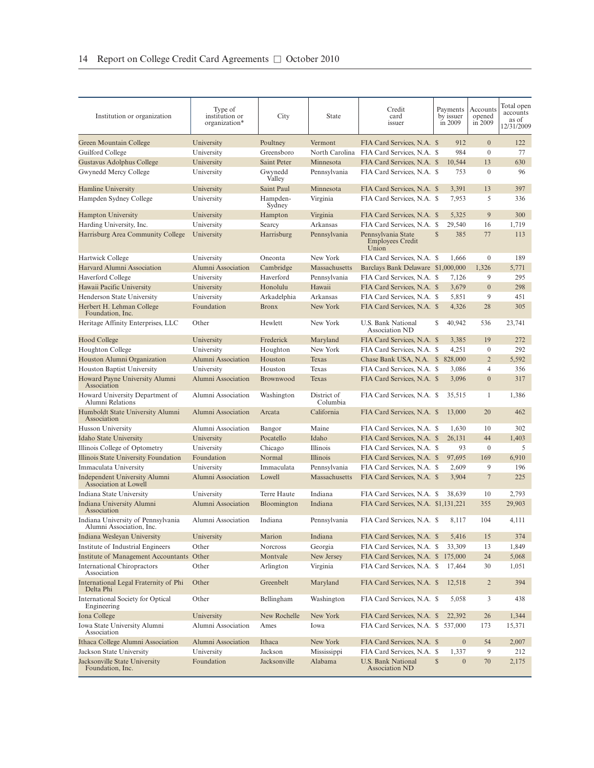| Institution or organization | Type of institution or organization* | City | State | Credit card issuer | Payments by issuer in 2009 | Accounts opened in 2009 | Total open accounts as of 12/31/2009 |
|---|---|---|---|---|---|---|---|
| Green Mountain College | University | Poultney | Vermont | FIA Card Services, N.A. | $ 912 | 0 | 122 |
| Guilford College | University | Greensboro | North Carolina | FIA Card Services, N.A. | $ 984 | 0 | 77 |
| Gustavus Adolphus College | University | Saint Peter | Minnesota | FIA Card Services, N.A. | $ 10,544 | 13 | 630 |
| Gwynedd Mercy College | University | Gwynedd Valley | Pennsylvania | FIA Card Services, N.A. | $ 753 | 0 | 96 |
| Hamline University | University | Saint Paul | Minnesota | FIA Card Services, N.A. | $ 3,391 | 13 | 397 |
| Hampden Sydney College | University | Hampden-Sydney | Virginia | FIA Card Services, N.A. | $ 7,953 | 5 | 336 |
| Hampton University | University | Hampton | Virginia | FIA Card Services, N.A. | $ 5,325 | 9 | 300 |
| Harding University, Inc. | University | Searcy | Arkansas | FIA Card Services, N.A. | $ 29,540 | 16 | 1,719 |
| Harrisburg Area Community College | University | Harrisburg | Pennsylvania | Pennsylvania State Employees Credit Union | $ 385 | 77 | 113 |
| Hartwick College | University | Oneonta | New York | FIA Card Services, N.A. | $ 1,666 | 0 | 189 |
| Harvard Alumni Association | Alumni Association | Cambridge | Massachusetts | Barclays Bank Delaware | $1,000,000 | 1,326 | 5,771 |
| Haverford College | University | Haverford | Pennsylvania | FIA Card Services, N.A. | $ 7,126 | 9 | 295 |
| Hawaii Pacific University | University | Honolulu | Hawaii | FIA Card Services, N.A. | $ 3,679 | 0 | 298 |
| Henderson State University | University | Arkadelphia | Arkansas | FIA Card Services, N.A. | $ 5,851 | 9 | 451 |
| Herbert H. Lehman College Foundation, Inc. | Foundation | Bronx | New York | FIA Card Services, N.A. | $ 4,326 | 28 | 305 |
| Heritage Affinity Enterprises, LLC | Other | Hewlett | New York | U.S. Bank National Association ND | $ 40,942 | 536 | 23,741 |
| Hood College | University | Frederick | Maryland | FIA Card Services, N.A. | $ 3,385 | 19 | 272 |
| Houghton College | University | Houghton | New York | FIA Card Services, N.A. | $ 4,251 | 0 | 292 |
| Houston Alumni Organization | Alumni Association | Houston | Texas | Chase Bank USA, N.A. | $ 828,000 | 2 | 5,592 |
| Houston Baptist University | University | Houston | Texas | FIA Card Services, N.A. | $ 3,086 | 4 | 356 |
| Howard Payne University Alumni Association | Alumni Association | Brownwood | Texas | FIA Card Services, N.A. | $ 3,096 | 0 | 317 |
| Howard University Department of Alumni Relations | Alumni Association | Washington | District of Columbia | FIA Card Services, N.A. | $ 35,515 | 1 | 1,386 |
| Humboldt State University Alumni Association | Alumni Association | Arcata | California | FIA Card Services, N.A. | $ 13,000 | 20 | 462 |
| Husson University | Alumni Association | Bangor | Maine | FIA Card Services, N.A. | $ 1,630 | 10 | 302 |
| Idaho State University | University | Pocatello | Idaho | FIA Card Services, N.A. | $ 26,131 | 44 | 1,403 |
| Illinois College of Optometry | University | Chicago | Illinois | FIA Card Services, N.A. | $ 93 | 0 | 5 |
| Illinois State University Foundation | Foundation | Normal | Illinois | FIA Card Services, N.A. | $ 97,695 | 169 | 6,910 |
| Immaculata University | University | Immaculata | Pennsylvania | FIA Card Services, N.A. | $ 2,609 | 9 | 196 |
| Independent University Alumni Association at Lowell | Alumni Association | Lowell | Massachusetts | FIA Card Services, N.A. | $ 3,904 | 7 | 225 |
| Indiana State University | University | Terre Haute | Indiana | FIA Card Services, N.A. | $ 38,639 | 10 | 2,793 |
| Indiana University Alumni Association | Alumni Association | Bloomington | Indiana | FIA Card Services, N.A. | $1,131,221 | 355 | 29,903 |
| Indiana University of Pennsylvania Alumni Association, Inc. | Alumni Association | Indiana | Pennsylvania | FIA Card Services, N.A. | $ 8,117 | 104 | 4,111 |
| Indiana Wesleyan University | University | Marion | Indiana | FIA Card Services, N.A. | $ 5,416 | 15 | 374 |
| Institute of Industrial Engineers | Other | Norcross | Georgia | FIA Card Services, N.A. | $ 33,309 | 13 | 1,849 |
| Institute of Management Accountants | Other | Montvale | New Jersey | FIA Card Services, N.A. | $ 175,000 | 24 | 5,068 |
| International Chiropractors Association | Other | Arlington | Virginia | FIA Card Services, N.A. | $ 17,464 | 30 | 1,051 |
| International Legal Fraternity of Phi Delta Phi | Other | Greenbelt | Maryland | FIA Card Services, N.A. | $ 12,518 | 2 | 394 |
| International Society for Optical Engineering | Other | Bellingham | Washington | FIA Card Services, N.A. | $ 5,058 | 3 | 438 |
| Iona College | University | New Rochelle | New York | FIA Card Services, N.A. | $ 22,392 | 26 | 1,344 |
| Iowa State University Alumni Association | Alumni Association | Ames | Iowa | FIA Card Services, N.A. | $ 537,000 | 173 | 15,371 |
| Ithaca College Alumni Association | Alumni Association | Ithaca | New York | FIA Card Services, N.A. | $ 0 | 54 | 2,007 |
| Jackson State University | University | Jackson | Mississippi | FIA Card Services, N.A. | $ 1,337 | 9 | 212 |
| Jacksonville State University Foundation, Inc. | Foundation | Jacksonville | Alabama | U.S. Bank National Association ND | $ 0 | 70 | 2,175 |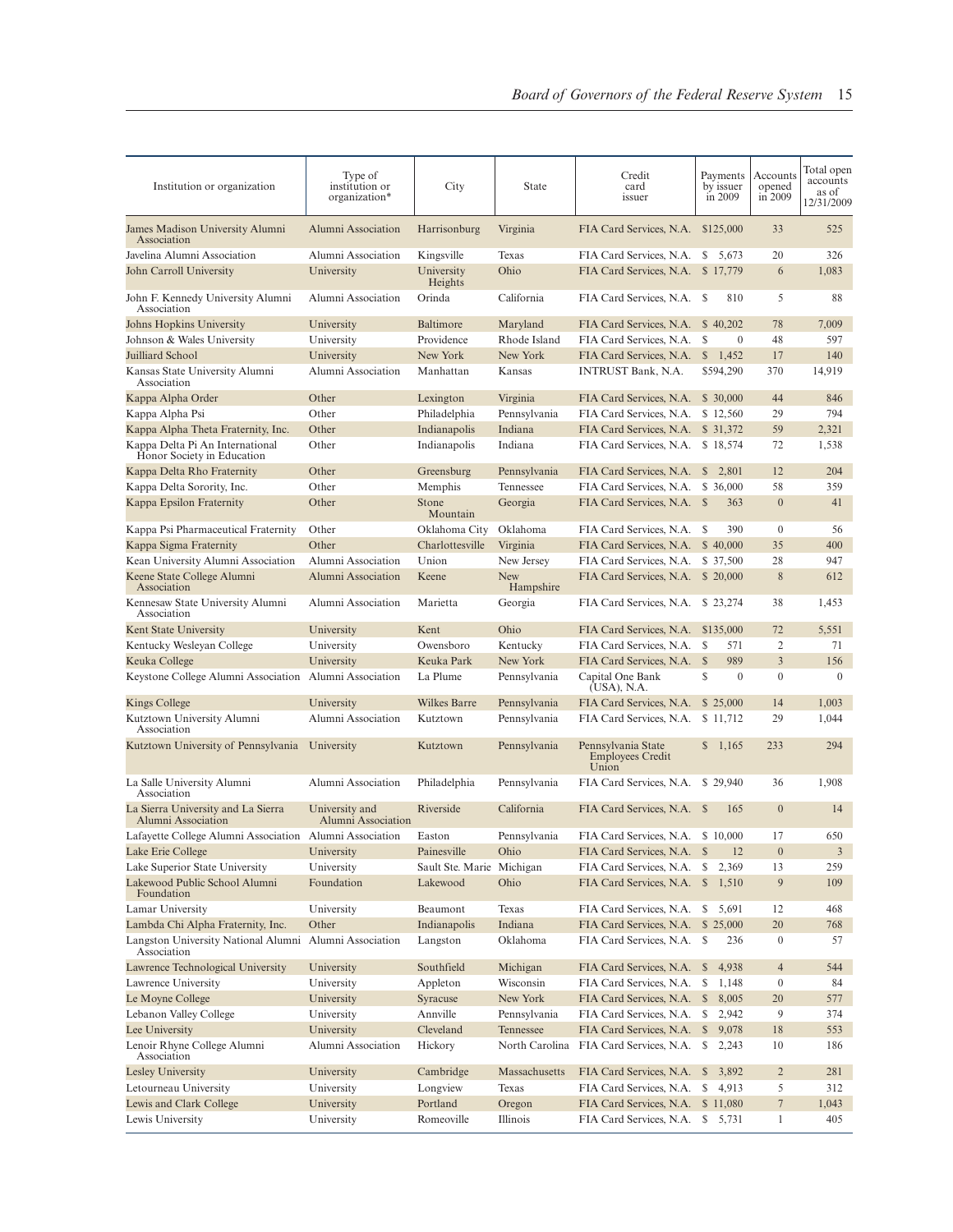| Institution or organization | Type of institution or organization* | City | State | Credit card issuer | Payments by issuer in 2009 | Accounts opened in 2009 | Total open accounts as of 12/31/2009 |
|---|---|---|---|---|---|---|---|
| James Madison University Alumni Association | Alumni Association | Harrisonburg | Virginia | FIA Card Services, N.A. | $125,000 | 33 | 525 |
| Javelina Alumni Association | Alumni Association | Kingsville | Texas | FIA Card Services, N.A. | $ 5,673 | 20 | 326 |
| John Carroll University | University | University Heights | Ohio | FIA Card Services, N.A. | $ 17,779 | 6 | 1,083 |
| John F. Kennedy University Alumni Association | Alumni Association | Orinda | California | FIA Card Services, N.A. | $ 810 | 5 | 88 |
| Johns Hopkins University | University | Baltimore | Maryland | FIA Card Services, N.A. | $ 40,202 | 78 | 7,009 |
| Johnson & Wales University | University | Providence | Rhode Island | FIA Card Services, N.A. | $ 0 | 48 | 597 |
| Juilliard School | University | New York | New York | FIA Card Services, N.A. | $ 1,452 | 17 | 140 |
| Kansas State University Alumni Association | Alumni Association | Manhattan | Kansas | INTRUST Bank, N.A. | $594,290 | 370 | 14,919 |
| Kappa Alpha Order | Other | Lexington | Virginia | FIA Card Services, N.A. | $ 30,000 | 44 | 846 |
| Kappa Alpha Psi | Other | Philadelphia | Pennsylvania | FIA Card Services, N.A. | $ 12,560 | 29 | 794 |
| Kappa Alpha Theta Fraternity, Inc. | Other | Indianapolis | Indiana | FIA Card Services, N.A. | $ 31,372 | 59 | 2,321 |
| Kappa Delta Pi An International Honor Society in Education | Other | Indianapolis | Indiana | FIA Card Services, N.A. | $ 18,574 | 72 | 1,538 |
| Kappa Delta Rho Fraternity | Other | Greensburg | Pennsylvania | FIA Card Services, N.A. | $ 2,801 | 12 | 204 |
| Kappa Delta Sorority, Inc. | Other | Memphis | Tennessee | FIA Card Services, N.A. | $ 36,000 | 58 | 359 |
| Kappa Epsilon Fraternity | Other | Stone Mountain | Georgia | FIA Card Services, N.A. | $ 363 | 0 | 41 |
| Kappa Psi Pharmaceutical Fraternity | Other | Oklahoma City | Oklahoma | FIA Card Services, N.A. | $ 390 | 0 | 56 |
| Kappa Sigma Fraternity | Other | Charlottesville | Virginia | FIA Card Services, N.A. | $ 40,000 | 35 | 400 |
| Kean University Alumni Association | Alumni Association | Union | New Jersey | FIA Card Services, N.A. | $ 37,500 | 28 | 947 |
| Keene State College Alumni Association | Alumni Association | Keene | New Hampshire | FIA Card Services, N.A. | $ 20,000 | 8 | 612 |
| Kennesaw State University Alumni Association | Alumni Association | Marietta | Georgia | FIA Card Services, N.A. | $ 23,274 | 38 | 1,453 |
| Kent State University | University | Kent | Ohio | FIA Card Services, N.A. | $135,000 | 72 | 5,551 |
| Kentucky Wesleyan College | University | Owensboro | Kentucky | FIA Card Services, N.A. | $ 571 | 2 | 71 |
| Keuka College | University | Keuka Park | New York | FIA Card Services, N.A. | $ 989 | 3 | 156 |
| Keystone College Alumni Association | Alumni Association | La Plume | Pennsylvania | Capital One Bank (USA), N.A. | $ 0 | 0 | 0 |
| Kings College | University | Wilkes Barre | Pennsylvania | FIA Card Services, N.A. | $ 25,000 | 14 | 1,003 |
| Kutztown University Alumni Association | Alumni Association | Kutztown | Pennsylvania | FIA Card Services, N.A. | $ 11,712 | 29 | 1,044 |
| Kutztown University of Pennsylvania | University | Kutztown | Pennsylvania | Pennsylvania State Employees Credit Union | $ 1,165 | 233 | 294 |
| La Salle University Alumni Association | Alumni Association | Philadelphia | Pennsylvania | FIA Card Services, N.A. | $ 29,940 | 36 | 1,908 |
| La Sierra University and La Sierra Alumni Association | University and Alumni Association | Riverside | California | FIA Card Services, N.A. | $ 165 | 0 | 14 |
| Lafayette College Alumni Association | Alumni Association | Easton | Pennsylvania | FIA Card Services, N.A. | $ 10,000 | 17 | 650 |
| Lake Erie College | University | Painesville | Ohio | FIA Card Services, N.A. | $ 12 | 0 | 3 |
| Lake Superior State University | University | Sault Ste. Marie | Michigan | FIA Card Services, N.A. | $ 2,369 | 13 | 259 |
| Lakewood Public School Alumni Foundation | Foundation | Lakewood | Ohio | FIA Card Services, N.A. | $ 1,510 | 9 | 109 |
| Lamar University | University | Beaumont | Texas | FIA Card Services, N.A. | $ 5,691 | 12 | 468 |
| Lambda Chi Alpha Fraternity, Inc. | Other | Indianapolis | Indiana | FIA Card Services, N.A. | $ 25,000 | 20 | 768 |
| Langston University National Alumni Association | Alumni Association | Langston | Oklahoma | FIA Card Services, N.A. | $ 236 | 0 | 57 |
| Lawrence Technological University | University | Southfield | Michigan | FIA Card Services, N.A. | $ 4,938 | 4 | 544 |
| Lawrence University | University | Appleton | Wisconsin | FIA Card Services, N.A. | $ 1,148 | 0 | 84 |
| Le Moyne College | University | Syracuse | New York | FIA Card Services, N.A. | $ 8,005 | 20 | 577 |
| Lebanon Valley College | University | Annville | Pennsylvania | FIA Card Services, N.A. | $ 2,942 | 9 | 374 |
| Lee University | University | Cleveland | Tennessee | FIA Card Services, N.A. | $ 9,078 | 18 | 553 |
| Lenoir Rhyne College Alumni Association | Alumni Association | Hickory | North Carolina | FIA Card Services, N.A. | $ 2,243 | 10 | 186 |
| Lesley University | University | Cambridge | Massachusetts | FIA Card Services, N.A. | $ 3,892 | 2 | 281 |
| Letourneau University | University | Longview | Texas | FIA Card Services, N.A. | $ 4,913 | 5 | 312 |
| Lewis and Clark College | University | Portland | Oregon | FIA Card Services, N.A. | $ 11,080 | 7 | 1,043 |
| Lewis University | University | Romeoville | Illinois | FIA Card Services, N.A. | $ 5,731 | 1 | 405 |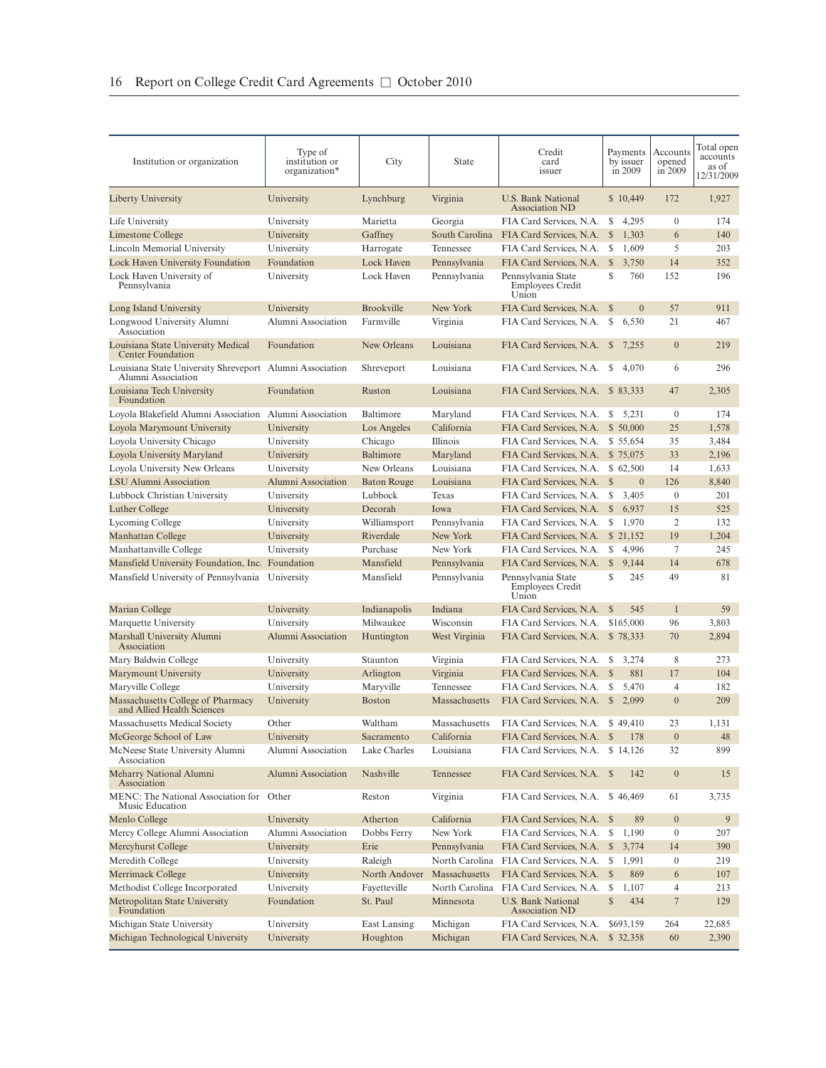| Institution or organization | Type of institution or organization* | City | State | Credit card issuer | Payments by issuer in 2009 | Accounts opened in 2009 | Total open accounts as of 12/31/2009 |
|---|---|---|---|---|---|---|---|
| Liberty University | University | Lynchburg | Virginia | U.S. Bank National Association ND | $ 10,449 | 172 | 1,927 |
| Life University | University | Marietta | Georgia | FIA Card Services, N.A. | $ 4,295 | 0 | 174 |
| Limestone College | University | Gaffney | South Carolina | FIA Card Services, N.A. | $ 1,303 | 6 | 140 |
| Lincoln Memorial University | University | Harrogate | Tennessee | FIA Card Services, N.A. | $ 1,609 | 5 | 203 |
| Lock Haven University Foundation | Foundation | Lock Haven | Pennsylvania | FIA Card Services, N.A. | $ 3,750 | 14 | 352 |
| Lock Haven University of Pennsylvania | University | Lock Haven | Pennsylvania | Pennsylvania State Employees Credit Union | $ 760 | 152 | 196 |
| Long Island University | University | Brookville | New York | FIA Card Services, N.A. | $ 0 | 57 | 911 |
| Longwood University Alumni Association | Alumni Association | Farmville | Virginia | FIA Card Services, N.A. | $ 6,530 | 21 | 467 |
| Louisiana State University Medical Center Foundation | Foundation | New Orleans | Louisiana | FIA Card Services, N.A. | $ 7,255 | 0 | 219 |
| Louisiana State University Shreveport Alumni Association | Alumni Association | Shreveport | Louisiana | FIA Card Services, N.A. | $ 4,070 | 6 | 296 |
| Louisiana Tech University Foundation | Foundation | Ruston | Louisiana | FIA Card Services, N.A. | $ 83,333 | 47 | 2,305 |
| Loyola Blakefield Alumni Association | Alumni Association | Baltimore | Maryland | FIA Card Services, N.A. | $ 5,231 | 0 | 174 |
| Loyola Marymount University | University | Los Angeles | California | FIA Card Services, N.A. | $ 50,000 | 25 | 1,578 |
| Loyola University Chicago | University | Chicago | Illinois | FIA Card Services, N.A. | $ 55,654 | 35 | 3,484 |
| Loyola University Maryland | University | Baltimore | Maryland | FIA Card Services, N.A. | $ 75,075 | 33 | 2,196 |
| Loyola University New Orleans | University | New Orleans | Louisiana | FIA Card Services, N.A. | $ 62,500 | 14 | 1,633 |
| LSU Alumni Association | Alumni Association | Baton Rouge | Louisiana | FIA Card Services, N.A. | $ 0 | 126 | 8,840 |
| Lubbock Christian University | University | Lubbock | Texas | FIA Card Services, N.A. | $ 3,405 | 0 | 201 |
| Luther College | University | Decorah | Iowa | FIA Card Services, N.A. | $ 6,937 | 15 | 525 |
| Lycoming College | University | Williamsport | Pennsylvania | FIA Card Services, N.A. | $ 1,970 | 2 | 132 |
| Manhattan College | University | Riverdale | New York | FIA Card Services, N.A. | $ 21,152 | 19 | 1,204 |
| Manhattanville College | University | Purchase | New York | FIA Card Services, N.A. | $ 4,996 | 7 | 245 |
| Mansfield University Foundation, Inc. | Foundation | Mansfield | Pennsylvania | FIA Card Services, N.A. | $ 9,144 | 14 | 678 |
| Mansfield University of Pennsylvania | University | Mansfield | Pennsylvania | Pennsylvania State Employees Credit Union | $ 245 | 49 | 81 |
| Marian College | University | Indianapolis | Indiana | FIA Card Services, N.A. | $ 545 | 1 | 59 |
| Marquette University | University | Milwaukee | Wisconsin | FIA Card Services, N.A. | $165,000 | 96 | 3,803 |
| Marshall University Alumni Association | Alumni Association | Huntington | West Virginia | FIA Card Services, N.A. | $ 78,333 | 70 | 2,894 |
| Mary Baldwin College | University | Staunton | Virginia | FIA Card Services, N.A. | $ 3,274 | 8 | 273 |
| Marymount University | University | Arlington | Virginia | FIA Card Services, N.A. | $ 881 | 17 | 104 |
| Maryville College | University | Maryville | Tennessee | FIA Card Services, N.A. | $ 5,470 | 4 | 182 |
| Massachusetts College of Pharmacy and Allied Health Sciences | University | Boston | Massachusetts | FIA Card Services, N.A. | $ 2,099 | 0 | 209 |
| Massachusetts Medical Society | Other | Waltham | Massachusetts | FIA Card Services, N.A. | $ 49,410 | 23 | 1,131 |
| McGeorge School of Law | University | Sacramento | California | FIA Card Services, N.A. | $ 178 | 0 | 48 |
| McNeese State University Alumni Association | Alumni Association | Lake Charles | Louisiana | FIA Card Services, N.A. | $ 14,126 | 32 | 899 |
| Meharry National Alumni Association | Alumni Association | Nashville | Tennessee | FIA Card Services, N.A. | $ 142 | 0 | 15 |
| MENC: The National Association for Music Education | Other | Reston | Virginia | FIA Card Services, N.A. | $ 46,469 | 61 | 3,735 |
| Menlo College | University | Atherton | California | FIA Card Services, N.A. | $ 89 | 0 | 9 |
| Mercy College Alumni Association | Alumni Association | Dobbs Ferry | New York | FIA Card Services, N.A. | $ 1,190 | 0 | 207 |
| Mercyhurst College | University | Erie | Pennsylvania | FIA Card Services, N.A. | $ 3,774 | 14 | 390 |
| Meredith College | University | Raleigh | North Carolina | FIA Card Services, N.A. | $ 1,991 | 0 | 219 |
| Merrimack College | University | North Andover | Massachusetts | FIA Card Services, N.A. | $ 869 | 6 | 107 |
| Methodist College Incorporated | University | Fayetteville | North Carolina | FIA Card Services, N.A. | $ 1,107 | 4 | 213 |
| Metropolitan State University Foundation | Foundation | St. Paul | Minnesota | U.S. Bank National Association ND | $ 434 | 7 | 129 |
| Michigan State University | University | East Lansing | Michigan | FIA Card Services, N.A. | $693,159 | 264 | 22,685 |
| Michigan Technological University | University | Houghton | Michigan | FIA Card Services, N.A. | $ 32,358 | 60 | 2,390 |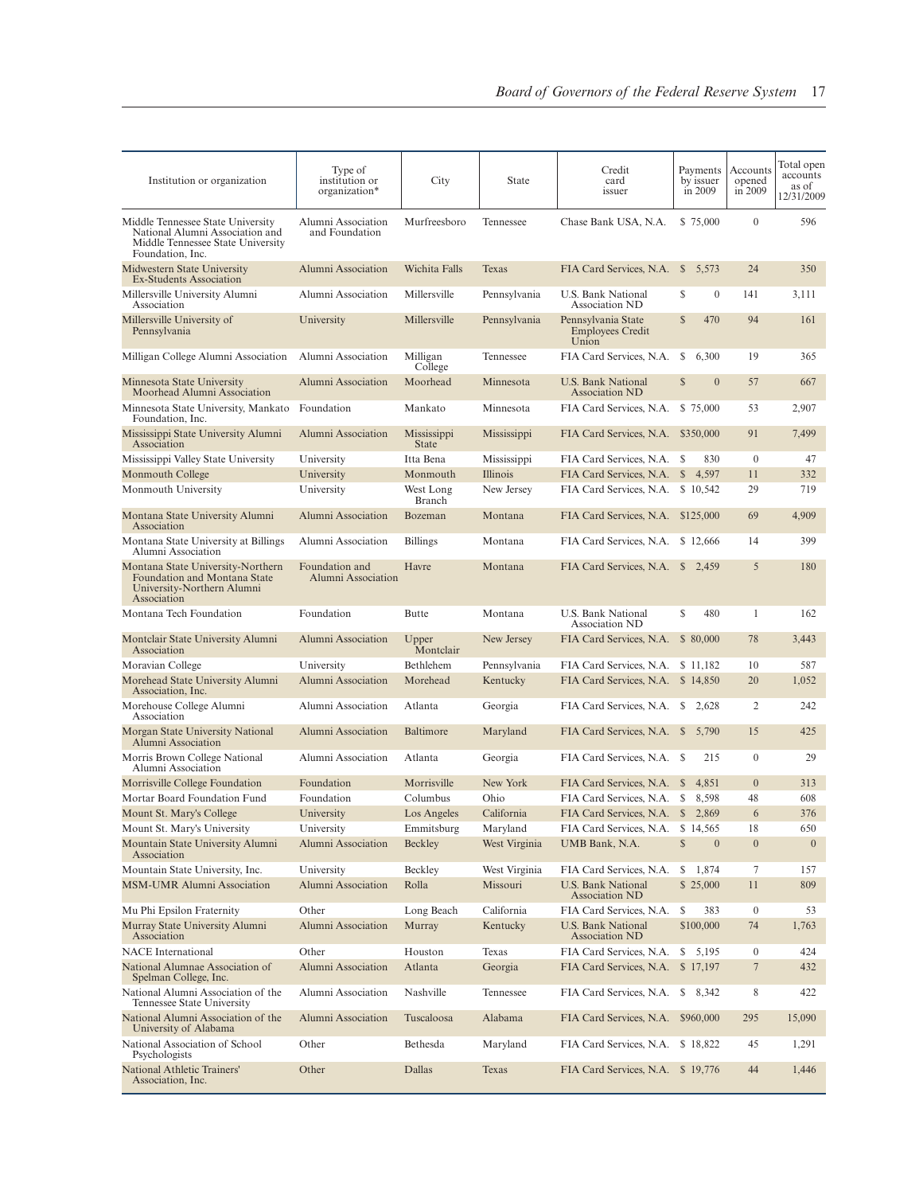| Institution or organization | Type of institution or organization* | City | State | Credit card issuer | Payments by issuer in 2009 | Accounts opened in 2009 | Total open accounts as of 12/31/2009 |
|---|---|---|---|---|---|---|---|
| Middle Tennessee State University National Alumni Association and Middle Tennessee State University Foundation, Inc. | Alumni Association and Foundation | Murfreesboro | Tennessee | Chase Bank USA, N.A. | $ 75,000 | 0 | 596 |
| Midwestern State University Ex-Students Association | Alumni Association | Wichita Falls | Texas | FIA Card Services, N.A. | $ 5,573 | 24 | 350 |
| Millersville University Alumni Association | Alumni Association | Millersville | Pennsylvania | U.S. Bank National Association ND | $ 0 | 141 | 3,111 |
| Millersville University of Pennsylvania | University | Millersville | Pennsylvania | Pennsylvania State Employees Credit Union | $ 470 | 94 | 161 |
| Milligan College Alumni Association | Alumni Association | Milligan College | Tennessee | FIA Card Services, N.A. | $ 6,300 | 19 | 365 |
| Minnesota State University Moorhead Alumni Association | Alumni Association | Moorhead | Minnesota | U.S. Bank National Association ND | $ 0 | 57 | 667 |
| Minnesota State University, Mankato Foundation, Inc. | Foundation | Mankato | Minnesota | FIA Card Services, N.A. | $ 75,000 | 53 | 2,907 |
| Mississippi State University Alumni Association | Alumni Association | Mississippi State | Mississippi | FIA Card Services, N.A. | $350,000 | 91 | 7,499 |
| Mississippi Valley State University | University | Itta Bena | Mississippi | FIA Card Services, N.A. | $ 830 | 0 | 47 |
| Monmouth College | University | Monmouth | Illinois | FIA Card Services, N.A. | $ 4,597 | 11 | 332 |
| Monmouth University | University | West Long Branch | New Jersey | FIA Card Services, N.A. | $ 10,542 | 29 | 719 |
| Montana State University Alumni Association | Alumni Association | Bozeman | Montana | FIA Card Services, N.A. | $125,000 | 69 | 4,909 |
| Montana State University at Billings Alumni Association | Alumni Association | Billings | Montana | FIA Card Services, N.A. | $ 12,666 | 14 | 399 |
| Montana State University-Northern Foundation and Montana State University-Northern Alumni Association | Foundation and Alumni Association | Havre | Montana | FIA Card Services, N.A. | $ 2,459 | 5 | 180 |
| Montana Tech Foundation | Foundation | Butte | Montana | U.S. Bank National Association ND | $ 480 | 1 | 162 |
| Montclair State University Alumni Association | Alumni Association | Upper Montclair | New Jersey | FIA Card Services, N.A. | $ 80,000 | 78 | 3,443 |
| Moravian College | University | Bethlehem | Pennsylvania | FIA Card Services, N.A. | $ 11,182 | 10 | 587 |
| Morehead State University Alumni Association, Inc. | Alumni Association | Morehead | Kentucky | FIA Card Services, N.A. | $ 14,850 | 20 | 1,052 |
| Morehouse College Alumni Association | Alumni Association | Atlanta | Georgia | FIA Card Services, N.A. | $ 2,628 | 2 | 242 |
| Morgan State University National Alumni Association | Alumni Association | Baltimore | Maryland | FIA Card Services, N.A. | $ 5,790 | 15 | 425 |
| Morris Brown College National Alumni Association | Alumni Association | Atlanta | Georgia | FIA Card Services, N.A. | $ 215 | 0 | 29 |
| Morrisville College Foundation | Foundation | Morrisville | New York | FIA Card Services, N.A. | $ 4,851 | 0 | 313 |
| Mortar Board Foundation Fund | Foundation | Columbus | Ohio | FIA Card Services, N.A. | $ 8,598 | 48 | 608 |
| Mount St. Mary's College | University | Los Angeles | California | FIA Card Services, N.A. | $ 2,869 | 6 | 376 |
| Mount St. Mary's University | University | Emmitsburg | Maryland | FIA Card Services, N.A. | $ 14,565 | 18 | 650 |
| Mountain State University Alumni Association | Alumni Association | Beckley | West Virginia | UMB Bank, N.A. | $ 0 | 0 | 0 |
| Mountain State University, Inc. | University | Beckley | West Virginia | FIA Card Services, N.A. | $ 1,874 | 7 | 157 |
| MSM-UMR Alumni Association | Alumni Association | Rolla | Missouri | U.S. Bank National Association ND | $ 25,000 | 11 | 809 |
| Mu Phi Epsilon Fraternity | Other | Long Beach | California | FIA Card Services, N.A. | $ 383 | 0 | 53 |
| Murray State University Alumni Association | Alumni Association | Murray | Kentucky | U.S. Bank National Association ND | $100,000 | 74 | 1,763 |
| NACE International | Other | Houston | Texas | FIA Card Services, N.A. | $ 5,195 | 0 | 424 |
| National Alumnae Association of Spelman College, Inc. | Alumni Association | Atlanta | Georgia | FIA Card Services, N.A. | $ 17,197 | 7 | 432 |
| National Alumni Association of the Tennessee State University | Alumni Association | Nashville | Tennessee | FIA Card Services, N.A. | $ 8,342 | 8 | 422 |
| National Alumni Association of the University of Alabama | Alumni Association | Tuscaloosa | Alabama | FIA Card Services, N.A. | $960,000 | 295 | 15,090 |
| National Association of School Psychologists | Other | Bethesda | Maryland | FIA Card Services, N.A. | $ 18,822 | 45 | 1,291 |
| National Athletic Trainers' Association, Inc. | Other | Dallas | Texas | FIA Card Services, N.A. | $ 19,776 | 44 | 1,446 |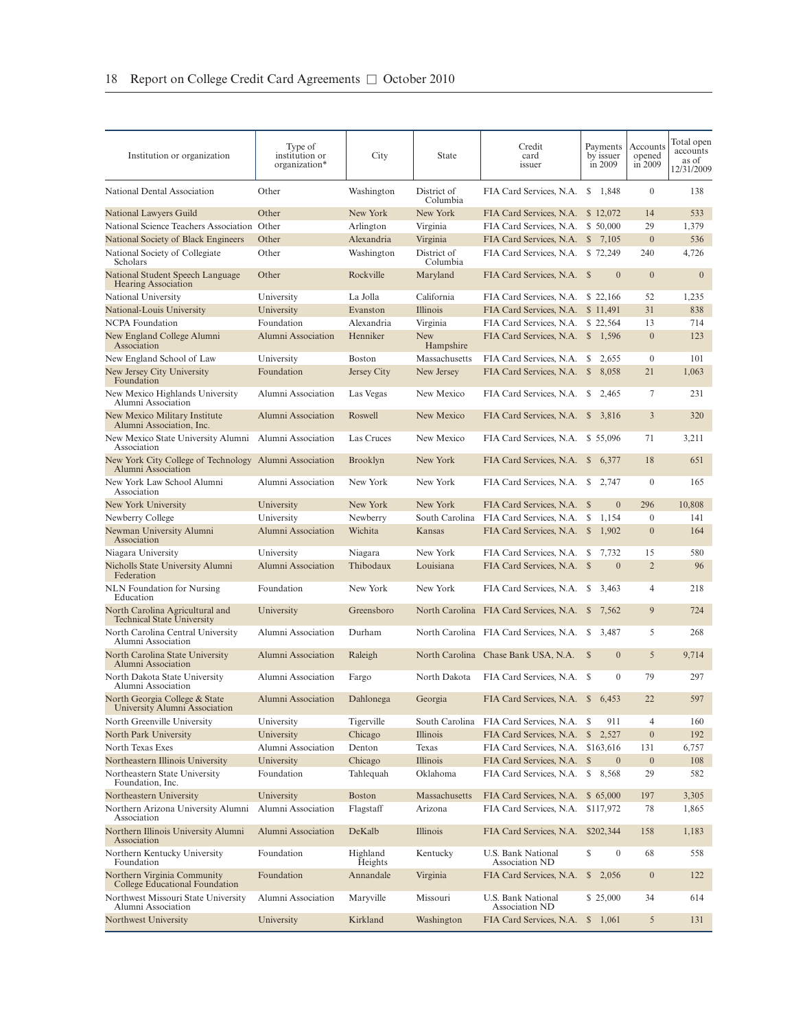| Institution or organization | Type of institution or organization* | City | State | Credit card issuer | Payments by issuer in 2009 | Accounts opened in 2009 | Total open accounts as of 12/31/2009 |
|---|---|---|---|---|---|---|---|
| National Dental Association | Other | Washington | District of Columbia | FIA Card Services, N.A. | $ 1,848 | 0 | 138 |
| National Lawyers Guild | Other | New York | New York | FIA Card Services, N.A. | $ 12,072 | 14 | 533 |
| National Science Teachers Association | Other | Arlington | Virginia | FIA Card Services, N.A. | $ 50,000 | 29 | 1,379 |
| National Society of Black Engineers | Other | Alexandria | Virginia | FIA Card Services, N.A. | $ 7,105 | 0 | 536 |
| National Society of Collegiate Scholars | Other | Washington | District of Columbia | FIA Card Services, N.A. | $ 72,249 | 240 | 4,726 |
| National Student Speech Language Hearing Association | Other | Rockville | Maryland | FIA Card Services, N.A. | $ 0 | 0 | 0 |
| National University | University | La Jolla | California | FIA Card Services, N.A. | $ 22,166 | 52 | 1,235 |
| National-Louis University | University | Evanston | Illinois | FIA Card Services, N.A. | $ 11,491 | 31 | 838 |
| NCPA Foundation | Foundation | Alexandria | Virginia | FIA Card Services, N.A. | $ 22,564 | 13 | 714 |
| New England College Alumni Association | Alumni Association | Henniker | New Hampshire | FIA Card Services, N.A. | $ 1,596 | 0 | 123 |
| New England School of Law | University | Boston | Massachusetts | FIA Card Services, N.A. | $ 2,655 | 0 | 101 |
| New Jersey City University Foundation | Foundation | Jersey City | New Jersey | FIA Card Services, N.A. | $ 8,058 | 21 | 1,063 |
| New Mexico Highlands University Alumni Association | Alumni Association | Las Vegas | New Mexico | FIA Card Services, N.A. | $ 2,465 | 7 | 231 |
| New Mexico Military Institute Alumni Association, Inc. | Alumni Association | Roswell | New Mexico | FIA Card Services, N.A. | $ 3,816 | 3 | 320 |
| New Mexico State University Alumni Association | Alumni Association | Las Cruces | New Mexico | FIA Card Services, N.A. | $ 55,096 | 71 | 3,211 |
| New York City College of Technology Alumni Association | Alumni Association | Brooklyn | New York | FIA Card Services, N.A. | $ 6,377 | 18 | 651 |
| New York Law School Alumni Association | Alumni Association | New York | New York | FIA Card Services, N.A. | $ 2,747 | 0 | 165 |
| New York University | University | New York | New York | FIA Card Services, N.A. | $ 0 | 296 | 10,808 |
| Newberry College | University | Newberry | South Carolina | FIA Card Services, N.A. | $ 1,154 | 0 | 141 |
| Newman University Alumni Association | Alumni Association | Wichita | Kansas | FIA Card Services, N.A. | $ 1,902 | 0 | 164 |
| Niagara University | University | Niagara | New York | FIA Card Services, N.A. | $ 7,732 | 15 | 580 |
| Nicholls State University Alumni Federation | Alumni Association | Thibodaux | Louisiana | FIA Card Services, N.A. | $ 0 | 2 | 96 |
| NLN Foundation for Nursing Education | Foundation | New York | New York | FIA Card Services, N.A. | $ 3,463 | 4 | 218 |
| North Carolina Agricultural and Technical State University | University | Greensboro | North Carolina | FIA Card Services, N.A. | $ 7,562 | 9 | 724 |
| North Carolina Central University Alumni Association | Alumni Association | Durham | North Carolina | FIA Card Services, N.A. | $ 3,487 | 5 | 268 |
| North Carolina State University Alumni Association | Alumni Association | Raleigh | North Carolina | Chase Bank USA, N.A. | $ 0 | 5 | 9,714 |
| North Dakota State University Alumni Association | Alumni Association | Fargo | North Dakota | FIA Card Services, N.A. | $ 0 | 79 | 297 |
| North Georgia College & State University Alumni Association | Alumni Association | Dahlonega | Georgia | FIA Card Services, N.A. | $ 6,453 | 22 | 597 |
| North Greenville University | University | Tigerville | South Carolina | FIA Card Services, N.A. | $ 911 | 4 | 160 |
| North Park University | University | Chicago | Illinois | FIA Card Services, N.A. | $ 2,527 | 0 | 192 |
| North Texas Exes | Alumni Association | Denton | Texas | FIA Card Services, N.A. | $163,616 | 131 | 6,757 |
| Northeastern Illinois University | University | Chicago | Illinois | FIA Card Services, N.A. | $ 0 | 0 | 108 |
| Northeastern State University Foundation, Inc. | Foundation | Tahlequah | Oklahoma | FIA Card Services, N.A. | $ 8,568 | 29 | 582 |
| Northeastern University | University | Boston | Massachusetts | FIA Card Services, N.A. | $ 65,000 | 197 | 3,305 |
| Northern Arizona University Alumni Association | Alumni Association | Flagstaff | Arizona | FIA Card Services, N.A. | $117,972 | 78 | 1,865 |
| Northern Illinois University Alumni Association | Alumni Association | DeKalb | Illinois | FIA Card Services, N.A. | $202,344 | 158 | 1,183 |
| Northern Kentucky University Foundation | Foundation | Highland Heights | Kentucky | U.S. Bank National Association ND | $ 0 | 68 | 558 |
| Northern Virginia Community College Educational Foundation | Foundation | Annandale | Virginia | FIA Card Services, N.A. | $ 2,056 | 0 | 122 |
| Northwest Missouri State University Alumni Association | Alumni Association | Maryville | Missouri | U.S. Bank National Association ND | $ 25,000 | 34 | 614 |
| Northwest University | University | Kirkland | Washington | FIA Card Services, N.A. | $ 1,061 | 5 | 131 |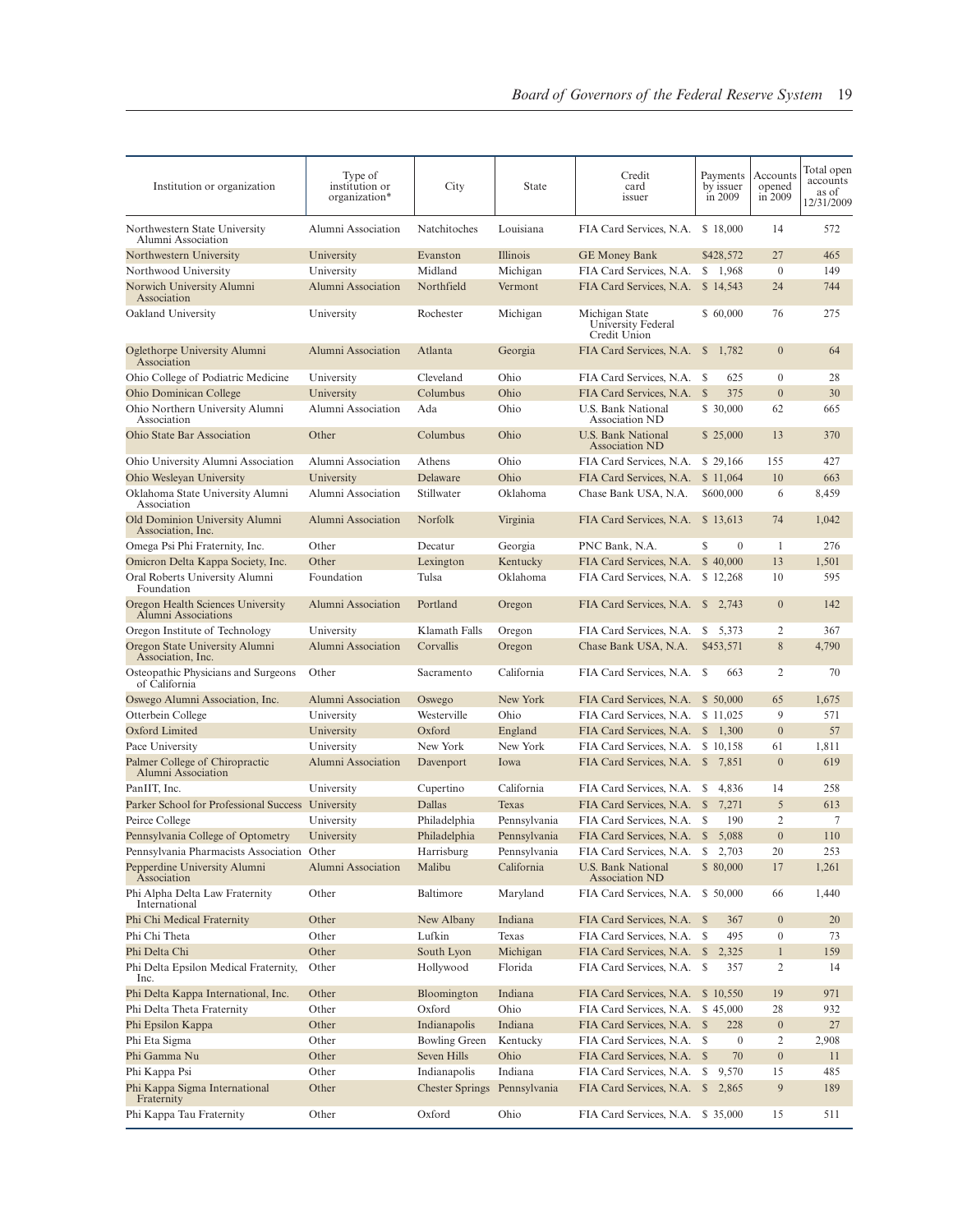| Institution or organization | Type of institution or organization* | City | State | Credit card issuer | Payments by issuer in 2009 | Accounts opened in 2009 | Total open accounts as of 12/31/2009 |
|---|---|---|---|---|---|---|---|
| Northwestern State University Alumni Association | Alumni Association | Natchitoches | Louisiana | FIA Card Services, N.A. | $ 18,000 | 14 | 572 |
| Northwestern University | University | Evanston | Illinois | GE Money Bank | $428,572 | 27 | 465 |
| Northwood University | University | Midland | Michigan | FIA Card Services, N.A. | $ 1,968 | 0 | 149 |
| Norwich University Alumni Association | Alumni Association | Northfield | Vermont | FIA Card Services, N.A. | $ 14,543 | 24 | 744 |
| Oakland University | University | Rochester | Michigan | Michigan State University Federal Credit Union | $ 60,000 | 76 | 275 |
| Oglethorpe University Alumni Association | Alumni Association | Atlanta | Georgia | FIA Card Services, N.A. | $ 1,782 | 0 | 64 |
| Ohio College of Podiatric Medicine | University | Cleveland | Ohio | FIA Card Services, N.A. | $ 625 | 0 | 28 |
| Ohio Dominican College | University | Columbus | Ohio | FIA Card Services, N.A. | $ 375 | 0 | 30 |
| Ohio Northern University Alumni Association | Alumni Association | Ada | Ohio | U.S. Bank National Association ND | $ 30,000 | 62 | 665 |
| Ohio State Bar Association | Other | Columbus | Ohio | U.S. Bank National Association ND | $ 25,000 | 13 | 370 |
| Ohio University Alumni Association | Alumni Association | Athens | Ohio | FIA Card Services, N.A. | $ 29,166 | 155 | 427 |
| Ohio Wesleyan University | University | Delaware | Ohio | FIA Card Services, N.A. | $ 11,064 | 10 | 663 |
| Oklahoma State University Alumni Association | Alumni Association | Stillwater | Oklahoma | Chase Bank USA, N.A. | $600,000 | 6 | 8,459 |
| Old Dominion University Alumni Association, Inc. | Alumni Association | Norfolk | Virginia | FIA Card Services, N.A. | $ 13,613 | 74 | 1,042 |
| Omega Psi Phi Fraternity, Inc. | Other | Decatur | Georgia | PNC Bank, N.A. | $ 0 | 1 | 276 |
| Omicron Delta Kappa Society, Inc. | Other | Lexington | Kentucky | FIA Card Services, N.A. | $ 40,000 | 13 | 1,501 |
| Oral Roberts University Alumni Foundation | Foundation | Tulsa | Oklahoma | FIA Card Services, N.A. | $ 12,268 | 10 | 595 |
| Oregon Health Sciences University Alumni Associations | Alumni Association | Portland | Oregon | FIA Card Services, N.A. | $ 2,743 | 0 | 142 |
| Oregon Institute of Technology | University | Klamath Falls | Oregon | FIA Card Services, N.A. | $ 5,373 | 2 | 367 |
| Oregon State University Alumni Association, Inc. | Alumni Association | Corvallis | Oregon | Chase Bank USA, N.A. | $453,571 | 8 | 4,790 |
| Osteopathic Physicians and Surgeons of California | Other | Sacramento | California | FIA Card Services, N.A. | $ 663 | 2 | 70 |
| Oswego Alumni Association, Inc. | Alumni Association | Oswego | New York | FIA Card Services, N.A. | $ 50,000 | 65 | 1,675 |
| Otterbein College | University | Westerville | Ohio | FIA Card Services, N.A. | $ 11,025 | 9 | 571 |
| Oxford Limited | University | Oxford | England | FIA Card Services, N.A. | $ 1,300 | 0 | 57 |
| Pace University | University | New York | New York | FIA Card Services, N.A. | $ 10,158 | 61 | 1,811 |
| Palmer College of Chiropractic Alumni Association | Alumni Association | Davenport | Iowa | FIA Card Services, N.A. | $ 7,851 | 0 | 619 |
| PanIIT, Inc. | University | Cupertino | California | FIA Card Services, N.A. | $ 4,836 | 14 | 258 |
| Parker School for Professional Success | University | Dallas | Texas | FIA Card Services, N.A. | $ 7,271 | 5 | 613 |
| Peirce College | University | Philadelphia | Pennsylvania | FIA Card Services, N.A. | $ 190 | 2 | 7 |
| Pennsylvania College of Optometry | University | Philadelphia | Pennsylvania | FIA Card Services, N.A. | $ 5,088 | 0 | 110 |
| Pennsylvania Pharmacists Association | Other | Harrisburg | Pennsylvania | FIA Card Services, N.A. | $ 2,703 | 20 | 253 |
| Pepperdine University Alumni Association | Alumni Association | Malibu | California | U.S. Bank National Association ND | $ 80,000 | 17 | 1,261 |
| Phi Alpha Delta Law Fraternity International | Other | Baltimore | Maryland | FIA Card Services, N.A. | $ 50,000 | 66 | 1,440 |
| Phi Chi Medical Fraternity | Other | New Albany | Indiana | FIA Card Services, N.A. | $ 367 | 0 | 20 |
| Phi Chi Theta | Other | Lufkin | Texas | FIA Card Services, N.A. | $ 495 | 0 | 73 |
| Phi Delta Chi | Other | South Lyon | Michigan | FIA Card Services, N.A. | $ 2,325 | 1 | 159 |
| Phi Delta Epsilon Medical Fraternity, Inc. | Other | Hollywood | Florida | FIA Card Services, N.A. | $ 357 | 2 | 14 |
| Phi Delta Kappa International, Inc. | Other | Bloomington | Indiana | FIA Card Services, N.A. | $ 10,550 | 19 | 971 |
| Phi Delta Theta Fraternity | Other | Oxford | Ohio | FIA Card Services, N.A. | $ 45,000 | 28 | 932 |
| Phi Epsilon Kappa | Other | Indianapolis | Indiana | FIA Card Services, N.A. | $ 228 | 0 | 27 |
| Phi Eta Sigma | Other | Bowling Green | Kentucky | FIA Card Services, N.A. | $ 0 | 2 | 2,908 |
| Phi Gamma Nu | Other | Seven Hills | Ohio | FIA Card Services, N.A. | $ 70 | 0 | 11 |
| Phi Kappa Psi | Other | Indianapolis | Indiana | FIA Card Services, N.A. | $ 9,570 | 15 | 485 |
| Phi Kappa Sigma International Fraternity | Other | Chester Springs | Pennsylvania | FIA Card Services, N.A. | $ 2,865 | 9 | 189 |
| Phi Kappa Tau Fraternity | Other | Oxford | Ohio | FIA Card Services, N.A. | $ 35,000 | 15 | 511 |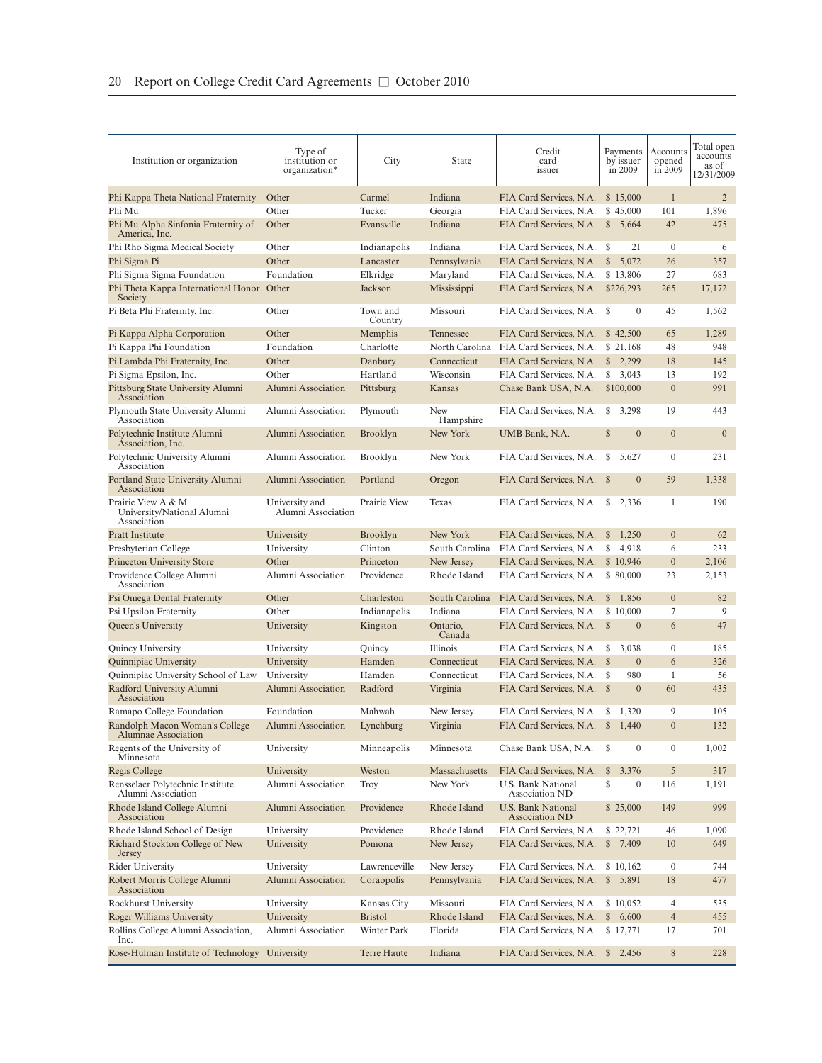| Institution or organization | Type of institution or organization* | City | State | Credit card issuer | Payments by issuer in 2009 | Accounts opened in 2009 | Total open accounts as of 12/31/2009 |
|---|---|---|---|---|---|---|---|
| Phi Kappa Theta National Fraternity | Other | Carmel | Indiana | FIA Card Services, N.A. | $ 15,000 | 1 | 2 |
| Phi Mu | Other | Tucker | Georgia | FIA Card Services, N.A. | $ 45,000 | 101 | 1,896 |
| Phi Mu Alpha Sinfonia Fraternity of America, Inc. | Other | Evansville | Indiana | FIA Card Services, N.A. | $ 5,664 | 42 | 475 |
| Phi Rho Sigma Medical Society | Other | Indianapolis | Indiana | FIA Card Services, N.A. | $ 21 | 0 | 6 |
| Phi Sigma Pi | Other | Lancaster | Pennsylvania | FIA Card Services, N.A. | $ 5,072 | 26 | 357 |
| Phi Sigma Sigma Foundation | Foundation | Elkridge | Maryland | FIA Card Services, N.A. | $ 13,806 | 27 | 683 |
| Phi Theta Kappa International Honor Society | Other | Jackson | Mississippi | FIA Card Services, N.A. | $226,293 | 265 | 17,172 |
| Pi Beta Phi Fraternity, Inc. | Other | Town and Country | Missouri | FIA Card Services, N.A. | $ 0 | 45 | 1,562 |
| Pi Kappa Alpha Corporation | Other | Memphis | Tennessee | FIA Card Services, N.A. | $ 42,500 | 65 | 1,289 |
| Pi Kappa Phi Foundation | Foundation | Charlotte | North Carolina | FIA Card Services, N.A. | $ 21,168 | 48 | 948 |
| Pi Lambda Phi Fraternity, Inc. | Other | Danbury | Connecticut | FIA Card Services, N.A. | $ 2,299 | 18 | 145 |
| Pi Sigma Epsilon, Inc. | Other | Hartland | Wisconsin | FIA Card Services, N.A. | $ 3,043 | 13 | 192 |
| Pittsburg State University Alumni Association | Alumni Association | Pittsburg | Kansas | Chase Bank USA, N.A. | $100,000 | 0 | 991 |
| Plymouth State University Alumni Association | Alumni Association | Plymouth | New Hampshire | FIA Card Services, N.A. | $ 3,298 | 19 | 443 |
| Polytechnic Institute Alumni Association, Inc. | Alumni Association | Brooklyn | New York | UMB Bank, N.A. | $ 0 | 0 | 0 |
| Polytechnic University Alumni Association | Alumni Association | Brooklyn | New York | FIA Card Services, N.A. | $ 5,627 | 0 | 231 |
| Portland State University Alumni Association | Alumni Association | Portland | Oregon | FIA Card Services, N.A. | $ 0 | 59 | 1,338 |
| Prairie View A & M University/National Alumni Association | University and Alumni Association | Prairie View | Texas | FIA Card Services, N.A. | $ 2,336 | 1 | 190 |
| Pratt Institute | University | Brooklyn | New York | FIA Card Services, N.A. | $ 1,250 | 0 | 62 |
| Presbyterian College | University | Clinton | South Carolina | FIA Card Services, N.A. | $ 4,918 | 6 | 233 |
| Princeton University Store | Other | Princeton | New Jersey | FIA Card Services, N.A. | $ 10,946 | 0 | 2,106 |
| Providence College Alumni Association | Alumni Association | Providence | Rhode Island | FIA Card Services, N.A. | $ 80,000 | 23 | 2,153 |
| Psi Omega Dental Fraternity | Other | Charleston | South Carolina | FIA Card Services, N.A. | $ 1,856 | 0 | 82 |
| Psi Upsilon Fraternity | Other | Indianapolis | Indiana | FIA Card Services, N.A. | $ 10,000 | 7 | 9 |
| Queen's University | University | Kingston | Ontario, Canada | FIA Card Services, N.A. | $ 0 | 6 | 47 |
| Quincy University | University | Quincy | Illinois | FIA Card Services, N.A. | $ 3,038 | 0 | 185 |
| Quinnipiac University | University | Hamden | Connecticut | FIA Card Services, N.A. | $ 0 | 6 | 326 |
| Quinnipiac University School of Law | University | Hamden | Connecticut | FIA Card Services, N.A. | $ 980 | 1 | 56 |
| Radford University Alumni Association | Alumni Association | Radford | Virginia | FIA Card Services, N.A. | $ 0 | 60 | 435 |
| Ramapo College Foundation | Foundation | Mahwah | New Jersey | FIA Card Services, N.A. | $ 1,320 | 9 | 105 |
| Randolph Macon Woman's College Alumnae Association | Alumni Association | Lynchburg | Virginia | FIA Card Services, N.A. | $ 1,440 | 0 | 132 |
| Regents of the University of Minnesota | University | Minneapolis | Minnesota | Chase Bank USA, N.A. | $ 0 | 0 | 1,002 |
| Regis College | University | Weston | Massachusetts | FIA Card Services, N.A. | $ 3,376 | 5 | 317 |
| Rensselaer Polytechnic Institute Alumni Association | Alumni Association | Troy | New York | U.S. Bank National Association ND | $ 0 | 116 | 1,191 |
| Rhode Island College Alumni Association | Alumni Association | Providence | Rhode Island | U.S. Bank National Association ND | $ 25,000 | 149 | 999 |
| Rhode Island School of Design | University | Providence | Rhode Island | FIA Card Services, N.A. | $ 22,721 | 46 | 1,090 |
| Richard Stockton College of New Jersey | University | Pomona | New Jersey | FIA Card Services, N.A. | $ 7,409 | 10 | 649 |
| Rider University | University | Lawrenceville | New Jersey | FIA Card Services, N.A. | $ 10,162 | 0 | 744 |
| Robert Morris College Alumni Association | Alumni Association | Coraopolis | Pennsylvania | FIA Card Services, N.A. | $ 5,891 | 18 | 477 |
| Rockhurst University | University | Kansas City | Missouri | FIA Card Services, N.A. | $ 10,052 | 4 | 535 |
| Roger Williams University | University | Bristol | Rhode Island | FIA Card Services, N.A. | $ 6,600 | 4 | 455 |
| Rollins College Alumni Association, Inc. | Alumni Association | Winter Park | Florida | FIA Card Services, N.A. | $ 17,771 | 17 | 701 |
| Rose-Hulman Institute of Technology | University | Terre Haute | Indiana | FIA Card Services, N.A. | $ 2,456 | 8 | 228 |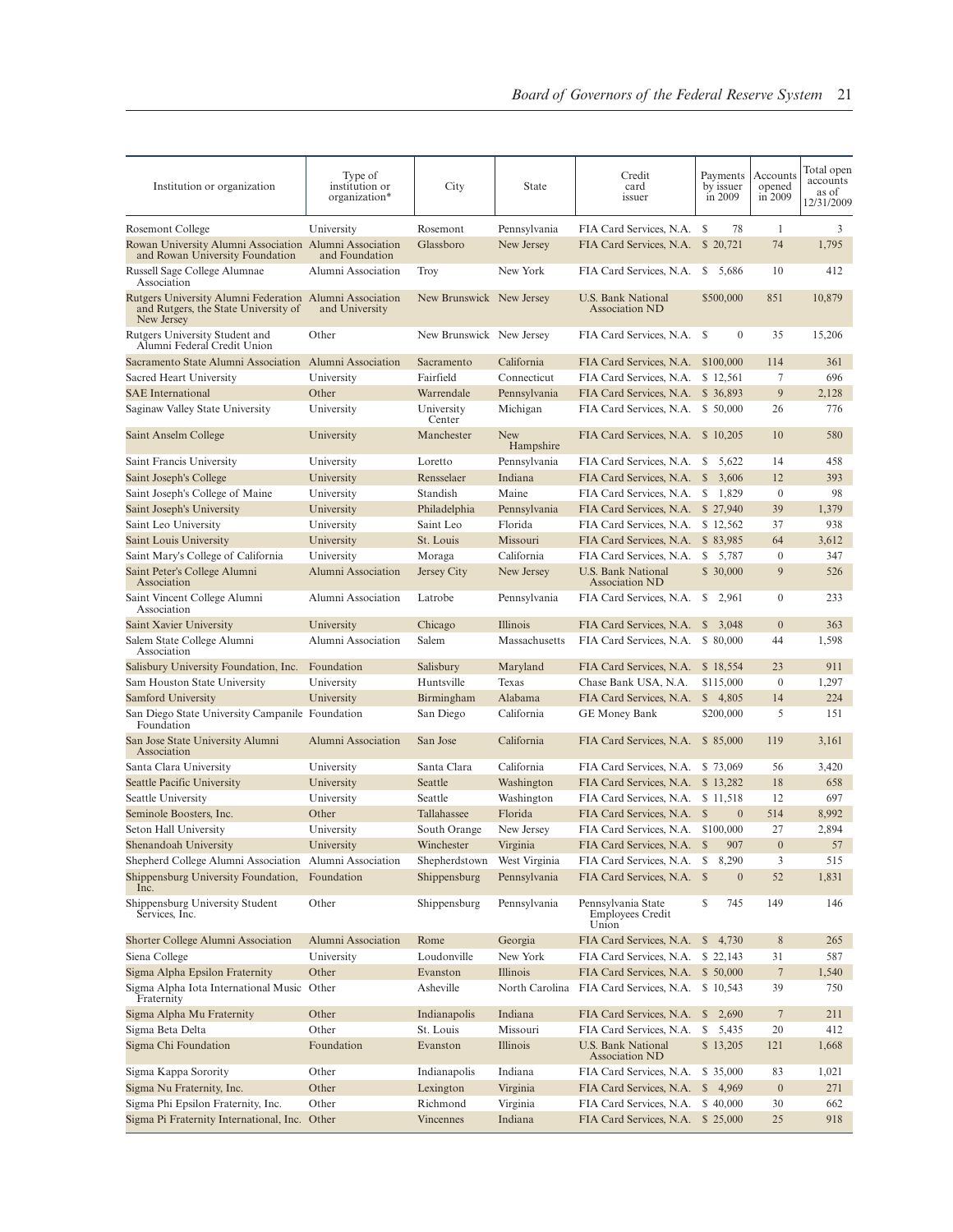| Institution or organization | Type of institution or organization* | City | State | Credit card issuer | Payments by issuer in 2009 | Accounts opened in 2009 | Total open accounts as of 12/31/2009 |
|---|---|---|---|---|---|---|---|
| Rosemont College | University | Rosemont | Pennsylvania | FIA Card Services, N.A. | $ 78 | 1 | 3 |
| Rowan University Alumni Association and Rowan University Foundation | Alumni Association and Foundation | Glassboro | New Jersey | FIA Card Services, N.A. | $ 20,721 | 74 | 1,795 |
| Russell Sage College Alumnae Association | Alumni Association | Troy | New York | FIA Card Services, N.A. | $ 5,686 | 10 | 412 |
| Rutgers University Alumni Federation and Rutgers, the State University of New Jersey | Alumni Association and University | New Brunswick | New Jersey | U.S. Bank National Association ND | $500,000 | 851 | 10,879 |
| Rutgers University Student and Alumni Federal Credit Union | Other | New Brunswick | New Jersey | FIA Card Services, N.A. | $ 0 | 35 | 15,206 |
| Sacramento State Alumni Association | Alumni Association | Sacramento | California | FIA Card Services, N.A. | $100,000 | 114 | 361 |
| Sacred Heart University | University | Fairfield | Connecticut | FIA Card Services, N.A. | $ 12,561 | 7 | 696 |
| SAE International | Other | Warrendale | Pennsylvania | FIA Card Services, N.A. | $ 36,893 | 9 | 2,128 |
| Saginaw Valley State University | University | University Center | Michigan | FIA Card Services, N.A. | $ 50,000 | 26 | 776 |
| Saint Anselm College | University | Manchester | New Hampshire | FIA Card Services, N.A. | $ 10,205 | 10 | 580 |
| Saint Francis University | University | Loretto | Pennsylvania | FIA Card Services, N.A. | $ 5,622 | 14 | 458 |
| Saint Joseph's College | University | Rensselaer | Indiana | FIA Card Services, N.A. | $ 3,606 | 12 | 393 |
| Saint Joseph's College of Maine | University | Standish | Maine | FIA Card Services, N.A. | $ 1,829 | 0 | 98 |
| Saint Joseph's University | University | Philadelphia | Pennsylvania | FIA Card Services, N.A. | $ 27,940 | 39 | 1,379 |
| Saint Leo University | University | Saint Leo | Florida | FIA Card Services, N.A. | $ 12,562 | 37 | 938 |
| Saint Louis University | University | St. Louis | Missouri | FIA Card Services, N.A. | $ 83,985 | 64 | 3,612 |
| Saint Mary's College of California | University | Moraga | California | FIA Card Services, N.A. | $ 5,787 | 0 | 347 |
| Saint Peter's College Alumni Association | Alumni Association | Jersey City | New Jersey | U.S. Bank National Association ND | $ 30,000 | 9 | 526 |
| Saint Vincent College Alumni Association | Alumni Association | Latrobe | Pennsylvania | FIA Card Services, N.A. | $ 2,961 | 0 | 233 |
| Saint Xavier University | University | Chicago | Illinois | FIA Card Services, N.A. | $ 3,048 | 0 | 363 |
| Salem State College Alumni Association | Alumni Association | Salem | Massachusetts | FIA Card Services, N.A. | $ 80,000 | 44 | 1,598 |
| Salisbury University Foundation, Inc. | Foundation | Salisbury | Maryland | FIA Card Services, N.A. | $ 18,554 | 23 | 911 |
| Sam Houston State University | University | Huntsville | Texas | Chase Bank USA, N.A. | $115,000 | 0 | 1,297 |
| Samford University | University | Birmingham | Alabama | FIA Card Services, N.A. | $ 4,805 | 14 | 224 |
| San Diego State University Campanile Foundation | Foundation | San Diego | California | GE Money Bank | $200,000 | 5 | 151 |
| San Jose State University Alumni Association | Alumni Association | San Jose | California | FIA Card Services, N.A. | $ 85,000 | 119 | 3,161 |
| Santa Clara University | University | Santa Clara | California | FIA Card Services, N.A. | $ 73,069 | 56 | 3,420 |
| Seattle Pacific University | University | Seattle | Washington | FIA Card Services, N.A. | $ 13,282 | 18 | 658 |
| Seattle University | University | Seattle | Washington | FIA Card Services, N.A. | $ 11,518 | 12 | 697 |
| Seminole Boosters, Inc. | Other | Tallahassee | Florida | FIA Card Services, N.A. | $ 0 | 514 | 8,992 |
| Seton Hall University | University | South Orange | New Jersey | FIA Card Services, N.A. | $100,000 | 27 | 2,894 |
| Shenandoah University | University | Winchester | Virginia | FIA Card Services, N.A. | $ 907 | 0 | 57 |
| Shepherd College Alumni Association | Alumni Association | Shepherdstown | West Virginia | FIA Card Services, N.A. | $ 8,290 | 3 | 515 |
| Shippensburg University Foundation, Inc. | Foundation | Shippensburg | Pennsylvania | FIA Card Services, N.A. | $ 0 | 52 | 1,831 |
| Shippensburg University Student Services, Inc. | Other | Shippensburg | Pennsylvania | Pennsylvania State Employees Credit Union | $ 745 | 149 | 146 |
| Shorter College Alumni Association | Alumni Association | Rome | Georgia | FIA Card Services, N.A. | $ 4,730 | 8 | 265 |
| Siena College | University | Loudonville | New York | FIA Card Services, N.A. | $ 22,143 | 31 | 587 |
| Sigma Alpha Epsilon Fraternity | Other | Evanston | Illinois | FIA Card Services, N.A. | $ 50,000 | 7 | 1,540 |
| Sigma Alpha Iota International Music Fraternity | Other | Asheville | North Carolina | FIA Card Services, N.A. | $ 10,543 | 39 | 750 |
| Sigma Alpha Mu Fraternity | Other | Indianapolis | Indiana | FIA Card Services, N.A. | $ 2,690 | 7 | 211 |
| Sigma Beta Delta | Other | St. Louis | Missouri | FIA Card Services, N.A. | $ 5,435 | 20 | 412 |
| Sigma Chi Foundation | Foundation | Evanston | Illinois | U.S. Bank National Association ND | $ 13,205 | 121 | 1,668 |
| Sigma Kappa Sorority | Other | Indianapolis | Indiana | FIA Card Services, N.A. | $ 35,000 | 83 | 1,021 |
| Sigma Nu Fraternity, Inc. | Other | Lexington | Virginia | FIA Card Services, N.A. | $ 4,969 | 0 | 271 |
| Sigma Phi Epsilon Fraternity, Inc. | Other | Richmond | Virginia | FIA Card Services, N.A. | $ 40,000 | 30 | 662 |
| Sigma Pi Fraternity International, Inc. | Other | Vincennes | Indiana | FIA Card Services, N.A. | $ 25,000 | 25 | 918 |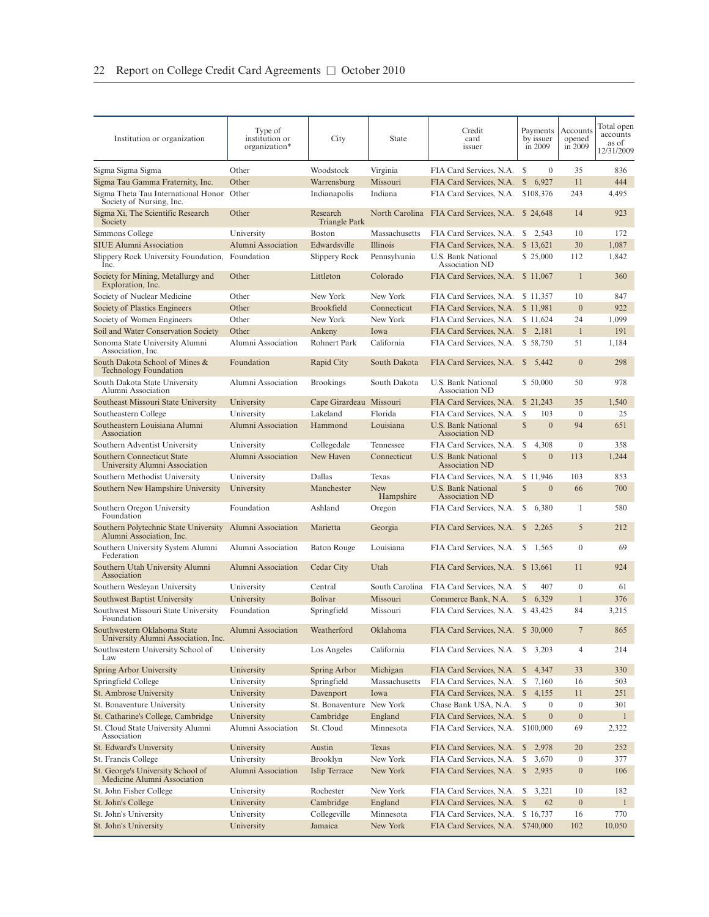| Institution or organization | Type of institution or organization* | City | State | Credit card issuer | Payments by issuer in 2009 | Accounts opened in 2009 | Total open accounts as of 12/31/2009 |
|---|---|---|---|---|---|---|---|
| Sigma Sigma Sigma | Other | Woodstock | Virginia | FIA Card Services, N.A. | $ 0 | 35 | 836 |
| Sigma Tau Gamma Fraternity, Inc. | Other | Warrensburg | Missouri | FIA Card Services, N.A. | $ 6,927 | 11 | 444 |
| Sigma Theta Tau International Honor Society of Nursing, Inc. | Other | Indianapolis | Indiana | FIA Card Services, N.A. | $108,376 | 243 | 4,495 |
| Sigma Xi, The Scientific Research Society | Other | Research Triangle Park | North Carolina | FIA Card Services, N.A. | $ 24,648 | 14 | 923 |
| Simmons College | University | Boston | Massachusetts | FIA Card Services, N.A. | $ 2,543 | 10 | 172 |
| SIUE Alumni Association | Alumni Association | Edwardsville | Illinois | FIA Card Services, N.A. | $ 13,621 | 30 | 1,087 |
| Slippery Rock University Foundation, Inc. | Foundation | Slippery Rock | Pennsylvania | U.S. Bank National Association ND | $ 25,000 | 112 | 1,842 |
| Society for Mining, Metallurgy and Exploration, Inc. | Other | Littleton | Colorado | FIA Card Services, N.A. | $ 11,067 | 1 | 360 |
| Society of Nuclear Medicine | Other | New York | New York | FIA Card Services, N.A. | $ 11,357 | 10 | 847 |
| Society of Plastics Engineers | Other | Brookfield | Connecticut | FIA Card Services, N.A. | $ 11,981 | 0 | 922 |
| Society of Women Engineers | Other | New York | New York | FIA Card Services, N.A. | $ 11,624 | 24 | 1,099 |
| Soil and Water Conservation Society | Other | Ankeny | Iowa | FIA Card Services, N.A. | $ 2,181 | 1 | 191 |
| Sonoma State University Alumni Association, Inc. | Alumni Association | Rohnert Park | California | FIA Card Services, N.A. | $ 58,750 | 51 | 1,184 |
| South Dakota School of Mines & Technology Foundation | Foundation | Rapid City | South Dakota | FIA Card Services, N.A. | $ 5,442 | 0 | 298 |
| South Dakota State University Alumni Association | Alumni Association | Brookings | South Dakota | U.S. Bank National Association ND | $ 50,000 | 50 | 978 |
| Southeast Missouri State University | University | Cape Girardeau | Missouri | FIA Card Services, N.A. | $ 21,243 | 35 | 1,540 |
| Southeastern College | University | Lakeland | Florida | FIA Card Services, N.A. | $ 103 | 0 | 25 |
| Southeastern Louisiana Alumni Association | Alumni Association | Hammond | Louisiana | U.S. Bank National Association ND | $ 0 | 94 | 651 |
| Southern Adventist University | University | Collegedale | Tennessee | FIA Card Services, N.A. | $ 4,308 | 0 | 358 |
| Southern Connecticut State University Alumni Association | Alumni Association | New Haven | Connecticut | U.S. Bank National Association ND | $ 0 | 113 | 1,244 |
| Southern Methodist University | University | Dallas | Texas | FIA Card Services, N.A. | $ 11,946 | 103 | 853 |
| Southern New Hampshire University | University | Manchester | New Hampshire | U.S. Bank National Association ND | $ 0 | 66 | 700 |
| Southern Oregon University Foundation | Foundation | Ashland | Oregon | FIA Card Services, N.A. | $ 6,380 | 1 | 580 |
| Southern Polytechnic State University Alumni Association, Inc. | Alumni Association | Marietta | Georgia | FIA Card Services, N.A. | $ 2,265 | 5 | 212 |
| Southern University System Alumni Federation | Alumni Association | Baton Rouge | Louisiana | FIA Card Services, N.A. | $ 1,565 | 0 | 69 |
| Southern Utah University Alumni Association | Alumni Association | Cedar City | Utah | FIA Card Services, N.A. | $ 13,661 | 11 | 924 |
| Southern Wesleyan University | University | Central | South Carolina | FIA Card Services, N.A. | $ 407 | 0 | 61 |
| Southwest Baptist University | University | Bolivar | Missouri | Commerce Bank, N.A. | $ 6,329 | 1 | 376 |
| Southwest Missouri State University Foundation | Foundation | Springfield | Missouri | FIA Card Services, N.A. | $ 43,425 | 84 | 3,215 |
| Southwestern Oklahoma State University Alumni Association, Inc. | Alumni Association | Weatherford | Oklahoma | FIA Card Services, N.A. | $ 30,000 | 7 | 865 |
| Southwestern University School of Law | University | Los Angeles | California | FIA Card Services, N.A. | $ 3,203 | 4 | 214 |
| Spring Arbor University | University | Spring Arbor | Michigan | FIA Card Services, N.A. | $ 4,347 | 33 | 330 |
| Springfield College | University | Springfield | Massachusetts | FIA Card Services, N.A. | $ 7,160 | 16 | 503 |
| St. Ambrose University | University | Davenport | Iowa | FIA Card Services, N.A. | $ 4,155 | 11 | 251 |
| St. Bonaventure University | University | St. Bonaventure | New York | Chase Bank USA, N.A. | $ 0 | 0 | 301 |
| St. Catharine's College, Cambridge | University | Cambridge | England | FIA Card Services, N.A. | $ 0 | 0 | 1 |
| St. Cloud State University Alumni Association | Alumni Association | St. Cloud | Minnesota | FIA Card Services, N.A. | $100,000 | 69 | 2,322 |
| St. Edward's University | University | Austin | Texas | FIA Card Services, N.A. | $ 2,978 | 20 | 252 |
| St. Francis College | University | Brooklyn | New York | FIA Card Services, N.A. | $ 3,670 | 0 | 377 |
| St. George's University School of Medicine Alumni Association | Alumni Association | Islip Terrace | New York | FIA Card Services, N.A. | $ 2,935 | 0 | 106 |
| St. John Fisher College | University | Rochester | New York | FIA Card Services, N.A. | $ 3,221 | 10 | 182 |
| St. John's College | University | Cambridge | England | FIA Card Services, N.A. | $ 62 | 0 | 1 |
| St. John's University | University | Collegeville | Minnesota | FIA Card Services, N.A. | $ 16,737 | 16 | 770 |
| St. John's University | University | Jamaica | New York | FIA Card Services, N.A. | $740,000 | 102 | 10,050 |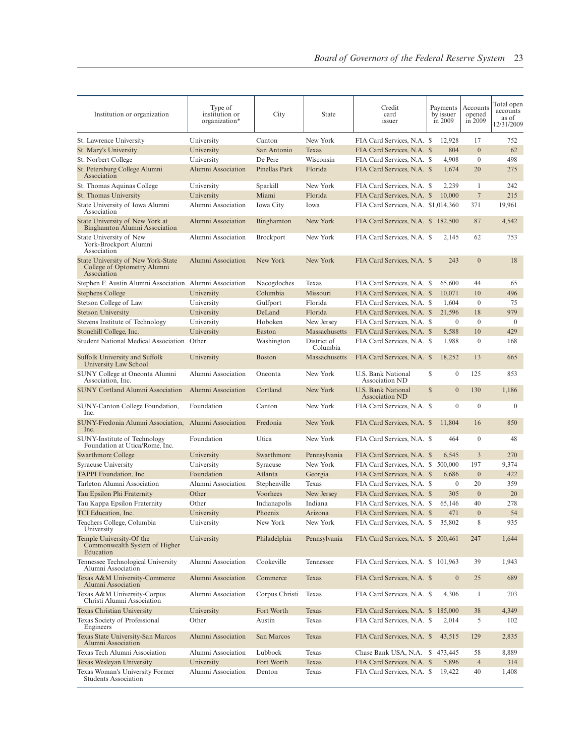| Institution or organization | Type of institution or organization* | City | State | Credit card issuer | Payments by issuer in 2009 | Accounts opened in 2009 | Total open accounts as of 12/31/2009 |
|---|---|---|---|---|---|---|---|
| St. Lawrence University | University | Canton | New York | FIA Card Services, N.A. | $ 12,928 | 17 | 752 |
| St. Mary's University | University | San Antonio | Texas | FIA Card Services, N.A. | $ 804 | 0 | 62 |
| St. Norbert College | University | De Pere | Wisconsin | FIA Card Services, N.A. | $ 4,908 | 0 | 498 |
| St. Petersburg College Alumni Association | Alumni Association | Pinellas Park | Florida | FIA Card Services, N.A. | $ 1,674 | 20 | 275 |
| St. Thomas Aquinas College | University | Sparkill | New York | FIA Card Services, N.A. | $ 2,239 | 1 | 242 |
| St. Thomas University | University | Miami | Florida | FIA Card Services, N.A. | $ 10,000 | 7 | 215 |
| State University of Iowa Alumni Association | Alumni Association | Iowa City | Iowa | FIA Card Services, N.A. | $1,014,360 | 371 | 19,961 |
| State University of New York at Binghamton Alumni Association | Alumni Association | Binghamton | New York | FIA Card Services, N.A. | $ 182,500 | 87 | 4,542 |
| State University of New York-Brockport Alumni Association | Alumni Association | Brockport | New York | FIA Card Services, N.A. | $ 2,145 | 62 | 753 |
| State University of New York-State College of Optometry Alumni Association | Alumni Association | New York | New York | FIA Card Services, N.A. | $ 243 | 0 | 18 |
| Stephen F. Austin Alumni Association | Alumni Association | Nacogdoches | Texas | FIA Card Services, N.A. | $ 65,600 | 44 | 65 |
| Stephens College | University | Columbia | Missouri | FIA Card Services, N.A. | $ 10,071 | 10 | 496 |
| Stetson College of Law | University | Gulfport | Florida | FIA Card Services, N.A. | $ 1,604 | 0 | 75 |
| Stetson University | University | DeLand | Florida | FIA Card Services, N.A. | $ 21,596 | 18 | 979 |
| Stevens Institute of Technology | University | Hoboken | New Jersey | FIA Card Services, N.A. | $ 0 | 0 | 0 |
| Stonehill College, Inc. | University | Easton | Massachusetts | FIA Card Services, N.A. | $ 8,588 | 10 | 429 |
| Student National Medical Association | Other | Washington | District of Columbia | FIA Card Services, N.A. | $ 1,988 | 0 | 168 |
| Suffolk University and Suffolk University Law School | University | Boston | Massachusetts | FIA Card Services, N.A. | $ 18,252 | 13 | 665 |
| SUNY College at Oneonta Alumni Association, Inc. | Alumni Association | Oneonta | New York | U.S. Bank National Association ND | $ 0 | 125 | 853 |
| SUNY Cortland Alumni Association | Alumni Association | Cortland | New York | U.S. Bank National Association ND | $ 0 | 130 | 1,186 |
| SUNY-Canton College Foundation, Inc. | Foundation | Canton | New York | FIA Card Services, N.A. | $ 0 | 0 | 0 |
| SUNY-Fredonia Alumni Association, Inc. | Alumni Association | Fredonia | New York | FIA Card Services, N.A. | $ 11,804 | 16 | 850 |
| SUNY-Institute of Technology Foundation at Utica/Rome, Inc. | Foundation | Utica | New York | FIA Card Services, N.A. | $ 464 | 0 | 48 |
| Swarthmore College | University | Swarthmore | Pennsylvania | FIA Card Services, N.A. | $ 6,545 | 3 | 270 |
| Syracuse University | University | Syracuse | New York | FIA Card Services, N.A. | $ 500,000 | 197 | 9,374 |
| TAPPI Foundation, Inc. | Foundation | Atlanta | Georgia | FIA Card Services, N.A. | $ 6,686 | 0 | 422 |
| Tarleton Alumni Association | Alumni Association | Stephenville | Texas | FIA Card Services, N.A. | $ 0 | 20 | 359 |
| Tau Epsilon Phi Fraternity | Other | Voorhees | New Jersey | FIA Card Services, N.A. | $ 305 | 0 | 20 |
| Tau Kappa Epsilon Fraternity | Other | Indianapolis | Indiana | FIA Card Services, N.A. | $ 65,146 | 40 | 278 |
| TCI Education, Inc. | University | Phoenix | Arizona | FIA Card Services, N.A. | $ 471 | 0 | 54 |
| Teachers College, Columbia University | University | New York | New York | FIA Card Services, N.A. | $ 35,802 | 8 | 935 |
| Temple University-Of the Commonwealth System of Higher Education | University | Philadelphia | Pennsylvania | FIA Card Services, N.A. | $ 200,461 | 247 | 1,644 |
| Tennessee Technological University Alumni Association | Alumni Association | Cookeville | Tennessee | FIA Card Services, N.A. | $ 101,963 | 39 | 1,943 |
| Texas A&M University-Commerce Alumni Association | Alumni Association | Commerce | Texas | FIA Card Services, N.A. | $ 0 | 25 | 689 |
| Texas A&M University-Corpus Christi Alumni Association | Alumni Association | Corpus Christi | Texas | FIA Card Services, N.A. | $ 4,306 | 1 | 703 |
| Texas Christian University | University | Fort Worth | Texas | FIA Card Services, N.A. | $ 185,000 | 38 | 4,349 |
| Texas Society of Professional Engineers | Other | Austin | Texas | FIA Card Services, N.A. | $ 2,014 | 5 | 102 |
| Texas State University-San Marcos Alumni Association | Alumni Association | San Marcos | Texas | FIA Card Services, N.A. | $ 43,515 | 129 | 2,835 |
| Texas Tech Alumni Association | Alumni Association | Lubbock | Texas | Chase Bank USA, N.A. | $ 473,445 | 58 | 8,889 |
| Texas Wesleyan University | University | Fort Worth | Texas | FIA Card Services, N.A. | $ 5,896 | 4 | 314 |
| Texas Woman's University Former Students Association | Alumni Association | Denton | Texas | FIA Card Services, N.A. | $ 19,422 | 40 | 1,408 |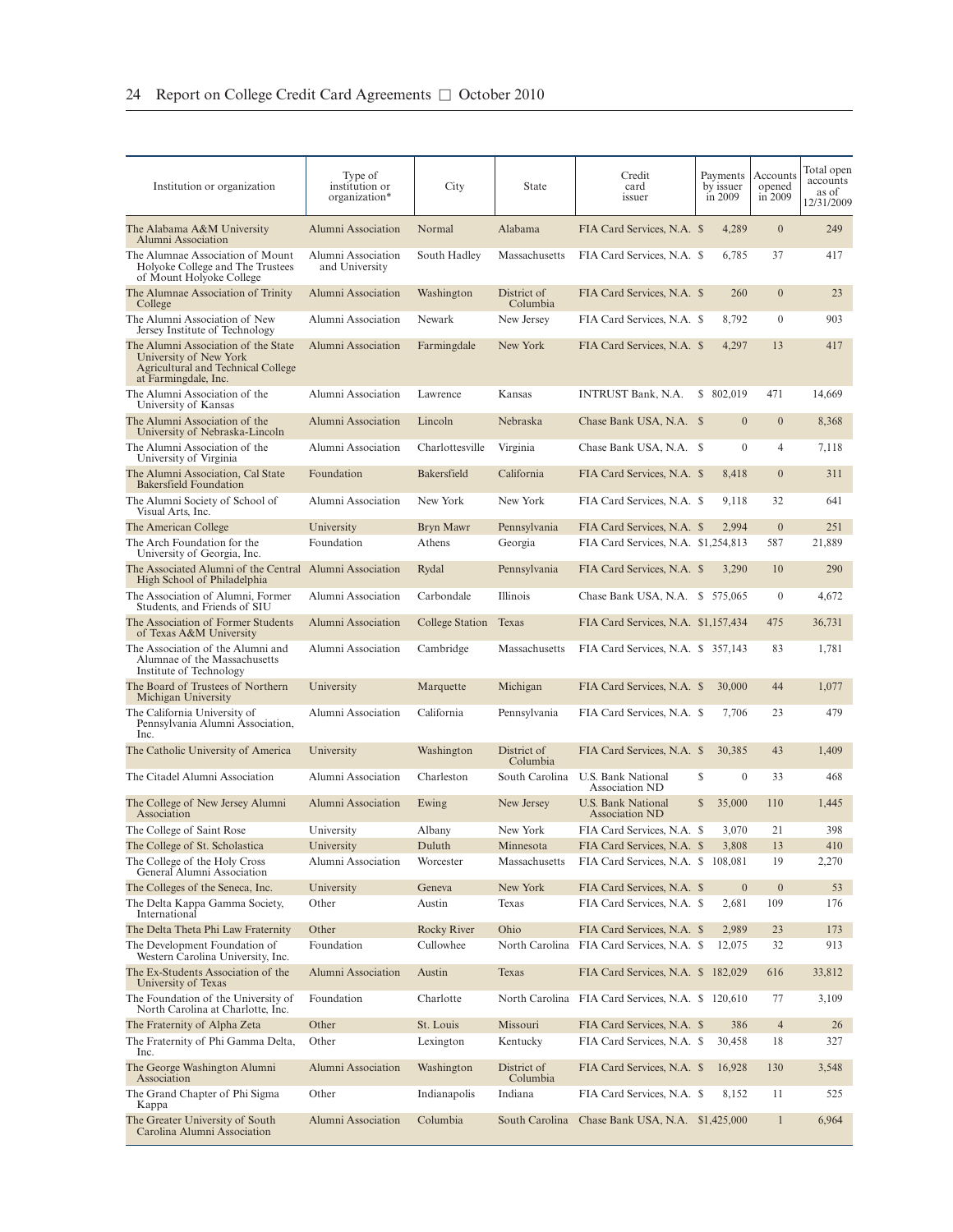| Institution or organization | Type of institution or organization* | City | State | Credit card issuer | Payments by issuer in 2009 | Accounts opened in 2009 | Total open accounts as of 12/31/2009 |
|---|---|---|---|---|---|---|---|
| The Alabama A&M University Alumni Association | Alumni Association | Normal | Alabama | FIA Card Services, N.A. | $ 4,289 | 0 | 249 |
| The Alumnae Association of Mount Holyoke College and The Trustees of Mount Holyoke College | Alumni Association and University | South Hadley | Massachusetts | FIA Card Services, N.A. | $ 6,785 | 37 | 417 |
| The Alumnae Association of Trinity College | Alumni Association | Washington | District of Columbia | FIA Card Services, N.A. | $ 260 | 0 | 23 |
| The Alumni Association of New Jersey Institute of Technology | Alumni Association | Newark | New Jersey | FIA Card Services, N.A. | $ 8,792 | 0 | 903 |
| The Alumni Association of the State University of New York Agricultural and Technical College at Farmingdale, Inc. | Alumni Association | Farmingdale | New York | FIA Card Services, N.A. | $ 4,297 | 13 | 417 |
| The Alumni Association of the University of Kansas | Alumni Association | Lawrence | Kansas | INTRUST Bank, N.A. | $ 802,019 | 471 | 14,669 |
| The Alumni Association of the University of Nebraska-Lincoln | Alumni Association | Lincoln | Nebraska | Chase Bank USA, N.A. | $ 0 | 0 | 8,368 |
| The Alumni Association of the University of Virginia | Alumni Association | Charlottesville | Virginia | Chase Bank USA, N.A. | $ 0 | 4 | 7,118 |
| The Alumni Association, Cal State Bakersfield Foundation | Foundation | Bakersfield | California | FIA Card Services, N.A. | $ 8,418 | 0 | 311 |
| The Alumni Society of School of Visual Arts, Inc. | Alumni Association | New York | New York | FIA Card Services, N.A. | $ 9,118 | 32 | 641 |
| The American College | University | Bryn Mawr | Pennsylvania | FIA Card Services, N.A. | $ 2,994 | 0 | 251 |
| The Arch Foundation for the University of Georgia, Inc. | Foundation | Athens | Georgia | FIA Card Services, N.A. | $1,254,813 | 587 | 21,889 |
| The Associated Alumni of the Central High School of Philadelphia | Alumni Association | Rydal | Pennsylvania | FIA Card Services, N.A. | $ 3,290 | 10 | 290 |
| The Association of Alumni, Former Students, and Friends of SIU | Alumni Association | Carbondale | Illinois | Chase Bank USA, N.A. | $ 575,065 | 0 | 4,672 |
| The Association of Former Students of Texas A&M University | Alumni Association | College Station | Texas | FIA Card Services, N.A. | $1,157,434 | 475 | 36,731 |
| The Association of the Alumni and Alumnae of the Massachusetts Institute of Technology | Alumni Association | Cambridge | Massachusetts | FIA Card Services, N.A. | $ 357,143 | 83 | 1,781 |
| The Board of Trustees of Northern Michigan University | University | Marquette | Michigan | FIA Card Services, N.A. | $ 30,000 | 44 | 1,077 |
| The California University of Pennsylvania Alumni Association, Inc. | Alumni Association | California | Pennsylvania | FIA Card Services, N.A. | $ 7,706 | 23 | 479 |
| The Catholic University of America | University | Washington | District of Columbia | FIA Card Services, N.A. | $ 30,385 | 43 | 1,409 |
| The Citadel Alumni Association | Alumni Association | Charleston | South Carolina | U.S. Bank National Association ND | $ 0 | 33 | 468 |
| The College of New Jersey Alumni Association | Alumni Association | Ewing | New Jersey | U.S. Bank National Association ND | $ 35,000 | 110 | 1,445 |
| The College of Saint Rose | University | Albany | New York | FIA Card Services, N.A. | $ 3,070 | 21 | 398 |
| The College of St. Scholastica | University | Duluth | Minnesota | FIA Card Services, N.A. | $ 3,808 | 13 | 410 |
| The College of the Holy Cross General Alumni Association | Alumni Association | Worcester | Massachusetts | FIA Card Services, N.A. | $ 108,081 | 19 | 2,270 |
| The Colleges of the Seneca, Inc. | University | Geneva | New York | FIA Card Services, N.A. | $ 0 | 0 | 53 |
| The Delta Kappa Gamma Society, International | Other | Austin | Texas | FIA Card Services, N.A. | $ 2,681 | 109 | 176 |
| The Delta Theta Phi Law Fraternity | Other | Rocky River | Ohio | FIA Card Services, N.A. | $ 2,989 | 23 | 173 |
| The Development Foundation of Western Carolina University, Inc. | Foundation | Cullowhee | North Carolina | FIA Card Services, N.A. | $ 12,075 | 32 | 913 |
| The Ex-Students Association of the University of Texas | Alumni Association | Austin | Texas | FIA Card Services, N.A. | $ 182,029 | 616 | 33,812 |
| The Foundation of the University of North Carolina at Charlotte, Inc. | Foundation | Charlotte | North Carolina | FIA Card Services, N.A. | $ 120,610 | 77 | 3,109 |
| The Fraternity of Alpha Zeta | Other | St. Louis | Missouri | FIA Card Services, N.A. | $ 386 | 4 | 26 |
| The Fraternity of Phi Gamma Delta, Inc. | Other | Lexington | Kentucky | FIA Card Services, N.A. | $ 30,458 | 18 | 327 |
| The George Washington Alumni Association | Alumni Association | Washington | District of Columbia | FIA Card Services, N.A. | $ 16,928 | 130 | 3,548 |
| The Grand Chapter of Phi Sigma Kappa | Other | Indianapolis | Indiana | FIA Card Services, N.A. | $ 8,152 | 11 | 525 |
| The Greater University of South Carolina Alumni Association | Alumni Association | Columbia | South Carolina | Chase Bank USA, N.A. | $1,425,000 | 1 | 6,964 |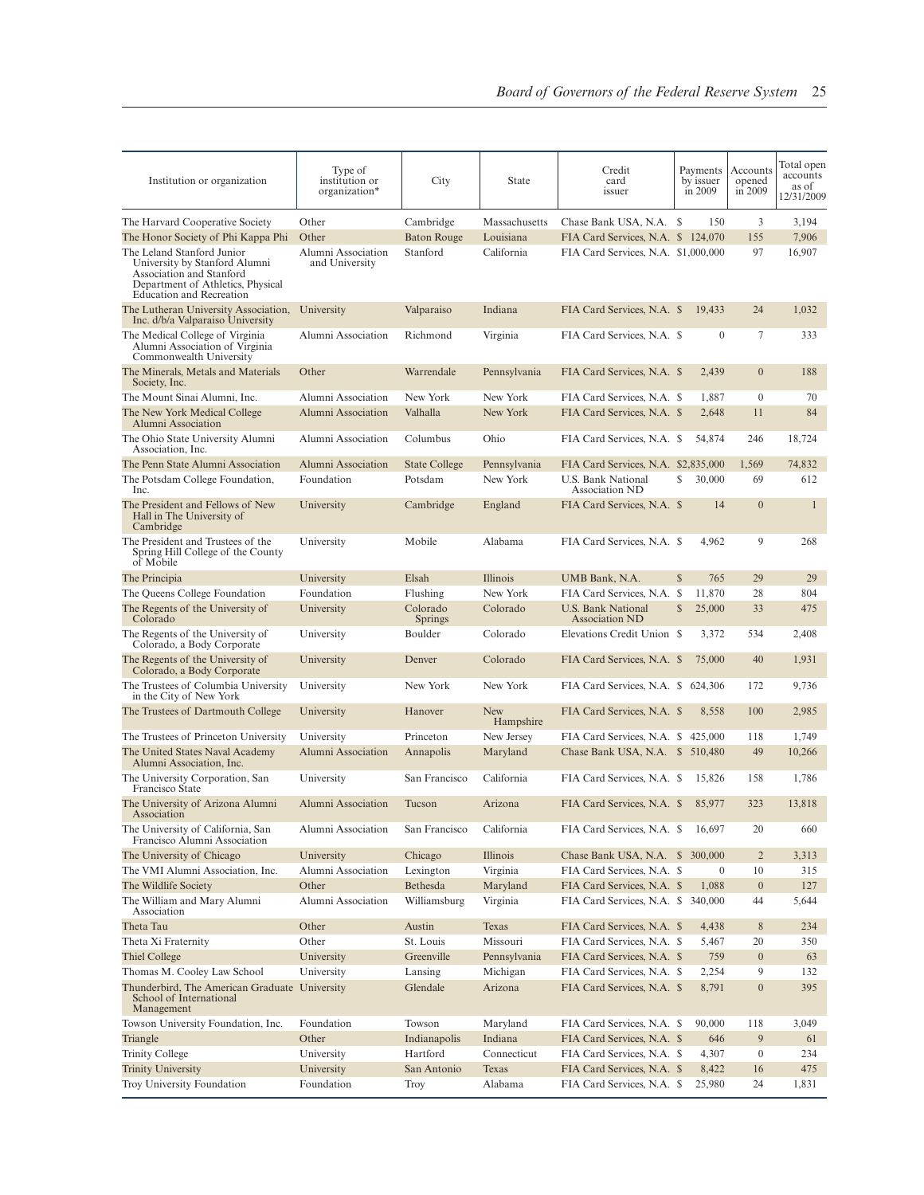| Institution or organization | Type of institution or organization* | City | State | Credit card issuer | Payments by issuer in 2009 | Accounts opened in 2009 | Total open accounts as of 12/31/2009 |
|---|---|---|---|---|---|---|---|
| The Harvard Cooperative Society | Other | Cambridge | Massachusetts | Chase Bank USA, N.A. | $ 150 | 3 | 3,194 |
| The Honor Society of Phi Kappa Phi | Other | Baton Rouge | Louisiana | FIA Card Services, N.A. | $ 124,070 | 155 | 7,906 |
| The Leland Stanford Junior University by Stanford Alumni Association and Stanford Department of Athletics, Physical Education and Recreation | Alumni Association and University | Stanford | California | FIA Card Services, N.A. | $1,000,000 | 97 | 16,907 |
| The Lutheran University Association, Inc. d/b/a Valparaiso University | University | Valparaiso | Indiana | FIA Card Services, N.A. | $ 19,433 | 24 | 1,032 |
| The Medical College of Virginia Alumni Association of Virginia Commonwealth University | Alumni Association | Richmond | Virginia | FIA Card Services, N.A. | $ 0 | 7 | 333 |
| The Minerals, Metals and Materials Society, Inc. | Other | Warrendale | Pennsylvania | FIA Card Services, N.A. | $ 2,439 | 0 | 188 |
| The Mount Sinai Alumni, Inc. | Alumni Association | New York | New York | FIA Card Services, N.A. | $ 1,887 | 0 | 70 |
| The New York Medical College Alumni Association | Alumni Association | Valhalla | New York | FIA Card Services, N.A. | $ 2,648 | 11 | 84 |
| The Ohio State University Alumni Association, Inc. | Alumni Association | Columbus | Ohio | FIA Card Services, N.A. | $ 54,874 | 246 | 18,724 |
| The Penn State Alumni Association | Alumni Association | State College | Pennsylvania | FIA Card Services, N.A. | $2,835,000 | 1,569 | 74,832 |
| The Potsdam College Foundation, Inc. | Foundation | Potsdam | New York | U.S. Bank National Association ND | $ 30,000 | 69 | 612 |
| The President and Fellows of New Hall in The University of Cambridge | University | Cambridge | England | FIA Card Services, N.A. | $ 14 | 0 | 1 |
| The President and Trustees of the Spring Hill College of the County of Mobile | University | Mobile | Alabama | FIA Card Services, N.A. | $ 4,962 | 9 | 268 |
| The Principia | University | Elsah | Illinois | UMB Bank, N.A. | $ 765 | 29 | 29 |
| The Queens College Foundation | Foundation | Flushing | New York | FIA Card Services, N.A. | $ 11,870 | 28 | 804 |
| The Regents of the University of Colorado | University | Colorado Springs | Colorado | U.S. Bank National Association ND | $ 25,000 | 33 | 475 |
| The Regents of the University of Colorado, a Body Corporate | University | Boulder | Colorado | Elevations Credit Union | $ 3,372 | 534 | 2,408 |
| The Regents of the University of Colorado, a Body Corporate | University | Denver | Colorado | FIA Card Services, N.A. | $ 75,000 | 40 | 1,931 |
| The Trustees of Columbia University in the City of New York | University | New York | New York | FIA Card Services, N.A. | $ 624,306 | 172 | 9,736 |
| The Trustees of Dartmouth College | University | Hanover | New Hampshire | FIA Card Services, N.A. | $ 8,558 | 100 | 2,985 |
| The Trustees of Princeton University | University | Princeton | New Jersey | FIA Card Services, N.A. | $ 425,000 | 118 | 1,749 |
| The United States Naval Academy Alumni Association, Inc. | Alumni Association | Annapolis | Maryland | Chase Bank USA, N.A. | $ 510,480 | 49 | 10,266 |
| The University Corporation, San Francisco State | University | San Francisco | California | FIA Card Services, N.A. | $ 15,826 | 158 | 1,786 |
| The University of Arizona Alumni Association | Alumni Association | Tucson | Arizona | FIA Card Services, N.A. | $ 85,977 | 323 | 13,818 |
| The University of California, San Francisco Alumni Association | Alumni Association | San Francisco | California | FIA Card Services, N.A. | $ 16,697 | 20 | 660 |
| The University of Chicago | University | Chicago | Illinois | Chase Bank USA, N.A. | $ 300,000 | 2 | 3,313 |
| The VMI Alumni Association, Inc. | Alumni Association | Lexington | Virginia | FIA Card Services, N.A. | $ 0 | 10 | 315 |
| The Wildlife Society | Other | Bethesda | Maryland | FIA Card Services, N.A. | $ 1,088 | 0 | 127 |
| The William and Mary Alumni Association | Alumni Association | Williamsburg | Virginia | FIA Card Services, N.A. | $ 340,000 | 44 | 5,644 |
| Theta Tau | Other | Austin | Texas | FIA Card Services, N.A. | $ 4,438 | 8 | 234 |
| Theta Xi Fraternity | Other | St. Louis | Missouri | FIA Card Services, N.A. | $ 5,467 | 20 | 350 |
| Thiel College | University | Greenville | Pennsylvania | FIA Card Services, N.A. | $ 759 | 0 | 63 |
| Thomas M. Cooley Law School | University | Lansing | Michigan | FIA Card Services, N.A. | $ 2,254 | 9 | 132 |
| Thunderbird, The American Graduate School of International Management | University | Glendale | Arizona | FIA Card Services, N.A. | $ 8,791 | 0 | 395 |
| Towson University Foundation, Inc. | Foundation | Towson | Maryland | FIA Card Services, N.A. | $ 90,000 | 118 | 3,049 |
| Triangle | Other | Indianapolis | Indiana | FIA Card Services, N.A. | $ 646 | 9 | 61 |
| Trinity College | University | Hartford | Connecticut | FIA Card Services, N.A. | $ 4,307 | 0 | 234 |
| Trinity University | University | San Antonio | Texas | FIA Card Services, N.A. | $ 8,422 | 16 | 475 |
| Troy University Foundation | Foundation | Troy | Alabama | FIA Card Services, N.A. | $ 25,980 | 24 | 1,831 |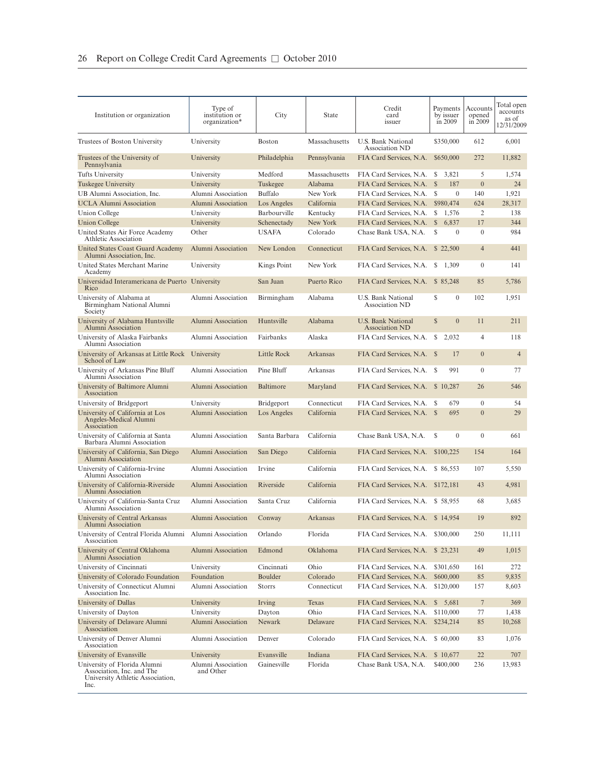| Institution or organization | Type of institution or organization* | City | State | Credit card issuer | Payments by issuer in 2009 | Accounts opened in 2009 | Total open accounts as of 12/31/2009 |
|---|---|---|---|---|---|---|---|
| Trustees of Boston University | University | Boston | Massachusetts | U.S. Bank National Association ND | $350,000 | 612 | 6,001 |
| Trustees of the University of Pennsylvania | University | Philadelphia | Pennsylvania | FIA Card Services, N.A. | $650,000 | 272 | 11,882 |
| Tufts University | University | Medford | Massachusetts | FIA Card Services, N.A. | $ 3,821 | 5 | 1,574 |
| Tuskegee University | University | Tuskegee | Alabama | FIA Card Services, N.A. | $ 187 | 0 | 24 |
| UB Alumni Association, Inc. | Alumni Association | Buffalo | New York | FIA Card Services, N.A. | $ 0 | 140 | 1,921 |
| UCLA Alumni Association | Alumni Association | Los Angeles | California | FIA Card Services, N.A. | $980,474 | 624 | 28,317 |
| Union College | University | Barbourville | Kentucky | FIA Card Services, N.A. | $ 1,576 | 2 | 138 |
| Union College | University | Schenectady | New York | FIA Card Services, N.A. | $ 6,837 | 17 | 344 |
| United States Air Force Academy Athletic Association | Other | USAFA | Colorado | Chase Bank USA, N.A. | $ 0 | 0 | 984 |
| United States Coast Guard Academy Alumni Association, Inc. | Alumni Association | New London | Connecticut | FIA Card Services, N.A. | $ 22,500 | 4 | 441 |
| United States Merchant Marine Academy | University | Kings Point | New York | FIA Card Services, N.A. | $ 1,309 | 0 | 141 |
| Universidad Interamericana de Puerto Rico | University | San Juan | Puerto Rico | FIA Card Services, N.A. | $ 85,248 | 85 | 5,786 |
| University of Alabama at Birmingham National Alumni Society | Alumni Association | Birmingham | Alabama | U.S. Bank National Association ND | $ 0 | 102 | 1,951 |
| University of Alabama Huntsville Alumni Association | Alumni Association | Huntsville | Alabama | U.S. Bank National Association ND | $ 0 | 11 | 211 |
| University of Alaska Fairbanks Alumni Association | Alumni Association | Fairbanks | Alaska | FIA Card Services, N.A. | $ 2,032 | 4 | 118 |
| University of Arkansas at Little Rock School of Law | University | Little Rock | Arkansas | FIA Card Services, N.A. | $ 17 | 0 | 4 |
| University of Arkansas Pine Bluff Alumni Association | Alumni Association | Pine Bluff | Arkansas | FIA Card Services, N.A. | $ 991 | 0 | 77 |
| University of Baltimore Alumni Association | Alumni Association | Baltimore | Maryland | FIA Card Services, N.A. | $ 10,287 | 26 | 546 |
| University of Bridgeport | University | Bridgeport | Connecticut | FIA Card Services, N.A. | $ 679 | 0 | 54 |
| University of California at Los Angeles-Medical Alumni Association | Alumni Association | Los Angeles | California | FIA Card Services, N.A. | $ 695 | 0 | 29 |
| University of California at Santa Barbara Alumni Association | Alumni Association | Santa Barbara | California | Chase Bank USA, N.A. | $ 0 | 0 | 661 |
| University of California, San Diego Alumni Association | Alumni Association | San Diego | California | FIA Card Services, N.A. | $100,225 | 154 | 164 |
| University of California-Irvine Alumni Association | Alumni Association | Irvine | California | FIA Card Services, N.A. | $ 86,553 | 107 | 5,550 |
| University of California-Riverside Alumni Association | Alumni Association | Riverside | California | FIA Card Services, N.A. | $172,181 | 43 | 4,981 |
| University of California-Santa Cruz Alumni Association | Alumni Association | Santa Cruz | California | FIA Card Services, N.A. | $ 58,955 | 68 | 3,685 |
| University of Central Arkansas Alumni Association | Alumni Association | Conway | Arkansas | FIA Card Services, N.A. | $ 14,954 | 19 | 892 |
| University of Central Florida Alumni Association | Alumni Association | Orlando | Florida | FIA Card Services, N.A. | $300,000 | 250 | 11,111 |
| University of Central Oklahoma Alumni Association | Alumni Association | Edmond | Oklahoma | FIA Card Services, N.A. | $ 23,231 | 49 | 1,015 |
| University of Cincinnati | University | Cincinnati | Ohio | FIA Card Services, N.A. | $301,650 | 161 | 272 |
| University of Colorado Foundation | Foundation | Boulder | Colorado | FIA Card Services, N.A. | $600,000 | 85 | 9,835 |
| University of Connecticut Alumni Association Inc. | Alumni Association | Storrs | Connecticut | FIA Card Services, N.A. | $120,000 | 157 | 8,603 |
| University of Dallas | University | Irving | Texas | FIA Card Services, N.A. | $ 5,681 | 7 | 369 |
| University of Dayton | University | Dayton | Ohio | FIA Card Services, N.A. | $110,000 | 77 | 1,438 |
| University of Delaware Alumni Association | Alumni Association | Newark | Delaware | FIA Card Services, N.A. | $234,214 | 85 | 10,268 |
| University of Denver Alumni Association | Alumni Association | Denver | Colorado | FIA Card Services, N.A. | $ 60,000 | 83 | 1,076 |
| University of Evansville | University | Evansville | Indiana | FIA Card Services, N.A. | $ 10,677 | 22 | 707 |
| University of Florida Alumni Association, Inc. and The University Athletic Association, Inc. | Alumni Association and Other | Gainesville | Florida | Chase Bank USA, N.A. | $400,000 | 236 | 13,983 |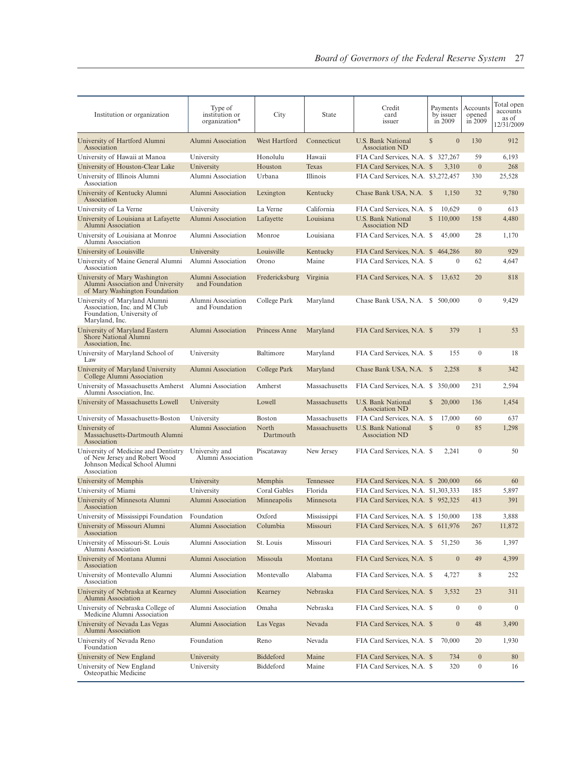| Institution or organization | Type of institution or organization* | City | State | Credit card issuer | Payments by issuer in 2009 | Accounts opened in 2009 | Total open accounts as of 12/31/2009 |
|---|---|---|---|---|---|---|---|
| University of Hartford Alumni Association | Alumni Association | West Hartford | Connecticut | U.S. Bank National Association ND | $ 0 | 130 | 912 |
| University of Hawaii at Manoa | University | Honolulu | Hawaii | FIA Card Services, N.A. | $ 327,267 | 59 | 6,193 |
| University of Houston-Clear Lake | University | Houston | Texas | FIA Card Services, N.A. | $ 3,310 | 0 | 268 |
| University of Illinois Alumni Association | Alumni Association | Urbana | Illinois | FIA Card Services, N.A. | $3,272,457 | 330 | 25,528 |
| University of Kentucky Alumni Association | Alumni Association | Lexington | Kentucky | Chase Bank USA, N.A. | $ 1,150 | 32 | 9,780 |
| University of La Verne | University | La Verne | California | FIA Card Services, N.A. | $ 10,629 | 0 | 613 |
| University of Louisiana at Lafayette Alumni Association | Alumni Association | Lafayette | Louisiana | U.S. Bank National Association ND | $ 110,000 | 158 | 4,480 |
| University of Louisiana at Monroe Alumni Association | Alumni Association | Monroe | Louisiana | FIA Card Services, N.A. | $ 45,000 | 28 | 1,170 |
| University of Louisville | University | Louisville | Kentucky | FIA Card Services, N.A. | $ 464,286 | 80 | 929 |
| University of Maine General Alumni Association | Alumni Association | Orono | Maine | FIA Card Services, N.A. | $ 0 | 62 | 4,647 |
| University of Mary Washington Alumni Association and University of Mary Washington Foundation | Alumni Association and Foundation | Fredericksburg | Virginia | FIA Card Services, N.A. | $ 13,632 | 20 | 818 |
| University of Maryland Alumni Association, Inc. and M Club Foundation, University of Maryland, Inc. | Alumni Association and Foundation | College Park | Maryland | Chase Bank USA, N.A. | $ 500,000 | 0 | 9,429 |
| University of Maryland Eastern Shore National Alumni Association, Inc. | Alumni Association | Princess Anne | Maryland | FIA Card Services, N.A. | $ 379 | 1 | 53 |
| University of Maryland School of Law | University | Baltimore | Maryland | FIA Card Services, N.A. | $ 155 | 0 | 18 |
| University of Maryland University College Alumni Association | Alumni Association | College Park | Maryland | Chase Bank USA, N.A. | $ 2,258 | 8 | 342 |
| University of Massachusetts Amherst Alumni Association, Inc. | Alumni Association | Amherst | Massachusetts | FIA Card Services, N.A. | $ 350,000 | 231 | 2,594 |
| University of Massachusetts Lowell | University | Lowell | Massachusetts | U.S. Bank National Association ND | $ 20,000 | 136 | 1,454 |
| University of Massachusetts-Boston | University | Boston | Massachusetts | FIA Card Services, N.A. | $ 17,000 | 60 | 637 |
| University of Massachusetts-Dartmouth Alumni Association | Alumni Association | North Dartmouth | Massachusetts | U.S. Bank National Association ND | $ 0 | 85 | 1,298 |
| University of Medicine and Dentistry of New Jersey and Robert Wood Johnson Medical School Alumni Association | University and Alumni Association | Piscataway | New Jersey | FIA Card Services, N.A. | $ 2,241 | 0 | 50 |
| University of Memphis | University | Memphis | Tennessee | FIA Card Services, N.A. | $ 200,000 | 66 | 60 |
| University of Miami | University | Coral Gables | Florida | FIA Card Services, N.A. | $1,303,333 | 185 | 5,897 |
| University of Minnesota Alumni Association | Alumni Association | Minneapolis | Minnesota | FIA Card Services, N.A. | $ 952,325 | 413 | 391 |
| University of Mississippi Foundation | Foundation | Oxford | Mississippi | FIA Card Services, N.A. | $ 150,000 | 138 | 3,888 |
| University of Missouri Alumni Association | Alumni Association | Columbia | Missouri | FIA Card Services, N.A. | $ 611,976 | 267 | 11,872 |
| University of Missouri-St. Louis Alumni Association | Alumni Association | St. Louis | Missouri | FIA Card Services, N.A. | $ 51,250 | 36 | 1,397 |
| University of Montana Alumni Association | Alumni Association | Missoula | Montana | FIA Card Services, N.A. | $ 0 | 49 | 4,399 |
| University of Montevallo Alumni Association | Alumni Association | Montevallo | Alabama | FIA Card Services, N.A. | $ 4,727 | 8 | 252 |
| University of Nebraska at Kearney Alumni Association | Alumni Association | Kearney | Nebraska | FIA Card Services, N.A. | $ 3,532 | 23 | 311 |
| University of Nebraska College of Medicine Alumni Association | Alumni Association | Omaha | Nebraska | FIA Card Services, N.A. | $ 0 | 0 | 0 |
| University of Nevada Las Vegas Alumni Association | Alumni Association | Las Vegas | Nevada | FIA Card Services, N.A. | $ 0 | 48 | 3,490 |
| University of Nevada Reno Foundation | Foundation | Reno | Nevada | FIA Card Services, N.A. | $ 70,000 | 20 | 1,930 |
| University of New England | University | Biddeford | Maine | FIA Card Services, N.A. | $ 734 | 0 | 80 |
| University of New England Osteopathic Medicine | University | Biddeford | Maine | FIA Card Services, N.A. | $ 320 | 0 | 16 |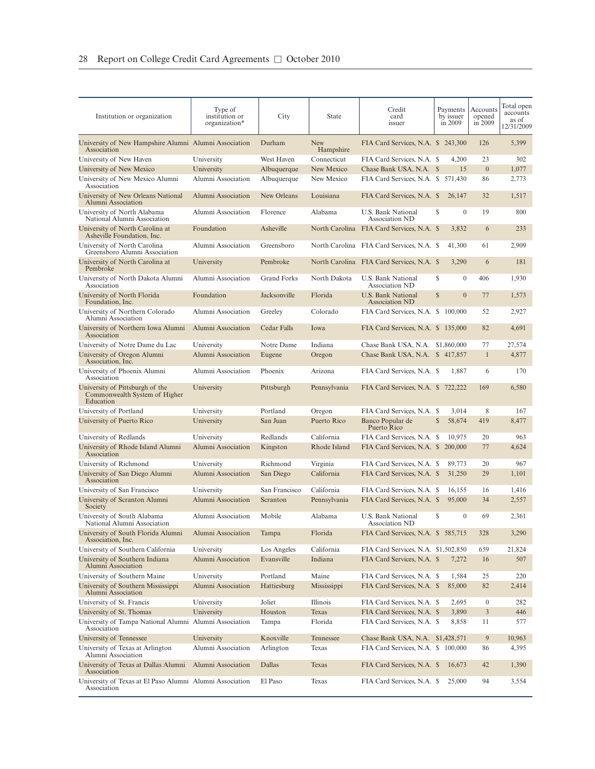| Institution or organization | Type of institution or organization* | City | State | Credit card issuer | Payments by issuer in 2009 | Accounts opened in 2009 | Total open accounts as of 12/31/2009 |
|---|---|---|---|---|---|---|---|
| University of New Hampshire Alumni Association | Alumni Association | Durham | New Hampshire | FIA Card Services, N.A. | $ 243,300 | 126 | 5,399 |
| University of New Haven | University | West Haven | Connecticut | FIA Card Services, N.A. | $ 4,200 | 23 | 302 |
| University of New Mexico | University | Albuquerque | New Mexico | Chase Bank USA, N.A. | $ 15 | 0 | 1,077 |
| University of New Mexico Alumni Association | Alumni Association | Albuquerque | New Mexico | FIA Card Services, N.A. | $ 571,430 | 86 | 2,773 |
| University of New Orleans National Alumni Association | Alumni Association | New Orleans | Louisiana | FIA Card Services, N.A. | $ 26,147 | 32 | 1,517 |
| University of North Alabama National Alumni Association | Alumni Association | Florence | Alabama | U.S. Bank National Association ND | $ 0 | 19 | 800 |
| University of North Carolina at Asheville Foundation, Inc. | Foundation | Asheville | North Carolina | FIA Card Services, N.A. | $ 3,832 | 6 | 233 |
| University of North Carolina Greensboro Alumni Association | Alumni Association | Greensboro | North Carolina | FIA Card Services, N.A. | $ 41,300 | 61 | 2,909 |
| University of North Carolina at Pembroke | University | Pembroke | North Carolina | FIA Card Services, N.A. | $ 3,290 | 6 | 181 |
| University of North Dakota Alumni Association | Alumni Association | Grand Forks | North Dakota | U.S. Bank National Association ND | $ 0 | 406 | 1,930 |
| University of North Florida Foundation, Inc. | Foundation | Jacksonville | Florida | U.S. Bank National Association ND | $ 0 | 77 | 1,573 |
| University of Northern Colorado Alumni Association | Alumni Association | Greeley | Colorado | FIA Card Services, N.A. | $ 100,000 | 52 | 2,927 |
| University of Northern Iowa Alumni Association | Alumni Association | Cedar Falls | Iowa | FIA Card Services, N.A. | $ 135,000 | 82 | 4,691 |
| University of Notre Dame du Lac | University | Notre Dame | Indiana | Chase Bank USA, N.A. | $1,860,000 | 77 | 27,574 |
| University of Oregon Alumni Association, Inc. | Alumni Association | Eugene | Oregon | Chase Bank USA, N.A. | $ 417,857 | 1 | 4,877 |
| University of Phoenix Alumni Association | Alumni Association | Phoenix | Arizona | FIA Card Services, N.A. | $ 1,887 | 6 | 170 |
| University of Pittsburgh of the Commonwealth System of Higher Education | University | Pittsburgh | Pennsylvania | FIA Card Services, N.A. | $ 722,222 | 169 | 6,580 |
| University of Portland | University | Portland | Oregon | FIA Card Services, N.A. | $ 3,014 | 8 | 167 |
| University of Puerto Rico | University | San Juan | Puerto Rico | Banco Popular de Puerto Rico | $ 58,674 | 419 | 8,477 |
| University of Redlands | University | Redlands | California | FIA Card Services, N.A. | $ 10,975 | 20 | 963 |
| University of Rhode Island Alumni Association | Alumni Association | Kingston | Rhode Island | FIA Card Services, N.A. | $ 200,000 | 77 | 4,624 |
| University of Richmond | University | Richmond | Virginia | FIA Card Services, N.A. | $ 89,773 | 20 | 967 |
| University of San Diego Alumni Association | Alumni Association | San Diego | California | FIA Card Services, N.A. | $ 31,250 | 29 | 1,101 |
| University of San Francisco | University | San Francisco | California | FIA Card Services, N.A. | $ 16,155 | 16 | 1,416 |
| University of Scranton Alumni Society | Alumni Association | Scranton | Pennsylvania | FIA Card Services, N.A. | $ 95,000 | 34 | 2,557 |
| University of South Alabama National Alumni Association | Alumni Association | Mobile | Alabama | U.S. Bank National Association ND | $ 0 | 69 | 2,361 |
| University of South Florida Alumni Association, Inc. | Alumni Association | Tampa | Florida | FIA Card Services, N.A. | $ 585,715 | 328 | 3,290 |
| University of Southern California | University | Los Angeles | California | FIA Card Services, N.A. | $1,502,850 | 659 | 21,824 |
| University of Southern Indiana Alumni Association | Alumni Association | Evansville | Indiana | FIA Card Services, N.A. | $ 7,272 | 16 | 507 |
| University of Southern Maine | University | Portland | Maine | FIA Card Services, N.A. | $ 1,584 | 25 | 220 |
| University of Southern Mississippi Alumni Association | Alumni Association | Hattiesburg | Mississippi | FIA Card Services, N.A. | $ 85,000 | 82 | 2,414 |
| University of St. Francis | University | Joliet | Illinois | FIA Card Services, N.A. | $ 2,695 | 0 | 282 |
| University of St. Thomas | University | Houston | Texas | FIA Card Services, N.A. | $ 3,890 | 3 | 446 |
| University of Tampa National Alumni Association | Alumni Association | Tampa | Florida | FIA Card Services, N.A. | $ 8,858 | 11 | 577 |
| University of Tennessee | University | Knoxville | Tennessee | Chase Bank USA, N.A. | $1,428,571 | 9 | 10,963 |
| University of Texas at Arlington Alumni Association | Alumni Association | Arlington | Texas | FIA Card Services, N.A. | $ 100,000 | 86 | 4,395 |
| University of Texas at Dallas Alumni Association | Alumni Association | Dallas | Texas | FIA Card Services, N.A. | $ 16,673 | 42 | 1,390 |
| University of Texas at El Paso Alumni Association | Alumni Association | El Paso | Texas | FIA Card Services, N.A. | $ 25,000 | 94 | 3,554 |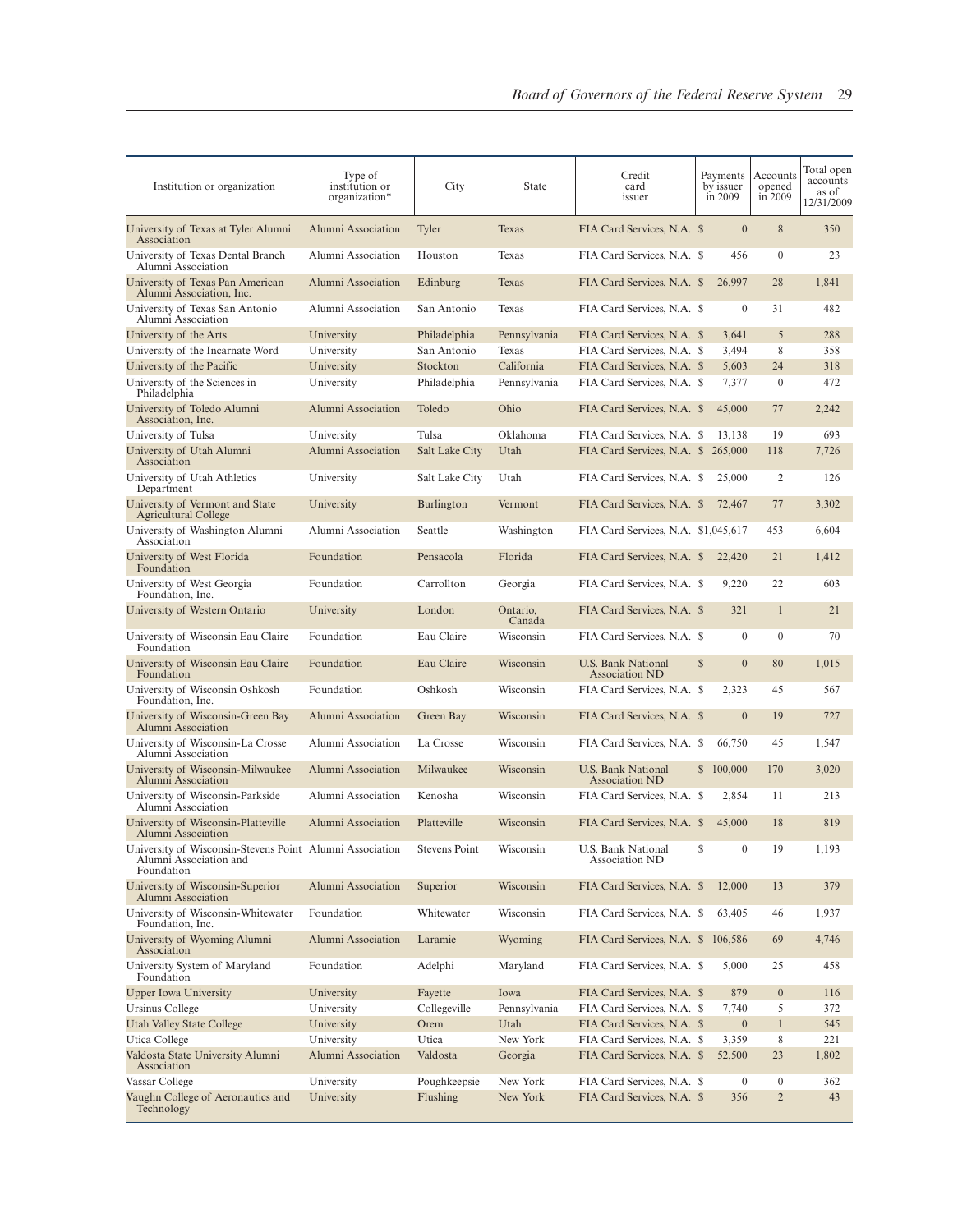| Institution or organization | Type of institution or organization* | City | State | Credit card issuer | Payments by issuer in 2009 | Accounts opened in 2009 | Total open accounts as of 12/31/2009 |
|---|---|---|---|---|---|---|---|
| University of Texas at Tyler Alumni Association | Alumni Association | Tyler | Texas | FIA Card Services, N.A. | $ 0 | 8 | 350 |
| University of Texas Dental Branch Alumni Association | Alumni Association | Houston | Texas | FIA Card Services, N.A. | $ 456 | 0 | 23 |
| University of Texas Pan American Alumni Association, Inc. | Alumni Association | Edinburg | Texas | FIA Card Services, N.A. | $ 26,997 | 28 | 1,841 |
| University of Texas San Antonio Alumni Association | Alumni Association | San Antonio | Texas | FIA Card Services, N.A. | $ 0 | 31 | 482 |
| University of the Arts | University | Philadelphia | Pennsylvania | FIA Card Services, N.A. | $ 3,641 | 5 | 288 |
| University of the Incarnate Word | University | San Antonio | Texas | FIA Card Services, N.A. | $ 3,494 | 8 | 358 |
| University of the Pacific | University | Stockton | California | FIA Card Services, N.A. | $ 5,603 | 24 | 318 |
| University of the Sciences in Philadelphia | University | Philadelphia | Pennsylvania | FIA Card Services, N.A. | $ 7,377 | 0 | 472 |
| University of Toledo Alumni Association, Inc. | Alumni Association | Toledo | Ohio | FIA Card Services, N.A. | $ 45,000 | 77 | 2,242 |
| University of Tulsa | University | Tulsa | Oklahoma | FIA Card Services, N.A. | $ 13,138 | 19 | 693 |
| University of Utah Alumni Association | Alumni Association | Salt Lake City | Utah | FIA Card Services, N.A. | $ 265,000 | 118 | 7,726 |
| University of Utah Athletics Department | University | Salt Lake City | Utah | FIA Card Services, N.A. | $ 25,000 | 2 | 126 |
| University of Vermont and State Agricultural College | University | Burlington | Vermont | FIA Card Services, N.A. | $ 72,467 | 77 | 3,302 |
| University of Washington Alumni Association | Alumni Association | Seattle | Washington | FIA Card Services, N.A. | $1,045,617 | 453 | 6,604 |
| University of West Florida Foundation | Foundation | Pensacola | Florida | FIA Card Services, N.A. | $ 22,420 | 21 | 1,412 |
| University of West Georgia Foundation, Inc. | Foundation | Carrollton | Georgia | FIA Card Services, N.A. | $ 9,220 | 22 | 603 |
| University of Western Ontario | University | London | Ontario, Canada | FIA Card Services, N.A. | $ 321 | 1 | 21 |
| University of Wisconsin Eau Claire Foundation | Foundation | Eau Claire | Wisconsin | FIA Card Services, N.A. | $ 0 | 0 | 70 |
| University of Wisconsin Eau Claire Foundation | Foundation | Eau Claire | Wisconsin | U.S. Bank National Association ND | $ 0 | 80 | 1,015 |
| University of Wisconsin Oshkosh Foundation, Inc. | Foundation | Oshkosh | Wisconsin | FIA Card Services, N.A. | $ 2,323 | 45 | 567 |
| University of Wisconsin-Green Bay Alumni Association | Alumni Association | Green Bay | Wisconsin | FIA Card Services, N.A. | $ 0 | 19 | 727 |
| University of Wisconsin-La Crosse Alumni Association | Alumni Association | La Crosse | Wisconsin | FIA Card Services, N.A. | $ 66,750 | 45 | 1,547 |
| University of Wisconsin-Milwaukee Alumni Association | Alumni Association | Milwaukee | Wisconsin | U.S. Bank National Association ND | $ 100,000 | 170 | 3,020 |
| University of Wisconsin-Parkside Alumni Association | Alumni Association | Kenosha | Wisconsin | FIA Card Services, N.A. | $ 2,854 | 11 | 213 |
| University of Wisconsin-Platteville Alumni Association | Alumni Association | Platteville | Wisconsin | FIA Card Services, N.A. | $ 45,000 | 18 | 819 |
| University of Wisconsin-Stevens Point Alumni Association and Foundation | Alumni Association | Stevens Point | Wisconsin | U.S. Bank National Association ND | $ 0 | 19 | 1,193 |
| University of Wisconsin-Superior Alumni Association | Alumni Association | Superior | Wisconsin | FIA Card Services, N.A. | $ 12,000 | 13 | 379 |
| University of Wisconsin-Whitewater Foundation, Inc. | Foundation | Whitewater | Wisconsin | FIA Card Services, N.A. | $ 63,405 | 46 | 1,937 |
| University of Wyoming Alumni Association | Alumni Association | Laramie | Wyoming | FIA Card Services, N.A. | $ 106,586 | 69 | 4,746 |
| University System of Maryland Foundation | Foundation | Adelphi | Maryland | FIA Card Services, N.A. | $ 5,000 | 25 | 458 |
| Upper Iowa University | University | Fayette | Iowa | FIA Card Services, N.A. | $ 879 | 0 | 116 |
| Ursinus College | University | Collegeville | Pennsylvania | FIA Card Services, N.A. | $ 7,740 | 5 | 372 |
| Utah Valley State College | University | Orem | Utah | FIA Card Services, N.A. | $ 0 | 1 | 545 |
| Utica College | University | Utica | New York | FIA Card Services, N.A. | $ 3,359 | 8 | 221 |
| Valdosta State University Alumni Association | Alumni Association | Valdosta | Georgia | FIA Card Services, N.A. | $ 52,500 | 23 | 1,802 |
| Vassar College | University | Poughkeepsie | New York | FIA Card Services, N.A. | $ 0 | 0 | 362 |
| Vaughn College of Aeronautics and Technology | University | Flushing | New York | FIA Card Services, N.A. | $ 356 | 2 | 43 |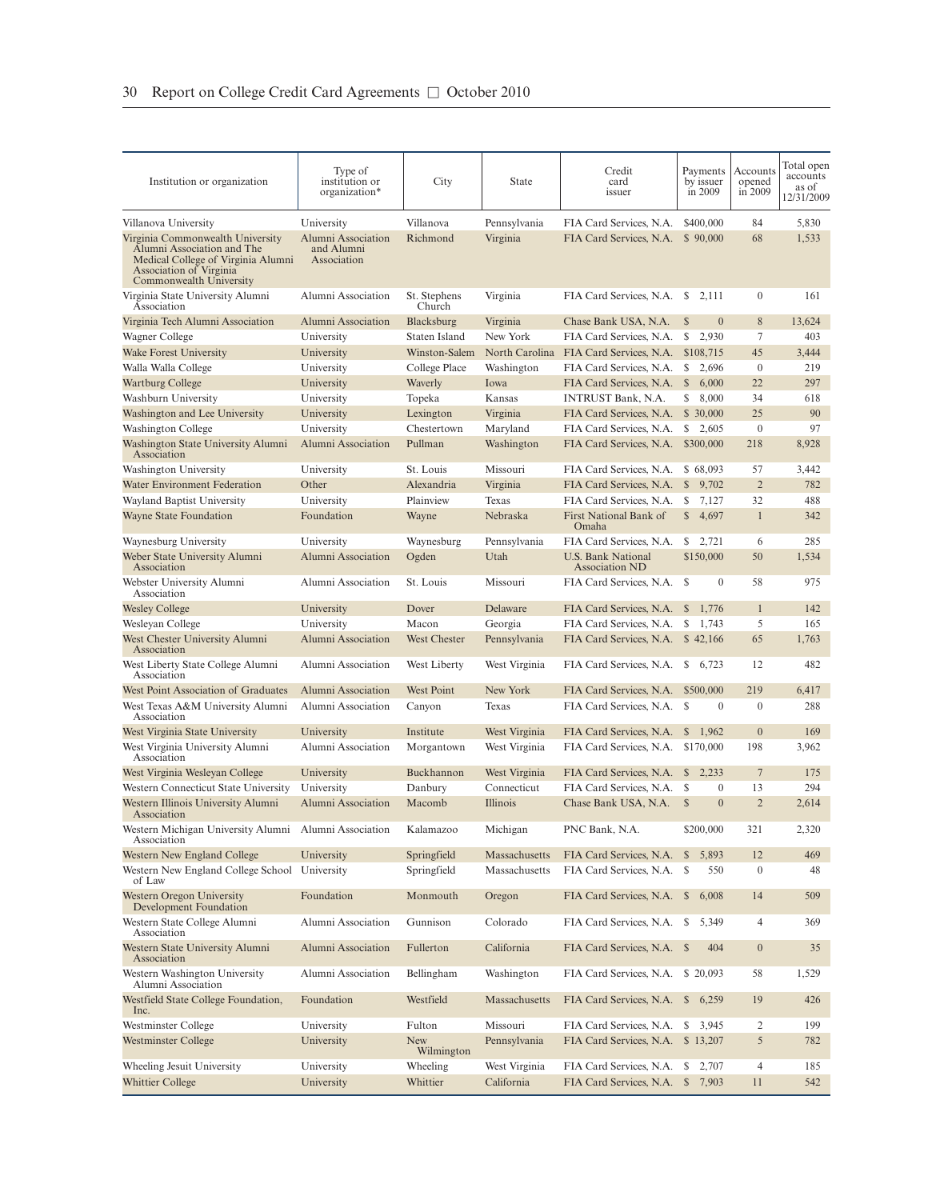| Institution or organization | Type of institution or organization* | City | State | Credit card issuer | Payments by issuer in 2009 | Accounts opened in 2009 | Total open accounts as of 12/31/2009 |
|---|---|---|---|---|---|---|---|
| Villanova University | University | Villanova | Pennsylvania | FIA Card Services, N.A. | $400,000 | 84 | 5,830 |
| Virginia Commonwealth University Alumni Association and The Medical College of Virginia Alumni Association of Virginia Commonwealth University | Alumni Association and Alumni Association | Richmond | Virginia | FIA Card Services, N.A. | $ 90,000 | 68 | 1,533 |
| Virginia State University Alumni Association | Alumni Association | St. Stephens Church | Virginia | FIA Card Services, N.A. | $ 2,111 | 0 | 161 |
| Virginia Tech Alumni Association | Alumni Association | Blacksburg | Virginia | Chase Bank USA, N.A. | $ 0 | 8 | 13,624 |
| Wagner College | University | Staten Island | New York | FIA Card Services, N.A. | $ 2,930 | 7 | 403 |
| Wake Forest University | University | Winston-Salem | North Carolina | FIA Card Services, N.A. | $108,715 | 45 | 3,444 |
| Walla Walla College | University | College Place | Washington | FIA Card Services, N.A. | $ 2,696 | 0 | 219 |
| Wartburg College | University | Waverly | Iowa | FIA Card Services, N.A. | $ 6,000 | 22 | 297 |
| Washburn University | University | Topeka | Kansas | INTRUST Bank, N.A. | $ 8,000 | 34 | 618 |
| Washington and Lee University | University | Lexington | Virginia | FIA Card Services, N.A. | $ 30,000 | 25 | 90 |
| Washington College | University | Chestertown | Maryland | FIA Card Services, N.A. | $ 2,605 | 0 | 97 |
| Washington State University Alumni Association | Alumni Association | Pullman | Washington | FIA Card Services, N.A. | $300,000 | 218 | 8,928 |
| Washington University | University | St. Louis | Missouri | FIA Card Services, N.A. | $ 68,093 | 57 | 3,442 |
| Water Environment Federation | Other | Alexandria | Virginia | FIA Card Services, N.A. | $ 9,702 | 2 | 782 |
| Wayland Baptist University | University | Plainview | Texas | FIA Card Services, N.A. | $ 7,127 | 32 | 488 |
| Wayne State Foundation | Foundation | Wayne | Nebraska | First National Bank of Omaha | $ 4,697 | 1 | 342 |
| Waynesburg University | University | Waynesburg | Pennsylvania | FIA Card Services, N.A. | $ 2,721 | 6 | 285 |
| Weber State University Alumni Association | Alumni Association | Ogden | Utah | U.S. Bank National Association ND | $150,000 | 50 | 1,534 |
| Webster University Alumni Association | Alumni Association | St. Louis | Missouri | FIA Card Services, N.A. | $ 0 | 58 | 975 |
| Wesley College | University | Dover | Delaware | FIA Card Services, N.A. | $ 1,776 | 1 | 142 |
| Wesleyan College | University | Macon | Georgia | FIA Card Services, N.A. | $ 1,743 | 5 | 165 |
| West Chester University Alumni Association | Alumni Association | West Chester | Pennsylvania | FIA Card Services, N.A. | $ 42,166 | 65 | 1,763 |
| West Liberty State College Alumni Association | Alumni Association | West Liberty | West Virginia | FIA Card Services, N.A. | $ 6,723 | 12 | 482 |
| West Point Association of Graduates | Alumni Association | West Point | New York | FIA Card Services, N.A. | $500,000 | 219 | 6,417 |
| West Texas A&M University Alumni Association | Alumni Association | Canyon | Texas | FIA Card Services, N.A. | $ 0 | 0 | 288 |
| West Virginia State University | University | Institute | West Virginia | FIA Card Services, N.A. | $ 1,962 | 0 | 169 |
| West Virginia University Alumni Association | Alumni Association | Morgantown | West Virginia | FIA Card Services, N.A. | $170,000 | 198 | 3,962 |
| West Virginia Wesleyan College | University | Buckhannon | West Virginia | FIA Card Services, N.A. | $ 2,233 | 7 | 175 |
| Western Connecticut State University | University | Danbury | Connecticut | FIA Card Services, N.A. | $ 0 | 13 | 294 |
| Western Illinois University Alumni Association | Alumni Association | Macomb | Illinois | Chase Bank USA, N.A. | $ 0 | 2 | 2,614 |
| Western Michigan University Alumni Association | Alumni Association | Kalamazoo | Michigan | PNC Bank, N.A. | $200,000 | 321 | 2,320 |
| Western New England College | University | Springfield | Massachusetts | FIA Card Services, N.A. | $ 5,893 | 12 | 469 |
| Western New England College School of Law | University | Springfield | Massachusetts | FIA Card Services, N.A. | $ 550 | 0 | 48 |
| Western Oregon University Development Foundation | Foundation | Monmouth | Oregon | FIA Card Services, N.A. | $ 6,008 | 14 | 509 |
| Western State College Alumni Association | Alumni Association | Gunnison | Colorado | FIA Card Services, N.A. | $ 5,349 | 4 | 369 |
| Western State University Alumni Association | Alumni Association | Fullerton | California | FIA Card Services, N.A. | $ 404 | 0 | 35 |
| Western Washington University Alumni Association | Alumni Association | Bellingham | Washington | FIA Card Services, N.A. | $ 20,093 | 58 | 1,529 |
| Westfield State College Foundation, Inc. | Foundation | Westfield | Massachusetts | FIA Card Services, N.A. | $ 6,259 | 19 | 426 |
| Westminster College | University | Fulton | Missouri | FIA Card Services, N.A. | $ 3,945 | 2 | 199 |
| Westminster College | University | New Wilmington | Pennsylvania | FIA Card Services, N.A. | $ 13,207 | 5 | 782 |
| Wheeling Jesuit University | University | Wheeling | West Virginia | FIA Card Services, N.A. | $ 2,707 | 4 | 185 |
| Whittier College | University | Whittier | California | FIA Card Services, N.A. | $ 7,903 | 11 | 542 |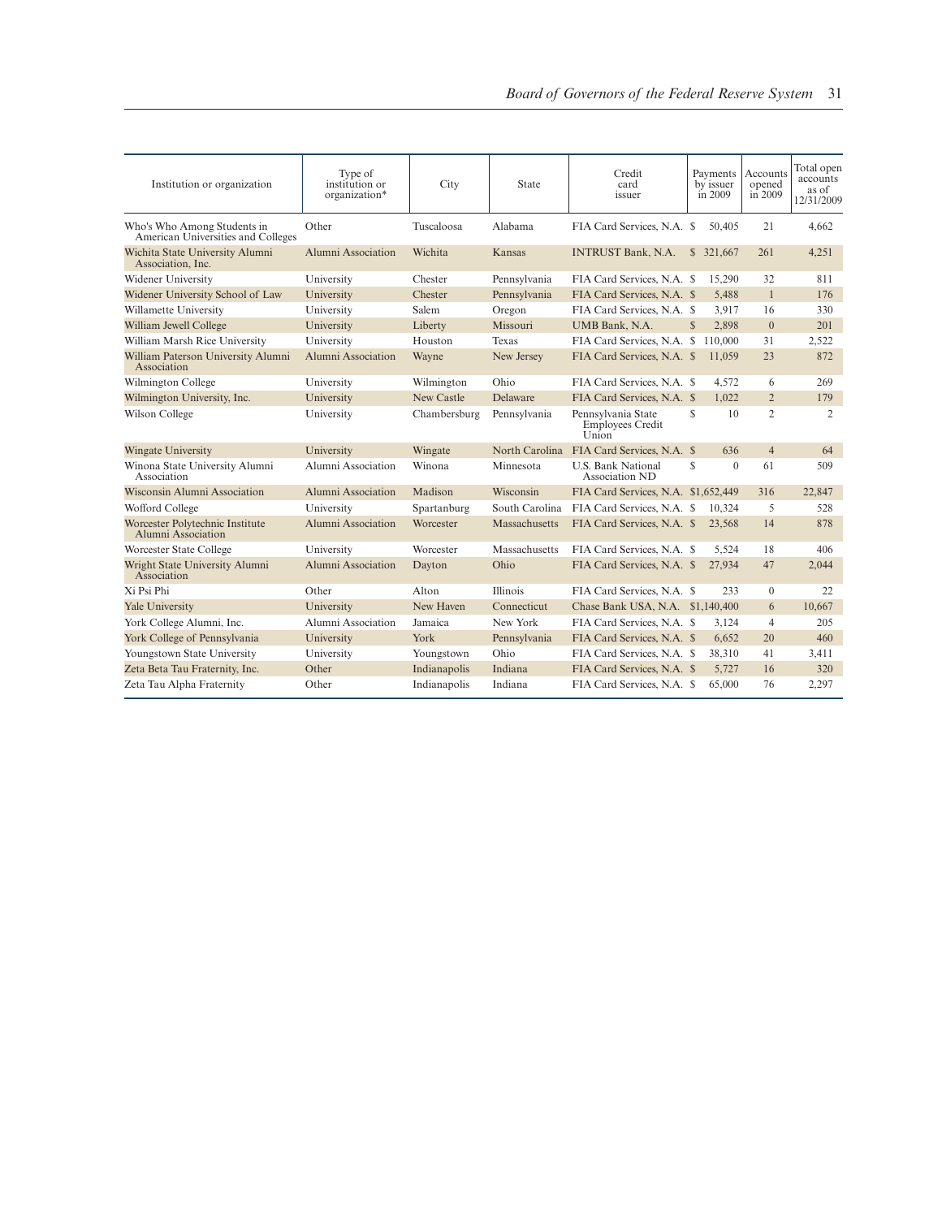| Institution or organization | Type of institution or organization* | City | State | Credit card issuer | Payments by issuer in 2009 | Accounts opened in 2009 | Total open accounts as of 12/31/2009 |
|---|---|---|---|---|---|---|---|
| Who's Who Among Students in American Universities and Colleges | Other | Tuscaloosa | Alabama | FIA Card Services, N.A. | $ 50,405 | 21 | 4,662 |
| Wichita State University Alumni Association, Inc. | Alumni Association | Wichita | Kansas | INTRUST Bank, N.A. | $ 321,667 | 261 | 4,251 |
| Widener University | University | Chester | Pennsylvania | FIA Card Services, N.A. | $ 15,290 | 32 | 811 |
| Widener University School of Law | University | Chester | Pennsylvania | FIA Card Services, N.A. | $ 5,488 | 1 | 176 |
| Willamette University | University | Salem | Oregon | FIA Card Services, N.A. | $ 3,917 | 16 | 330 |
| William Jewell College | University | Liberty | Missouri | UMB Bank, N.A. | $ 2,898 | 0 | 201 |
| William Marsh Rice University | University | Houston | Texas | FIA Card Services, N.A. | $ 110,000 | 31 | 2,522 |
| William Paterson University Alumni Association | Alumni Association | Wayne | New Jersey | FIA Card Services, N.A. | $ 11,059 | 23 | 872 |
| Wilmington College | University | Wilmington | Ohio | FIA Card Services, N.A. | $ 4,572 | 6 | 269 |
| Wilmington University, Inc. | University | New Castle | Delaware | FIA Card Services, N.A. | $ 1,022 | 2 | 179 |
| Wilson College | University | Chambersburg | Pennsylvania | Pennsylvania State Employees Credit Union | $ 10 | 2 | 2 |
| Wingate University | University | Wingate | North Carolina | FIA Card Services, N.A. | $ 636 | 4 | 64 |
| Winona State University Alumni Association | Alumni Association | Winona | Minnesota | U.S. Bank National Association ND | $ 0 | 61 | 509 |
| Wisconsin Alumni Association | Alumni Association | Madison | Wisconsin | FIA Card Services, N.A. | $1,652,449 | 316 | 22,847 |
| Wofford College | University | Spartanburg | South Carolina | FIA Card Services, N.A. | $ 10,324 | 5 | 528 |
| Worcester Polytechnic Institute Alumni Association | Alumni Association | Worcester | Massachusetts | FIA Card Services, N.A. | $ 23,568 | 14 | 878 |
| Worcester State College | University | Worcester | Massachusetts | FIA Card Services, N.A. | $ 5,524 | 18 | 406 |
| Wright State University Alumni Association | Alumni Association | Dayton | Ohio | FIA Card Services, N.A. | $ 27,934 | 47 | 2,044 |
| Xi Psi Phi | Other | Alton | Illinois | FIA Card Services, N.A. | $ 233 | 0 | 22 |
| Yale University | University | New Haven | Connecticut | Chase Bank USA, N.A. | $1,140,400 | 6 | 10,667 |
| York College Alumni, Inc. | Alumni Association | Jamaica | New York | FIA Card Services, N.A. | $ 3,124 | 4 | 205 |
| York College of Pennsylvania | University | York | Pennsylvania | FIA Card Services, N.A. | $ 6,652 | 20 | 460 |
| Youngstown State University | University | Youngstown | Ohio | FIA Card Services, N.A. | $ 38,310 | 41 | 3,411 |
| Zeta Beta Tau Fraternity, Inc. | Other | Indianapolis | Indiana | FIA Card Services, N.A. | $ 5,727 | 16 | 320 |
| Zeta Tau Alpha Fraternity | Other | Indianapolis | Indiana | FIA Card Services, N.A. | $ 65,000 | 76 | 2,297 |